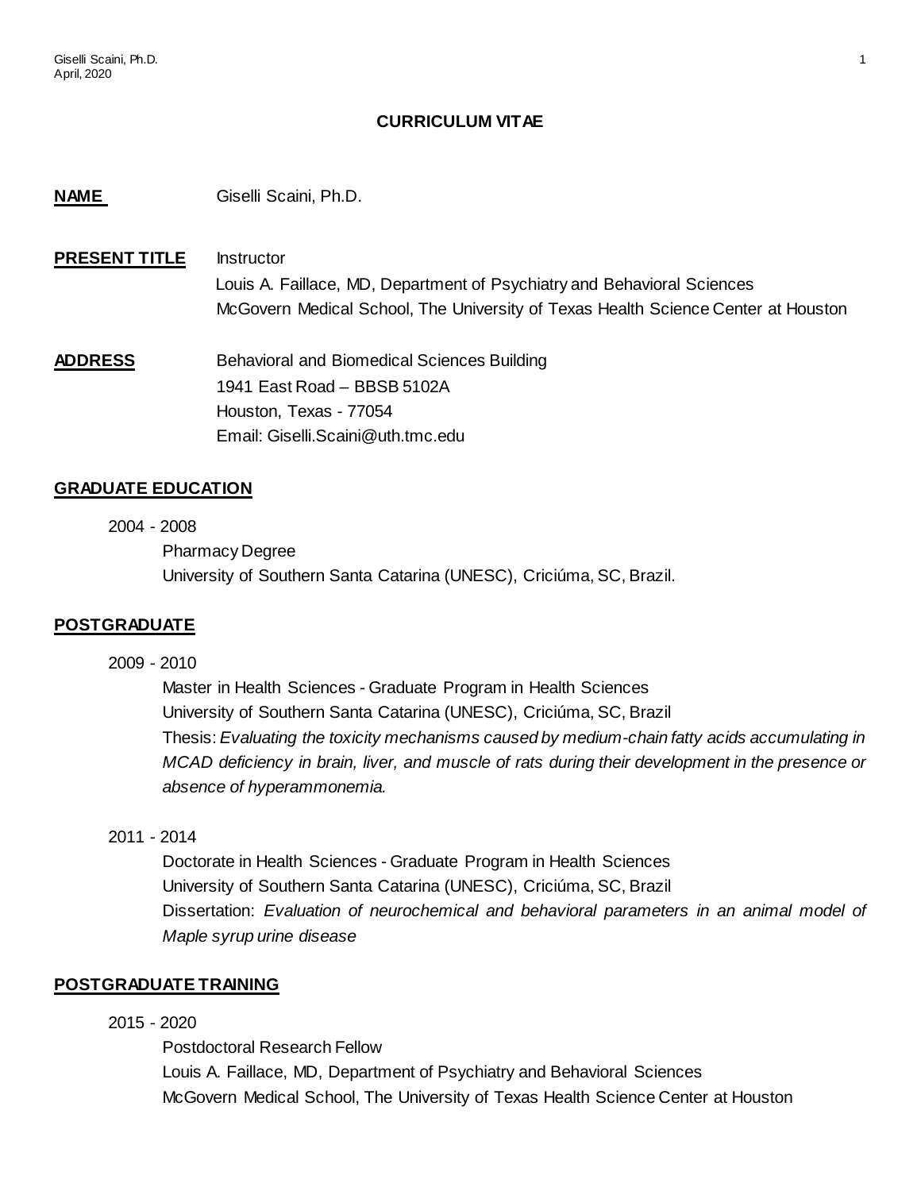# CURRICULUM VITAE

**NAME** Giselli Scaini, Ph.D.

**PRESENT TITLE** Instructor
Louis A. Faillace, MD, Department of Psychiatry and Behavioral Sciences
McGovern Medical School, The University of Texas Health Science Center at Houston

**ADDRESS** Behavioral and Biomedical Sciences Building
1941 East Road – BBSB 5102A
Houston, Texas - 77054
Email: Giselli.Scaini@uth.tmc.edu

## GRADUATE EDUCATION

2004 - 2008
Pharmacy Degree
University of Southern Santa Catarina (UNESC), Criciúma, SC, Brazil.

## POSTGRADUATE

2009 - 2010
Master in Health Sciences - Graduate Program in Health Sciences
University of Southern Santa Catarina (UNESC), Criciúma, SC, Brazil
Thesis: *Evaluating the toxicity mechanisms caused by medium-chain fatty acids accumulating in MCAD deficiency in brain, liver, and muscle of rats during their development in the presence or absence of hyperammonemia.*

2011 - 2014
Doctorate in Health Sciences - Graduate Program in Health Sciences
University of Southern Santa Catarina (UNESC), Criciúma, SC, Brazil
Dissertation: *Evaluation of neurochemical and behavioral parameters in an animal model of Maple syrup urine disease*

## POSTGRADUATE TRAINING

2015 - 2020
Postdoctoral Research Fellow
Louis A. Faillace, MD, Department of Psychiatry and Behavioral Sciences
McGovern Medical School, The University of Texas Health Science Center at Houston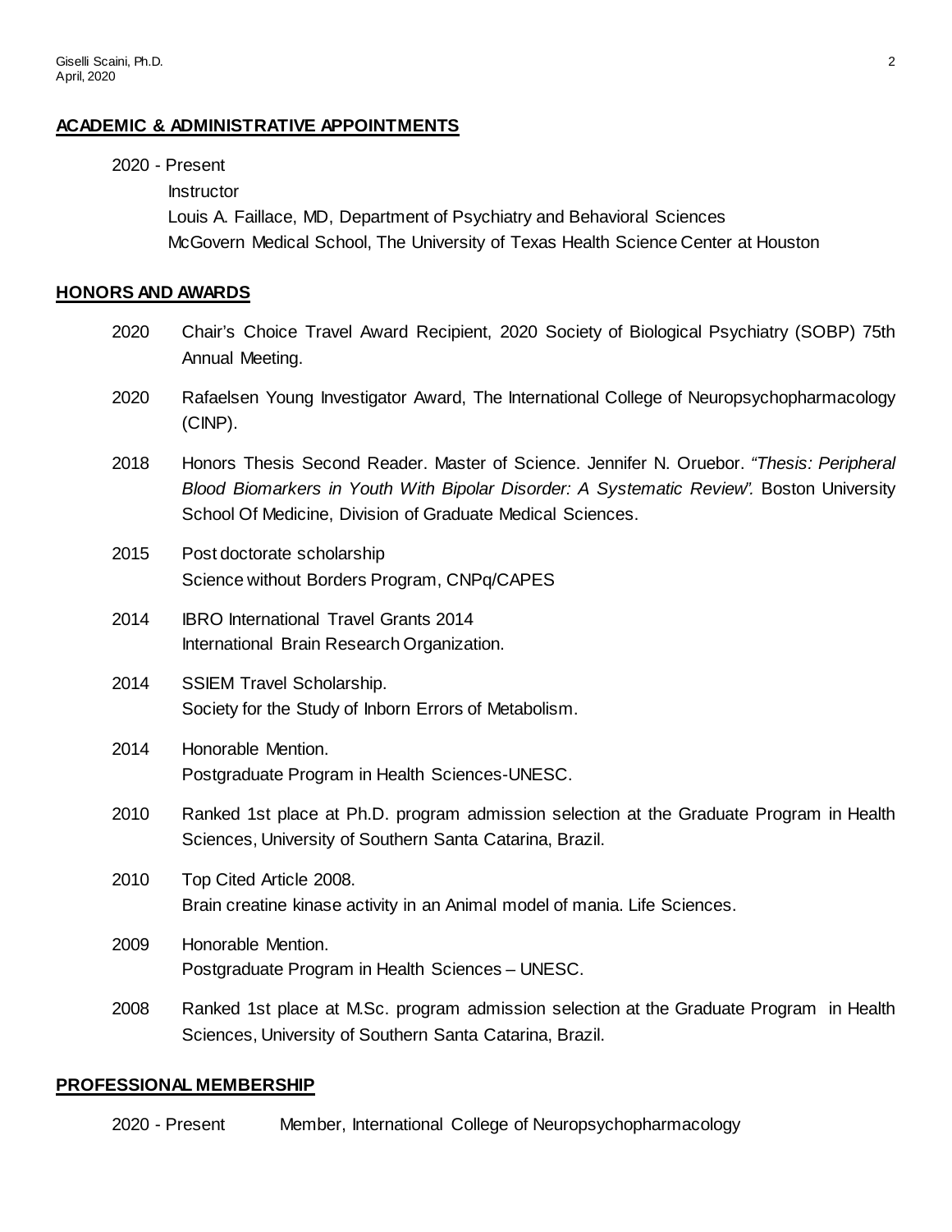## ACADEMIC & ADMINISTRATIVE APPOINTMENTS

2020 - Present

Instructor
Louis A. Faillace, MD, Department of Psychiatry and Behavioral Sciences
McGovern Medical School, The University of Texas Health Science Center at Houston

## HONORS AND AWARDS

2020 Chair's Choice Travel Award Recipient, 2020 Society of Biological Psychiatry (SOBP) 75th Annual Meeting.

2020 Rafaelsen Young Investigator Award, The International College of Neuropsychopharmacology (CINP).

2018 Honors Thesis Second Reader. Master of Science. Jennifer N. Oruebor. *"Thesis: Peripheral Blood Biomarkers in Youth With Bipolar Disorder: A Systematic Review".* Boston University School Of Medicine, Division of Graduate Medical Sciences.

2015 Post doctorate scholarship
Science without Borders Program, CNPq/CAPES

2014 IBRO International Travel Grants 2014
International Brain Research Organization.

2014 SSIEM Travel Scholarship.
Society for the Study of Inborn Errors of Metabolism.

2014 Honorable Mention.
Postgraduate Program in Health Sciences-UNESC.

2010 Ranked 1st place at Ph.D. program admission selection at the Graduate Program in Health Sciences, University of Southern Santa Catarina, Brazil.

2010 Top Cited Article 2008.
Brain creatine kinase activity in an Animal model of mania. Life Sciences.

2009 Honorable Mention.
Postgraduate Program in Health Sciences – UNESC.

2008 Ranked 1st place at M.Sc. program admission selection at the Graduate Program in Health Sciences, University of Southern Santa Catarina, Brazil.

## PROFESSIONAL MEMBERSHIP

2020 - Present Member, International College of Neuropsychopharmacology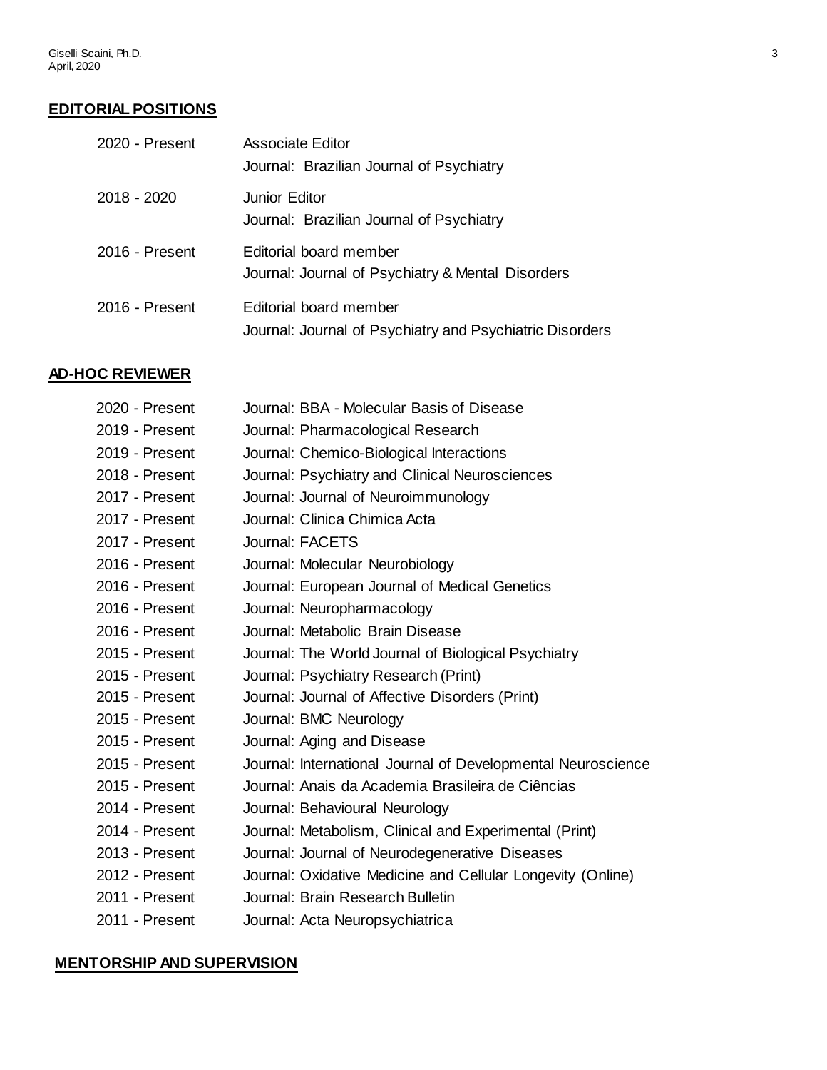## EDITORIAL POSITIONS

| | |
|---|---|
| 2020 - Present | Associate Editor<br>Journal: Brazilian Journal of Psychiatry |
| 2018 - 2020 | Junior Editor<br>Journal: Brazilian Journal of Psychiatry |
| 2016 - Present | Editorial board member<br>Journal: Journal of Psychiatry & Mental Disorders |
| 2016 - Present | Editorial board member<br>Journal: Journal of Psychiatry and Psychiatric Disorders |

## AD-HOC REVIEWER

| | |
|---|---|
| 2020 - Present | Journal: BBA - Molecular Basis of Disease |
| 2019 - Present | Journal: Pharmacological Research |
| 2019 - Present | Journal: Chemico-Biological Interactions |
| 2018 - Present | Journal: Psychiatry and Clinical Neurosciences |
| 2017 - Present | Journal: Journal of Neuroimmunology |
| 2017 - Present | Journal: Clinica Chimica Acta |
| 2017 - Present | Journal: FACETS |
| 2016 - Present | Journal: Molecular Neurobiology |
| 2016 - Present | Journal: European Journal of Medical Genetics |
| 2016 - Present | Journal: Neuropharmacology |
| 2016 - Present | Journal: Metabolic Brain Disease |
| 2015 - Present | Journal: The World Journal of Biological Psychiatry |
| 2015 - Present | Journal: Psychiatry Research (Print) |
| 2015 - Present | Journal: Journal of Affective Disorders (Print) |
| 2015 - Present | Journal: BMC Neurology |
| 2015 - Present | Journal: Aging and Disease |
| 2015 - Present | Journal: International Journal of Developmental Neuroscience |
| 2015 - Present | Journal: Anais da Academia Brasileira de Ciências |
| 2014 - Present | Journal: Behavioural Neurology |
| 2014 - Present | Journal: Metabolism, Clinical and Experimental (Print) |
| 2013 - Present | Journal: Journal of Neurodegenerative Diseases |
| 2012 - Present | Journal: Oxidative Medicine and Cellular Longevity (Online) |
| 2011 - Present | Journal: Brain Research Bulletin |
| 2011 - Present | Journal: Acta Neuropsychiatrica |

## MENTORSHIP AND SUPERVISION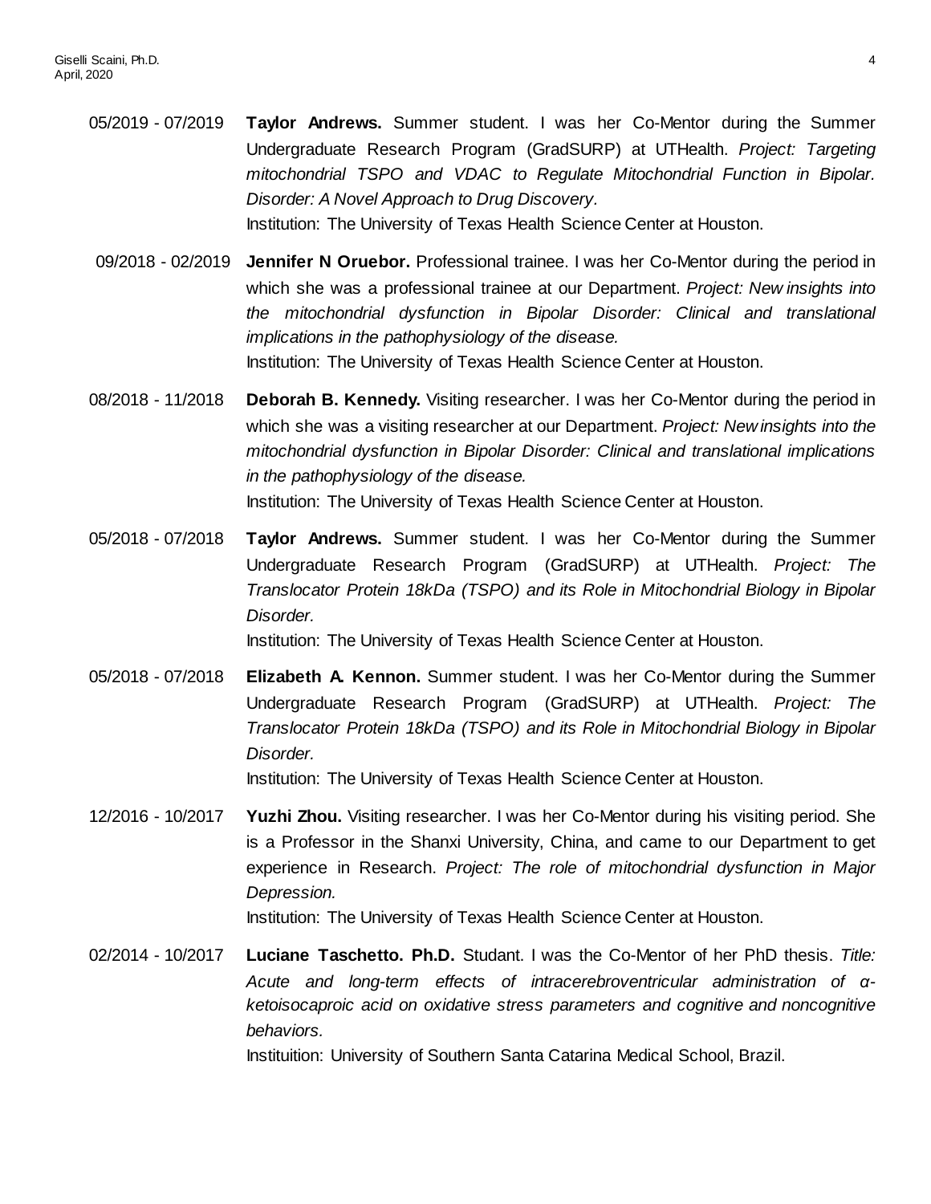05/2019 - 07/2019 **Taylor Andrews.** Summer student. I was her Co-Mentor during the Summer Undergraduate Research Program (GradSURP) at UTHealth. *Project: Targeting mitochondrial TSPO and VDAC to Regulate Mitochondrial Function in Bipolar. Disorder: A Novel Approach to Drug Discovery.*
Institution: The University of Texas Health Science Center at Houston.

09/2018 - 02/2019 **Jennifer N Oruebor.** Professional trainee. I was her Co-Mentor during the period in which she was a professional trainee at our Department. *Project: New insights into the mitochondrial dysfunction in Bipolar Disorder: Clinical and translational implications in the pathophysiology of the disease.*
Institution: The University of Texas Health Science Center at Houston.

08/2018 - 11/2018 **Deborah B. Kennedy.** Visiting researcher. I was her Co-Mentor during the period in which she was a visiting researcher at our Department. *Project: New insights into the mitochondrial dysfunction in Bipolar Disorder: Clinical and translational implications in the pathophysiology of the disease.*
Institution: The University of Texas Health Science Center at Houston.

05/2018 - 07/2018 **Taylor Andrews.** Summer student. I was her Co-Mentor during the Summer Undergraduate Research Program (GradSURP) at UTHealth. *Project: The Translocator Protein 18kDa (TSPO) and its Role in Mitochondrial Biology in Bipolar Disorder.*
Institution: The University of Texas Health Science Center at Houston.

05/2018 - 07/2018 **Elizabeth A. Kennon.** Summer student. I was her Co-Mentor during the Summer Undergraduate Research Program (GradSURP) at UTHealth. *Project: The Translocator Protein 18kDa (TSPO) and its Role in Mitochondrial Biology in Bipolar Disorder.*
Institution: The University of Texas Health Science Center at Houston.

12/2016 - 10/2017 **Yuzhi Zhou.** Visiting researcher. I was her Co-Mentor during his visiting period. She is a Professor in the Shanxi University, China, and came to our Department to get experience in Research. *Project: The role of mitochondrial dysfunction in Major Depression.*
Institution: The University of Texas Health Science Center at Houston.

02/2014 - 10/2017 **Luciane Taschetto. Ph.D.** Studant. I was the Co-Mentor of her PhD thesis. *Title: Acute and long-term effects of intracerebroventricular administration of α-ketoisocaproic acid on oxidative stress parameters and cognitive and noncognitive behaviors.*
Instituition: University of Southern Santa Catarina Medical School, Brazil.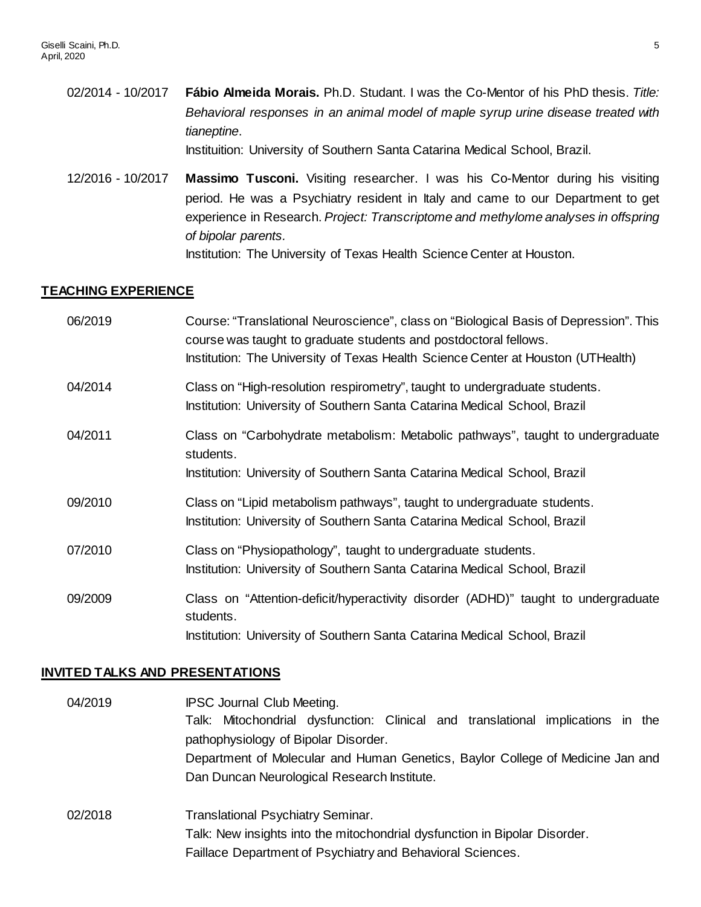02/2014 - 10/2017 **Fábio Almeida Morais.** Ph.D. Studant. I was the Co-Mentor of his PhD thesis. *Title: Behavioral responses in an animal model of maple syrup urine disease treated with tianeptine*.
Instituition: University of Southern Santa Catarina Medical School, Brazil.

12/2016 - 10/2017 **Massimo Tusconi.** Visiting researcher. I was his Co-Mentor during his visiting period. He was a Psychiatry resident in Italy and came to our Department to get experience in Research. *Project: Transcriptome and methylome analyses in offspring of bipolar parents.*
Institution: The University of Texas Health Science Center at Houston.

## TEACHING EXPERIENCE

06/2019 Course: "Translational Neuroscience", class on "Biological Basis of Depression". This course was taught to graduate students and postdoctoral fellows.
Institution: The University of Texas Health Science Center at Houston (UTHealth)

04/2014 Class on "High-resolution respirometry", taught to undergraduate students.
Institution: University of Southern Santa Catarina Medical School, Brazil

04/2011 Class on "Carbohydrate metabolism: Metabolic pathways", taught to undergraduate students.
Institution: University of Southern Santa Catarina Medical School, Brazil

09/2010 Class on "Lipid metabolism pathways", taught to undergraduate students.
Institution: University of Southern Santa Catarina Medical School, Brazil

07/2010 Class on "Physiopathology", taught to undergraduate students.
Institution: University of Southern Santa Catarina Medical School, Brazil

09/2009 Class on "Attention-deficit/hyperactivity disorder (ADHD)" taught to undergraduate students.
Institution: University of Southern Santa Catarina Medical School, Brazil

## INVITED TALKS AND PRESENTATIONS

04/2019 IPSC Journal Club Meeting.
Talk: Mitochondrial dysfunction: Clinical and translational implications in the pathophysiology of Bipolar Disorder.
Department of Molecular and Human Genetics, Baylor College of Medicine Jan and Dan Duncan Neurological Research Institute.

02/2018 Translational Psychiatry Seminar.
Talk: New insights into the mitochondrial dysfunction in Bipolar Disorder.
Faillace Department of Psychiatry and Behavioral Sciences.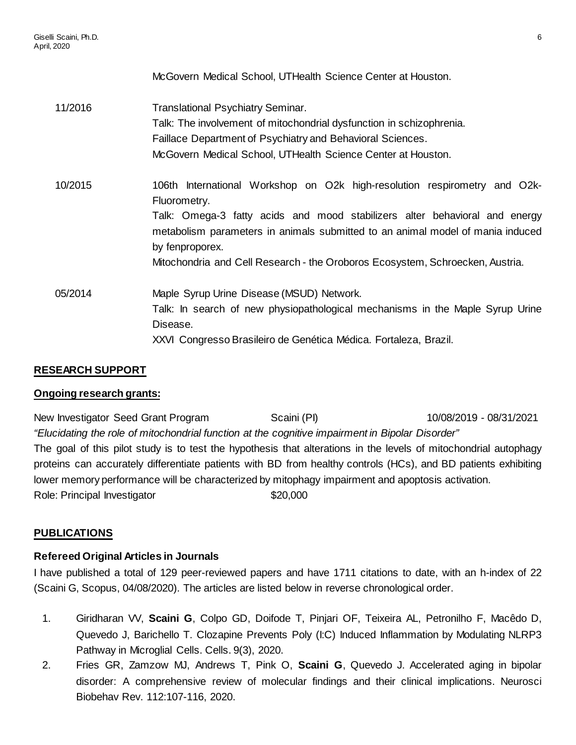McGovern Medical School, UTHealth Science Center at Houston.

11/2016 Translational Psychiatry Seminar.
Talk: The involvement of mitochondrial dysfunction in schizophrenia.
Faillace Department of Psychiatry and Behavioral Sciences.
McGovern Medical School, UTHealth Science Center at Houston.

10/2015 106th International Workshop on O2k high-resolution respirometry and O2k-Fluorometry.
Talk: Omega-3 fatty acids and mood stabilizers alter behavioral and energy metabolism parameters in animals submitted to an animal model of mania induced by fenproporex.
Mitochondria and Cell Research - the Oroboros Ecosystem, Schroecken, Austria.

05/2014 Maple Syrup Urine Disease (MSUD) Network.
Talk: In search of new physiopathological mechanisms in the Maple Syrup Urine Disease.
XXVI Congresso Brasileiro de Genética Médica. Fortaleza, Brazil.

## RESEARCH SUPPORT

### Ongoing research grants:

New Investigator Seed Grant Program Scaini (PI) 10/08/2019 - 08/31/2021
*"Elucidating the role of mitochondrial function at the cognitive impairment in Bipolar Disorder"*
The goal of this pilot study is to test the hypothesis that alterations in the levels of mitochondrial autophagy proteins can accurately differentiate patients with BD from healthy controls (HCs), and BD patients exhibiting lower memory performance will be characterized by mitophagy impairment and apoptosis activation.
Role: Principal Investigator $20,000

## PUBLICATIONS

### Refereed Original Articles in Journals

I have published a total of 129 peer-reviewed papers and have 1711 citations to date, with an h-index of 22 (Scaini G, Scopus, 04/08/2020). The articles are listed below in reverse chronological order.

1. Giridharan VV, **Scaini G**, Colpo GD, Doifode T, Pinjari OF, Teixeira AL, Petronilho F, Macêdo D, Quevedo J, Barichello T. Clozapine Prevents Poly (I:C) Induced Inflammation by Modulating NLRP3 Pathway in Microglial Cells. Cells. 9(3), 2020.
2. Fries GR, Zamzow MJ, Andrews T, Pink O, **Scaini G**, Quevedo J. Accelerated aging in bipolar disorder: A comprehensive review of molecular findings and their clinical implications. Neurosci Biobehav Rev. 112:107-116, 2020.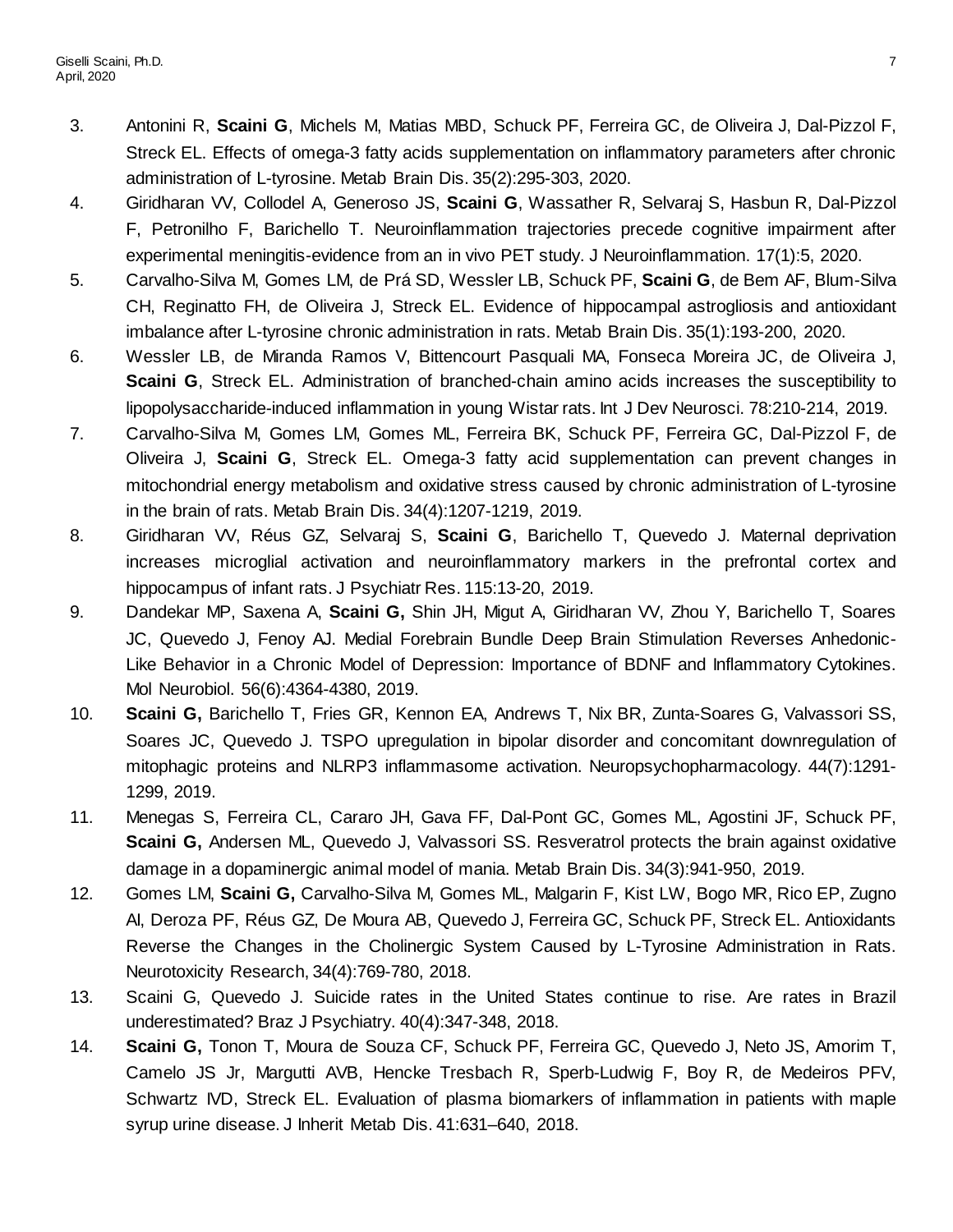3. Antonini R, **Scaini G**, Michels M, Matias MBD, Schuck PF, Ferreira GC, de Oliveira J, Dal-Pizzol F, Streck EL. Effects of omega-3 fatty acids supplementation on inflammatory parameters after chronic administration of L-tyrosine. Metab Brain Dis. 35(2):295-303, 2020.
4. Giridharan VV, Collodel A, Generoso JS, **Scaini G**, Wassather R, Selvaraj S, Hasbun R, Dal-Pizzol F, Petronilho F, Barichello T. Neuroinflammation trajectories precede cognitive impairment after experimental meningitis-evidence from an in vivo PET study. J Neuroinflammation. 17(1):5, 2020.
5. Carvalho-Silva M, Gomes LM, de Prá SD, Wessler LB, Schuck PF, **Scaini G**, de Bem AF, Blum-Silva CH, Reginatto FH, de Oliveira J, Streck EL. Evidence of hippocampal astrogliosis and antioxidant imbalance after L-tyrosine chronic administration in rats. Metab Brain Dis. 35(1):193-200, 2020.
6. Wessler LB, de Miranda Ramos V, Bittencourt Pasquali MA, Fonseca Moreira JC, de Oliveira J, **Scaini G**, Streck EL. Administration of branched-chain amino acids increases the susceptibility to lipopolysaccharide-induced inflammation in young Wistar rats. Int J Dev Neurosci. 78:210-214, 2019.
7. Carvalho-Silva M, Gomes LM, Gomes ML, Ferreira BK, Schuck PF, Ferreira GC, Dal-Pizzol F, de Oliveira J, **Scaini G**, Streck EL. Omega-3 fatty acid supplementation can prevent changes in mitochondrial energy metabolism and oxidative stress caused by chronic administration of L-tyrosine in the brain of rats. Metab Brain Dis. 34(4):1207-1219, 2019.
8. Giridharan VV, Réus GZ, Selvaraj S, **Scaini G**, Barichello T, Quevedo J. Maternal deprivation increases microglial activation and neuroinflammatory markers in the prefrontal cortex and hippocampus of infant rats. J Psychiatr Res. 115:13-20, 2019.
9. Dandekar MP, Saxena A, **Scaini G,** Shin JH, Migut A, Giridharan VV, Zhou Y, Barichello T, Soares JC, Quevedo J, Fenoy AJ. Medial Forebrain Bundle Deep Brain Stimulation Reverses Anhedonic-Like Behavior in a Chronic Model of Depression: Importance of BDNF and Inflammatory Cytokines. Mol Neurobiol. 56(6):4364-4380, 2019.
10. **Scaini G,** Barichello T, Fries GR, Kennon EA, Andrews T, Nix BR, Zunta-Soares G, Valvassori SS, Soares JC, Quevedo J. TSPO upregulation in bipolar disorder and concomitant downregulation of mitophagic proteins and NLRP3 inflammasome activation. Neuropsychopharmacology. 44(7):1291-1299, 2019.
11. Menegas S, Ferreira CL, Cararo JH, Gava FF, Dal-Pont GC, Gomes ML, Agostini JF, Schuck PF, **Scaini G,** Andersen ML, Quevedo J, Valvassori SS. Resveratrol protects the brain against oxidative damage in a dopaminergic animal model of mania. Metab Brain Dis. 34(3):941-950, 2019.
12. Gomes LM, **Scaini G,** Carvalho-Silva M, Gomes ML, Malgarin F, Kist LW, Bogo MR, Rico EP, Zugno AI, Deroza PF, Réus GZ, De Moura AB, Quevedo J, Ferreira GC, Schuck PF, Streck EL. Antioxidants Reverse the Changes in the Cholinergic System Caused by L-Tyrosine Administration in Rats. Neurotoxicity Research, 34(4):769-780, 2018.
13. Scaini G, Quevedo J. Suicide rates in the United States continue to rise. Are rates in Brazil underestimated? Braz J Psychiatry. 40(4):347-348, 2018.
14. **Scaini G,** Tonon T, Moura de Souza CF, Schuck PF, Ferreira GC, Quevedo J, Neto JS, Amorim T, Camelo JS Jr, Margutti AVB, Hencke Tresbach R, Sperb-Ludwig F, Boy R, de Medeiros PFV, Schwartz IVD, Streck EL. Evaluation of plasma biomarkers of inflammation in patients with maple syrup urine disease. J Inherit Metab Dis. 41:631–640, 2018.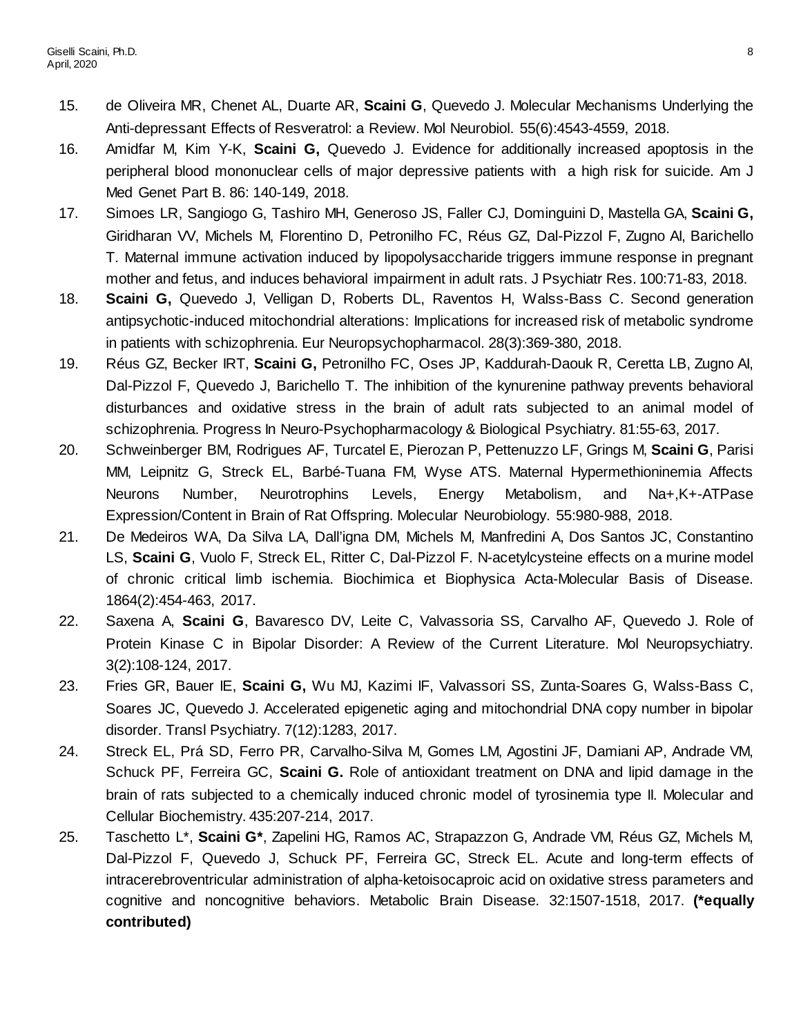15. de Oliveira MR, Chenet AL, Duarte AR, **Scaini G**, Quevedo J. Molecular Mechanisms Underlying the Anti-depressant Effects of Resveratrol: a Review. Mol Neurobiol. 55(6):4543-4559, 2018.
16. Amidfar M, Kim Y-K, **Scaini G,** Quevedo J. Evidence for additionally increased apoptosis in the peripheral blood mononuclear cells of major depressive patients with a high risk for suicide. Am J Med Genet Part B. 86: 140-149, 2018.
17. Simoes LR, Sangiogo G, Tashiro MH, Generoso JS, Faller CJ, Dominguini D, Mastella GA, **Scaini G,** Giridharan VV, Michels M, Florentino D, Petronilho FC, Réus GZ, Dal-Pizzol F, Zugno AI, Barichello T. Maternal immune activation induced by lipopolysaccharide triggers immune response in pregnant mother and fetus, and induces behavioral impairment in adult rats. J Psychiatr Res. 100:71-83, 2018.
18. **Scaini G,** Quevedo J, Velligan D, Roberts DL, Raventos H, Walss-Bass C. Second generation antipsychotic-induced mitochondrial alterations: Implications for increased risk of metabolic syndrome in patients with schizophrenia. Eur Neuropsychopharmacol. 28(3):369-380, 2018.
19. Réus GZ, Becker IRT, **Scaini G,** Petronilho FC, Oses JP, Kaddurah-Daouk R, Ceretta LB, Zugno AI, Dal-Pizzol F, Quevedo J, Barichello T. The inhibition of the kynurenine pathway prevents behavioral disturbances and oxidative stress in the brain of adult rats subjected to an animal model of schizophrenia. Progress In Neuro-Psychopharmacology & Biological Psychiatry. 81:55-63, 2017.
20. Schweinberger BM, Rodrigues AF, Turcatel E, Pierozan P, Pettenuzzo LF, Grings M, **Scaini G**, Parisi MM, Leipnitz G, Streck EL, Barbé-Tuana FM, Wyse ATS. Maternal Hypermethioninemia Affects Neurons Number, Neurotrophins Levels, Energy Metabolism, and Na+,K+-ATPase Expression/Content in Brain of Rat Offspring. Molecular Neurobiology. 55:980-988, 2018.
21. De Medeiros WA, Da Silva LA, Dall'igna DM, Michels M, Manfredini A, Dos Santos JC, Constantino LS, **Scaini G**, Vuolo F, Streck EL, Ritter C, Dal-Pizzol F. N-acetylcysteine effects on a murine model of chronic critical limb ischemia. Biochimica et Biophysica Acta-Molecular Basis of Disease. 1864(2):454-463, 2017.
22. Saxena A, **Scaini G**, Bavaresco DV, Leite C, Valvassoria SS, Carvalho AF, Quevedo J. Role of Protein Kinase C in Bipolar Disorder: A Review of the Current Literature. Mol Neuropsychiatry. 3(2):108-124, 2017.
23. Fries GR, Bauer IE, **Scaini G,** Wu MJ, Kazimi IF, Valvassori SS, Zunta-Soares G, Walss-Bass C, Soares JC, Quevedo J. Accelerated epigenetic aging and mitochondrial DNA copy number in bipolar disorder. Transl Psychiatry. 7(12):1283, 2017.
24. Streck EL, Prá SD, Ferro PR, Carvalho-Silva M, Gomes LM, Agostini JF, Damiani AP, Andrade VM, Schuck PF, Ferreira GC, **Scaini G.** Role of antioxidant treatment on DNA and lipid damage in the brain of rats subjected to a chemically induced chronic model of tyrosinemia type II. Molecular and Cellular Biochemistry. 435:207-214, 2017.
25. Taschetto L*, **Scaini G***, Zapelini HG, Ramos AC, Strapazzon G, Andrade VM, Réus GZ, Michels M, Dal-Pizzol F, Quevedo J, Schuck PF, Ferreira GC, Streck EL. Acute and long-term effects of intracerebroventricular administration of alpha-ketoisocaproic acid on oxidative stress parameters and cognitive and noncognitive behaviors. Metabolic Brain Disease. 32:1507-1518, 2017. **(*equally contributed)**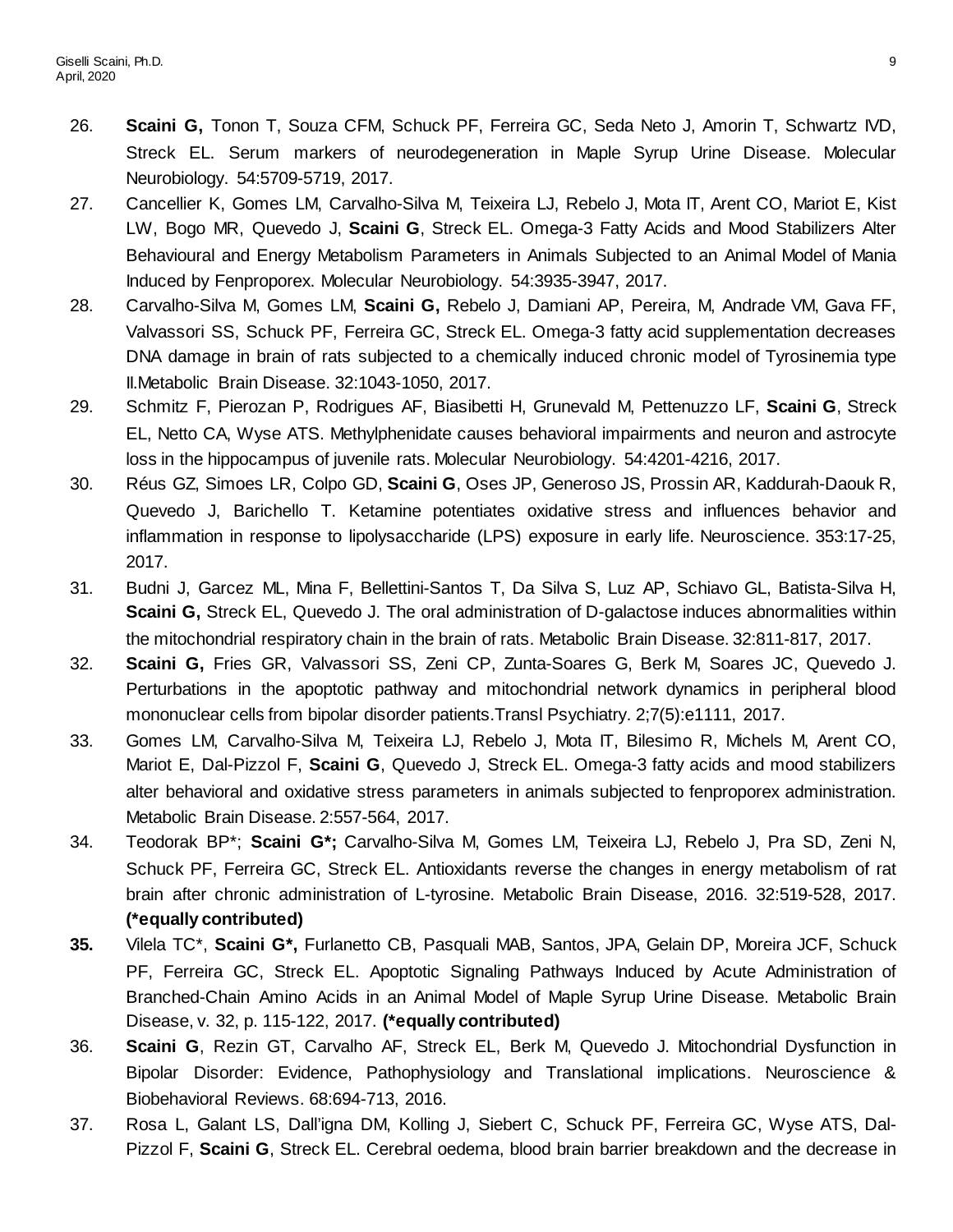26. **Scaini G,** Tonon T, Souza CFM, Schuck PF, Ferreira GC, Seda Neto J, Amorin T, Schwartz IVD, Streck EL. Serum markers of neurodegeneration in Maple Syrup Urine Disease. Molecular Neurobiology. 54:5709-5719, 2017.
27. Cancellier K, Gomes LM, Carvalho-Silva M, Teixeira LJ, Rebelo J, Mota IT, Arent CO, Mariot E, Kist LW, Bogo MR, Quevedo J, **Scaini G**, Streck EL. Omega-3 Fatty Acids and Mood Stabilizers Alter Behavioural and Energy Metabolism Parameters in Animals Subjected to an Animal Model of Mania Induced by Fenproporex. Molecular Neurobiology. 54:3935-3947, 2017.
28. Carvalho-Silva M, Gomes LM, **Scaini G,** Rebelo J, Damiani AP, Pereira, M, Andrade VM, Gava FF, Valvassori SS, Schuck PF, Ferreira GC, Streck EL. Omega-3 fatty acid supplementation decreases DNA damage in brain of rats subjected to a chemically induced chronic model of Tyrosinemia type II.Metabolic Brain Disease. 32:1043-1050, 2017.
29. Schmitz F, Pierozan P, Rodrigues AF, Biasibetti H, Grunevald M, Pettenuzzo LF, **Scaini G**, Streck EL, Netto CA, Wyse ATS. Methylphenidate causes behavioral impairments and neuron and astrocyte loss in the hippocampus of juvenile rats. Molecular Neurobiology. 54:4201-4216, 2017.
30. Réus GZ, Simoes LR, Colpo GD, **Scaini G**, Oses JP, Generoso JS, Prossin AR, Kaddurah-Daouk R, Quevedo J, Barichello T. Ketamine potentiates oxidative stress and influences behavior and inflammation in response to lipolysaccharide (LPS) exposure in early life. Neuroscience. 353:17-25, 2017.
31. Budni J, Garcez ML, Mina F, Bellettini-Santos T, Da Silva S, Luz AP, Schiavo GL, Batista-Silva H, **Scaini G,** Streck EL, Quevedo J. The oral administration of D-galactose induces abnormalities within the mitochondrial respiratory chain in the brain of rats. Metabolic Brain Disease. 32:811-817, 2017.
32. **Scaini G,** Fries GR, Valvassori SS, Zeni CP, Zunta-Soares G, Berk M, Soares JC, Quevedo J. Perturbations in the apoptotic pathway and mitochondrial network dynamics in peripheral blood mononuclear cells from bipolar disorder patients.Transl Psychiatry. 2;7(5):e1111, 2017.
33. Gomes LM, Carvalho-Silva M, Teixeira LJ, Rebelo J, Mota IT, Bilesimo R, Michels M, Arent CO, Mariot E, Dal-Pizzol F, **Scaini G**, Quevedo J, Streck EL. Omega-3 fatty acids and mood stabilizers alter behavioral and oxidative stress parameters in animals subjected to fenproporex administration. Metabolic Brain Disease. 2:557-564, 2017.
34. Teodorak BP*; **Scaini G*;** Carvalho-Silva M, Gomes LM, Teixeira LJ, Rebelo J, Pra SD, Zeni N, Schuck PF, Ferreira GC, Streck EL. Antioxidants reverse the changes in energy metabolism of rat brain after chronic administration of L-tyrosine. Metabolic Brain Disease, 2016. 32:519-528, 2017. **(*equally contributed)**
35. Vilela TC*, **Scaini G*,** Furlanetto CB, Pasquali MAB, Santos, JPA, Gelain DP, Moreira JCF, Schuck PF, Ferreira GC, Streck EL. Apoptotic Signaling Pathways Induced by Acute Administration of Branched-Chain Amino Acids in an Animal Model of Maple Syrup Urine Disease. Metabolic Brain Disease, v. 32, p. 115-122, 2017. **(*equally contributed)**
36. **Scaini G**, Rezin GT, Carvalho AF, Streck EL, Berk M, Quevedo J. Mitochondrial Dysfunction in Bipolar Disorder: Evidence, Pathophysiology and Translational implications. Neuroscience & Biobehavioral Reviews. 68:694-713, 2016.
37. Rosa L, Galant LS, Dall'igna DM, Kolling J, Siebert C, Schuck PF, Ferreira GC, Wyse ATS, Dal-Pizzol F, **Scaini G**, Streck EL. Cerebral oedema, blood brain barrier breakdown and the decrease in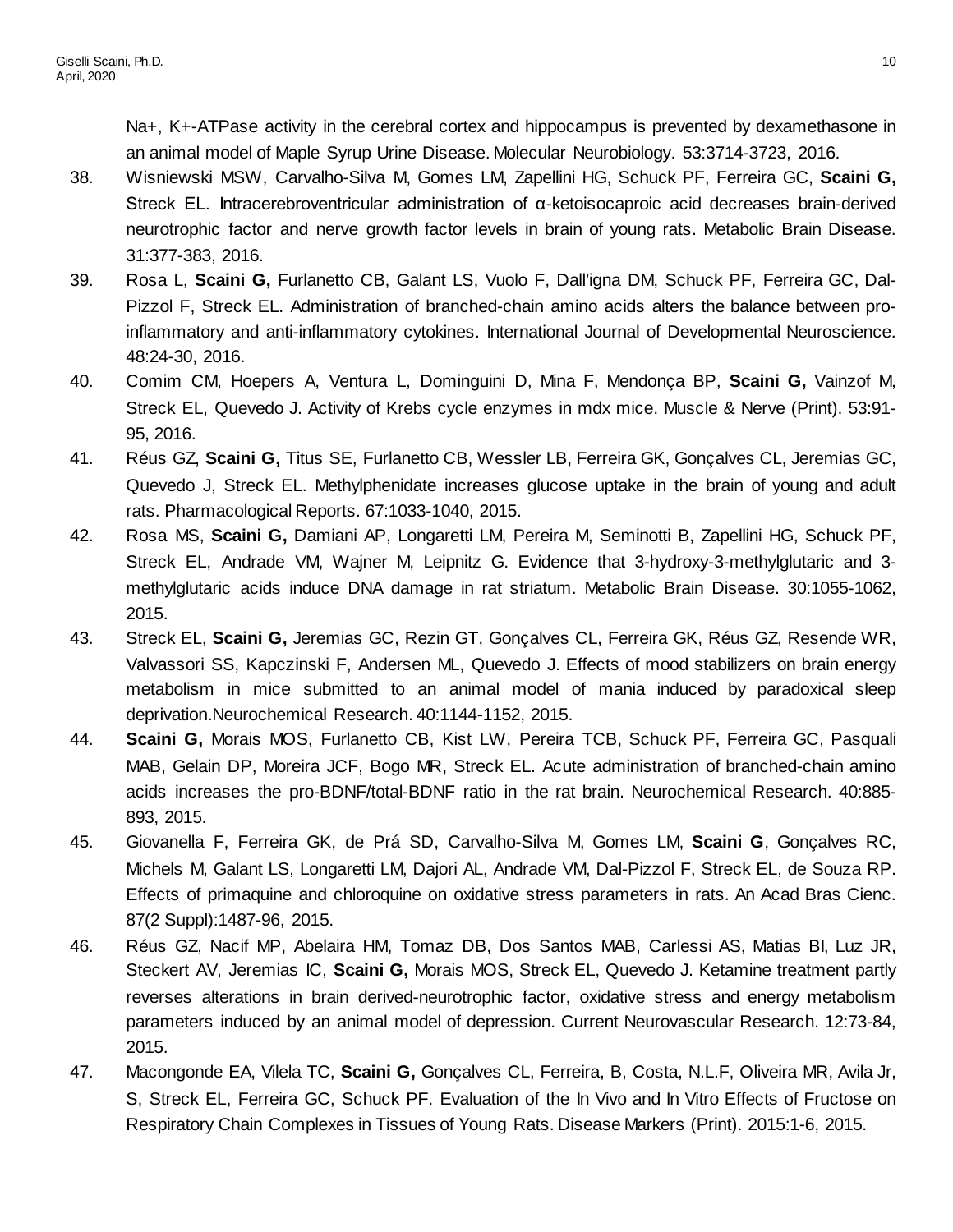Na+, K+-ATPase activity in the cerebral cortex and hippocampus is prevented by dexamethasone in an animal model of Maple Syrup Urine Disease. Molecular Neurobiology. 53:3714-3723, 2016.

38. Wisniewski MSW, Carvalho-Silva M, Gomes LM, Zapellini HG, Schuck PF, Ferreira GC, **Scaini G,** Streck EL. Intracerebroventricular administration of α-ketoisocaproic acid decreases brain-derived neurotrophic factor and nerve growth factor levels in brain of young rats. Metabolic Brain Disease. 31:377-383, 2016.
39. Rosa L, **Scaini G,** Furlanetto CB, Galant LS, Vuolo F, Dall'igna DM, Schuck PF, Ferreira GC, Dal-Pizzol F, Streck EL. Administration of branched-chain amino acids alters the balance between pro-inflammatory and anti-inflammatory cytokines. International Journal of Developmental Neuroscience. 48:24-30, 2016.
40. Comim CM, Hoepers A, Ventura L, Dominguini D, Mina F, Mendonça BP, **Scaini G,** Vainzof M, Streck EL, Quevedo J. Activity of Krebs cycle enzymes in mdx mice. Muscle & Nerve (Print). 53:91-95, 2016.
41. Réus GZ, **Scaini G,** Titus SE, Furlanetto CB, Wessler LB, Ferreira GK, Gonçalves CL, Jeremias GC, Quevedo J, Streck EL. Methylphenidate increases glucose uptake in the brain of young and adult rats. Pharmacological Reports. 67:1033-1040, 2015.
42. Rosa MS, **Scaini G,** Damiani AP, Longaretti LM, Pereira M, Seminotti B, Zapellini HG, Schuck PF, Streck EL, Andrade VM, Wajner M, Leipnitz G. Evidence that 3-hydroxy-3-methylglutaric and 3-methylglutaric acids induce DNA damage in rat striatum. Metabolic Brain Disease. 30:1055-1062, 2015.
43. Streck EL, **Scaini G,** Jeremias GC, Rezin GT, Gonçalves CL, Ferreira GK, Réus GZ, Resende WR, Valvassori SS, Kapczinski F, Andersen ML, Quevedo J. Effects of mood stabilizers on brain energy metabolism in mice submitted to an animal model of mania induced by paradoxical sleep deprivation.Neurochemical Research. 40:1144-1152, 2015.
44. **Scaini G,** Morais MOS, Furlanetto CB, Kist LW, Pereira TCB, Schuck PF, Ferreira GC, Pasquali MAB, Gelain DP, Moreira JCF, Bogo MR, Streck EL. Acute administration of branched-chain amino acids increases the pro-BDNF/total-BDNF ratio in the rat brain. Neurochemical Research. 40:885-893, 2015.
45. Giovanella F, Ferreira GK, de Prá SD, Carvalho-Silva M, Gomes LM, **Scaini G**, Gonçalves RC, Michels M, Galant LS, Longaretti LM, Dajori AL, Andrade VM, Dal-Pizzol F, Streck EL, de Souza RP. Effects of primaquine and chloroquine on oxidative stress parameters in rats. An Acad Bras Cienc. 87(2 Suppl):1487-96, 2015.
46. Réus GZ, Nacif MP, Abelaira HM, Tomaz DB, Dos Santos MAB, Carlessi AS, Matias BI, Luz JR, Steckert AV, Jeremias IC, **Scaini G,** Morais MOS, Streck EL, Quevedo J. Ketamine treatment partly reverses alterations in brain derived-neurotrophic factor, oxidative stress and energy metabolism parameters induced by an animal model of depression. Current Neurovascular Research. 12:73-84, 2015.
47. Macongonde EA, Vilela TC, **Scaini G,** Gonçalves CL, Ferreira, B, Costa, N.L.F, Oliveira MR, Avila Jr, S, Streck EL, Ferreira GC, Schuck PF. Evaluation of the In Vivo and In Vitro Effects of Fructose on Respiratory Chain Complexes in Tissues of Young Rats. Disease Markers (Print). 2015:1-6, 2015.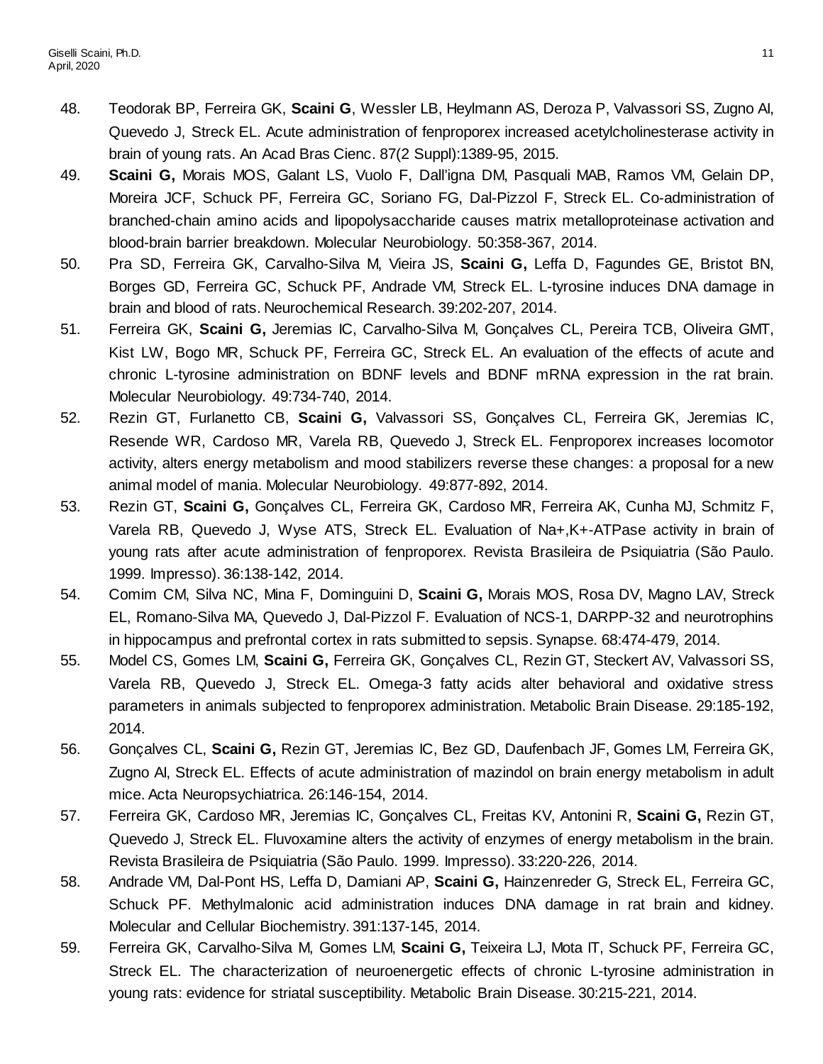48. Teodorak BP, Ferreira GK, **Scaini G**, Wessler LB, Heylmann AS, Deroza P, Valvassori SS, Zugno AI, Quevedo J, Streck EL. Acute administration of fenproporex increased acetylcholinesterase activity in brain of young rats. An Acad Bras Cienc. 87(2 Suppl):1389-95, 2015.
49. **Scaini G,** Morais MOS, Galant LS, Vuolo F, Dall'igna DM, Pasquali MAB, Ramos VM, Gelain DP, Moreira JCF, Schuck PF, Ferreira GC, Soriano FG, Dal-Pizzol F, Streck EL. Co-administration of branched-chain amino acids and lipopolysaccharide causes matrix metalloproteinase activation and blood-brain barrier breakdown. Molecular Neurobiology. 50:358-367, 2014.
50. Pra SD, Ferreira GK, Carvalho-Silva M, Vieira JS, **Scaini G,** Leffa D, Fagundes GE, Bristot BN, Borges GD, Ferreira GC, Schuck PF, Andrade VM, Streck EL. L-tyrosine induces DNA damage in brain and blood of rats. Neurochemical Research. 39:202-207, 2014.
51. Ferreira GK, **Scaini G,** Jeremias IC, Carvalho-Silva M, Gonçalves CL, Pereira TCB, Oliveira GMT, Kist LW, Bogo MR, Schuck PF, Ferreira GC, Streck EL. An evaluation of the effects of acute and chronic L-tyrosine administration on BDNF levels and BDNF mRNA expression in the rat brain. Molecular Neurobiology. 49:734-740, 2014.
52. Rezin GT, Furlanetto CB, **Scaini G,** Valvassori SS, Gonçalves CL, Ferreira GK, Jeremias IC, Resende WR, Cardoso MR, Varela RB, Quevedo J, Streck EL. Fenproporex increases locomotor activity, alters energy metabolism and mood stabilizers reverse these changes: a proposal for a new animal model of mania. Molecular Neurobiology. 49:877-892, 2014.
53. Rezin GT, **Scaini G,** Gonçalves CL, Ferreira GK, Cardoso MR, Ferreira AK, Cunha MJ, Schmitz F, Varela RB, Quevedo J, Wyse ATS, Streck EL. Evaluation of Na+,K+-ATPase activity in brain of young rats after acute administration of fenproporex. Revista Brasileira de Psiquiatria (São Paulo. 1999. Impresso). 36:138-142, 2014.
54. Comim CM, Silva NC, Mina F, Dominguini D, **Scaini G,** Morais MOS, Rosa DV, Magno LAV, Streck EL, Romano-Silva MA, Quevedo J, Dal-Pizzol F. Evaluation of NCS-1, DARPP-32 and neurotrophins in hippocampus and prefrontal cortex in rats submitted to sepsis. Synapse. 68:474-479, 2014.
55. Model CS, Gomes LM, **Scaini G,** Ferreira GK, Gonçalves CL, Rezin GT, Steckert AV, Valvassori SS, Varela RB, Quevedo J, Streck EL. Omega-3 fatty acids alter behavioral and oxidative stress parameters in animals subjected to fenproporex administration. Metabolic Brain Disease. 29:185-192, 2014.
56. Gonçalves CL, **Scaini G,** Rezin GT, Jeremias IC, Bez GD, Daufenbach JF, Gomes LM, Ferreira GK, Zugno AI, Streck EL. Effects of acute administration of mazindol on brain energy metabolism in adult mice. Acta Neuropsychiatrica. 26:146-154, 2014.
57. Ferreira GK, Cardoso MR, Jeremias IC, Gonçalves CL, Freitas KV, Antonini R, **Scaini G,** Rezin GT, Quevedo J, Streck EL. Fluvoxamine alters the activity of enzymes of energy metabolism in the brain. Revista Brasileira de Psiquiatria (São Paulo. 1999. Impresso). 33:220-226, 2014.
58. Andrade VM, Dal-Pont HS, Leffa D, Damiani AP, **Scaini G,** Hainzenreder G, Streck EL, Ferreira GC, Schuck PF. Methylmalonic acid administration induces DNA damage in rat brain and kidney. Molecular and Cellular Biochemistry. 391:137-145, 2014.
59. Ferreira GK, Carvalho-Silva M, Gomes LM, **Scaini G,** Teixeira LJ, Mota IT, Schuck PF, Ferreira GC, Streck EL. The characterization of neuroenergetic effects of chronic L-tyrosine administration in young rats: evidence for striatal susceptibility. Metabolic Brain Disease. 30:215-221, 2014.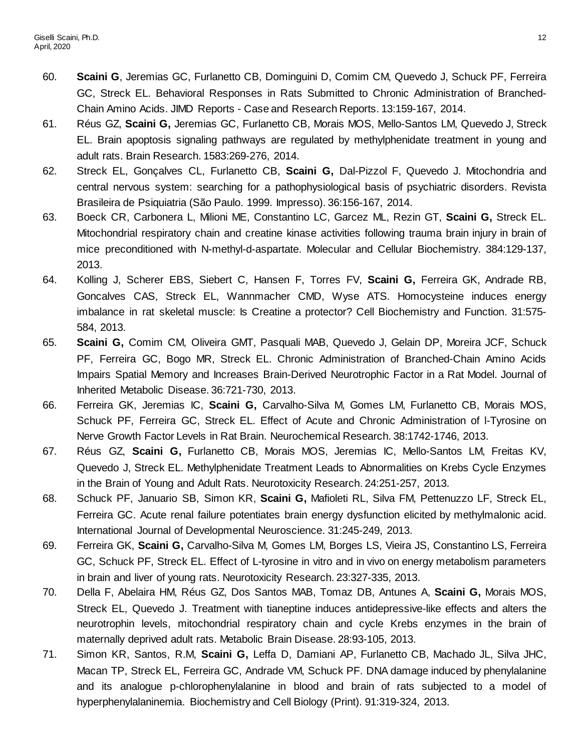60. **Scaini G**, Jeremias GC, Furlanetto CB, Dominguini D, Comim CM, Quevedo J, Schuck PF, Ferreira GC, Streck EL. Behavioral Responses in Rats Submitted to Chronic Administration of Branched-Chain Amino Acids. JIMD Reports - Case and Research Reports. 13:159-167, 2014.
61. Réus GZ, **Scaini G,** Jeremias GC, Furlanetto CB, Morais MOS, Mello-Santos LM, Quevedo J, Streck EL. Brain apoptosis signaling pathways are regulated by methylphenidate treatment in young and adult rats. Brain Research. 1583:269-276, 2014.
62. Streck EL, Gonçalves CL, Furlanetto CB, **Scaini G,** Dal-Pizzol F, Quevedo J. Mitochondria and central nervous system: searching for a pathophysiological basis of psychiatric disorders. Revista Brasileira de Psiquiatria (São Paulo. 1999. Impresso). 36:156-167, 2014.
63. Boeck CR, Carbonera L, Milioni ME, Constantino LC, Garcez ML, Rezin GT, **Scaini G,** Streck EL. Mitochondrial respiratory chain and creatine kinase activities following trauma brain injury in brain of mice preconditioned with N-methyl-d-aspartate. Molecular and Cellular Biochemistry. 384:129-137, 2013.
64. Kolling J, Scherer EBS, Siebert C, Hansen F, Torres FV, **Scaini G,** Ferreira GK, Andrade RB, Goncalves CAS, Streck EL, Wannmacher CMD, Wyse ATS. Homocysteine induces energy imbalance in rat skeletal muscle: Is Creatine a protector? Cell Biochemistry and Function. 31:575-584, 2013.
65. **Scaini G,** Comim CM, Oliveira GMT, Pasquali MAB, Quevedo J, Gelain DP, Moreira JCF, Schuck PF, Ferreira GC, Bogo MR, Streck EL. Chronic Administration of Branched-Chain Amino Acids Impairs Spatial Memory and Increases Brain-Derived Neurotrophic Factor in a Rat Model. Journal of Inherited Metabolic Disease. 36:721-730, 2013.
66. Ferreira GK, Jeremias IC, **Scaini G,** Carvalho-Silva M, Gomes LM, Furlanetto CB, Morais MOS, Schuck PF, Ferreira GC, Streck EL. Effect of Acute and Chronic Administration of l-Tyrosine on Nerve Growth Factor Levels in Rat Brain. Neurochemical Research. 38:1742-1746, 2013.
67. Réus GZ, **Scaini G,** Furlanetto CB, Morais MOS, Jeremias IC, Mello-Santos LM, Freitas KV, Quevedo J, Streck EL. Methylphenidate Treatment Leads to Abnormalities on Krebs Cycle Enzymes in the Brain of Young and Adult Rats. Neurotoxicity Research. 24:251-257, 2013.
68. Schuck PF, Januario SB, Simon KR, **Scaini G,** Mafioleti RL, Silva FM, Pettenuzzo LF, Streck EL, Ferreira GC. Acute renal failure potentiates brain energy dysfunction elicited by methylmalonic acid. International Journal of Developmental Neuroscience. 31:245-249, 2013.
69. Ferreira GK, **Scaini G,** Carvalho-Silva M, Gomes LM, Borges LS, Vieira JS, Constantino LS, Ferreira GC, Schuck PF, Streck EL. Effect of L-tyrosine in vitro and in vivo on energy metabolism parameters in brain and liver of young rats. Neurotoxicity Research. 23:327-335, 2013.
70. Della F, Abelaira HM, Réus GZ, Dos Santos MAB, Tomaz DB, Antunes A, **Scaini G,** Morais MOS, Streck EL, Quevedo J. Treatment with tianeptine induces antidepressive-like effects and alters the neurotrophin levels, mitochondrial respiratory chain and cycle Krebs enzymes in the brain of maternally deprived adult rats. Metabolic Brain Disease. 28:93-105, 2013.
71. Simon KR, Santos, R.M, **Scaini G,** Leffa D, Damiani AP, Furlanetto CB, Machado JL, Silva JHC, Macan TP, Streck EL, Ferreira GC, Andrade VM, Schuck PF. DNA damage induced by phenylalanine and its analogue p-chlorophenylalanine in blood and brain of rats subjected to a model of hyperphenylalaninemia. Biochemistry and Cell Biology (Print). 91:319-324, 2013.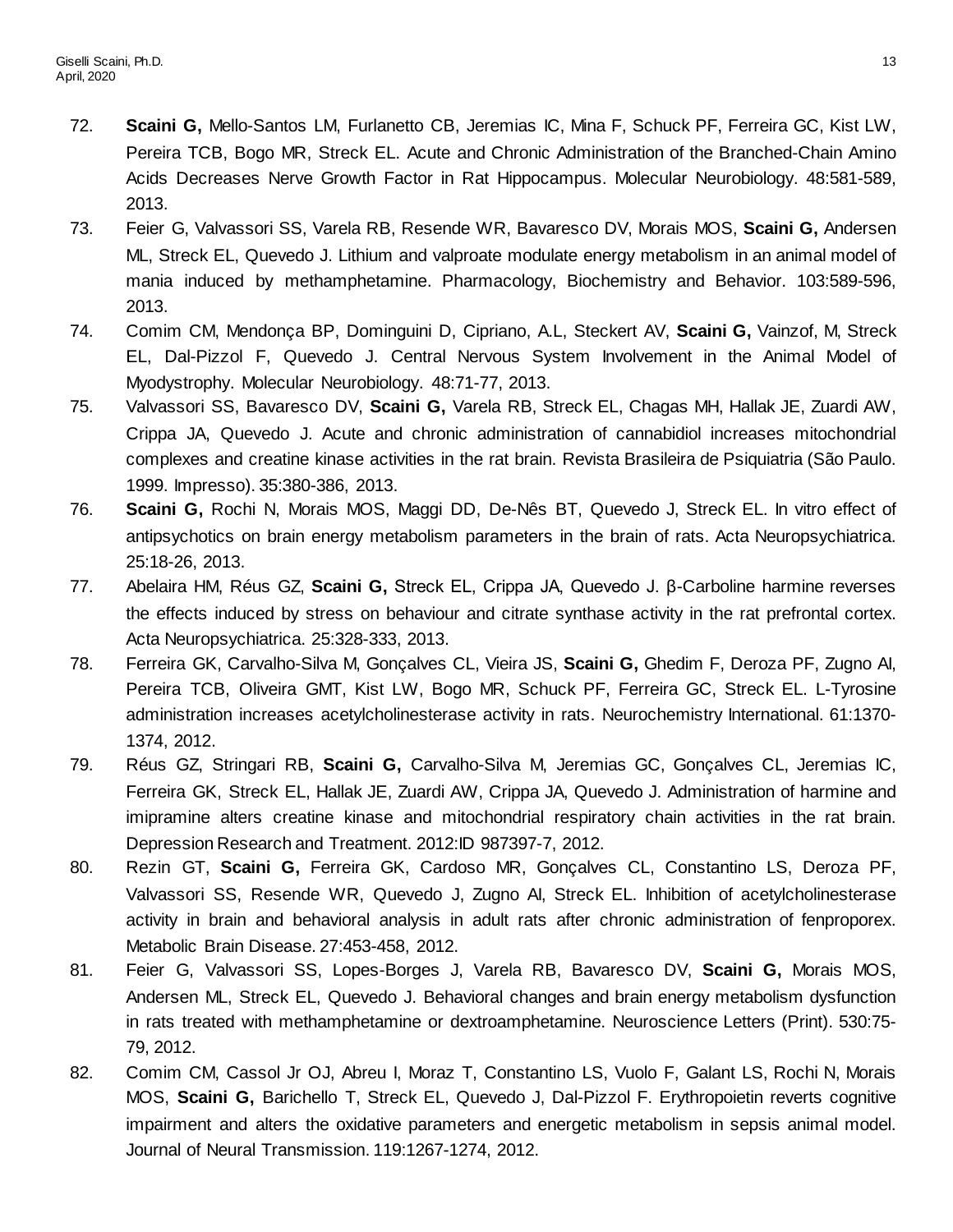72. **Scaini G,** Mello-Santos LM, Furlanetto CB, Jeremias IC, Mina F, Schuck PF, Ferreira GC, Kist LW, Pereira TCB, Bogo MR, Streck EL. Acute and Chronic Administration of the Branched-Chain Amino Acids Decreases Nerve Growth Factor in Rat Hippocampus. Molecular Neurobiology. 48:581-589, 2013.
73. Feier G, Valvassori SS, Varela RB, Resende WR, Bavaresco DV, Morais MOS, **Scaini G,** Andersen ML, Streck EL, Quevedo J. Lithium and valproate modulate energy metabolism in an animal model of mania induced by methamphetamine. Pharmacology, Biochemistry and Behavior. 103:589-596, 2013.
74. Comim CM, Mendonça BP, Dominguini D, Cipriano, A.L, Steckert AV, **Scaini G,** Vainzof, M, Streck EL, Dal-Pizzol F, Quevedo J. Central Nervous System Involvement in the Animal Model of Myodystrophy. Molecular Neurobiology. 48:71-77, 2013.
75. Valvassori SS, Bavaresco DV, **Scaini G,** Varela RB, Streck EL, Chagas MH, Hallak JE, Zuardi AW, Crippa JA, Quevedo J. Acute and chronic administration of cannabidiol increases mitochondrial complexes and creatine kinase activities in the rat brain. Revista Brasileira de Psiquiatria (São Paulo. 1999. Impresso). 35:380-386, 2013.
76. **Scaini G,** Rochi N, Morais MOS, Maggi DD, De-Nês BT, Quevedo J, Streck EL. In vitro effect of antipsychotics on brain energy metabolism parameters in the brain of rats. Acta Neuropsychiatrica. 25:18-26, 2013.
77. Abelaira HM, Réus GZ, **Scaini G,** Streck EL, Crippa JA, Quevedo J. β-Carboline harmine reverses the effects induced by stress on behaviour and citrate synthase activity in the rat prefrontal cortex. Acta Neuropsychiatrica. 25:328-333, 2013.
78. Ferreira GK, Carvalho-Silva M, Gonçalves CL, Vieira JS, **Scaini G,** Ghedim F, Deroza PF, Zugno AI, Pereira TCB, Oliveira GMT, Kist LW, Bogo MR, Schuck PF, Ferreira GC, Streck EL. L-Tyrosine administration increases acetylcholinesterase activity in rats. Neurochemistry International. 61:1370-1374, 2012.
79. Réus GZ, Stringari RB, **Scaini G,** Carvalho-Silva M, Jeremias GC, Gonçalves CL, Jeremias IC, Ferreira GK, Streck EL, Hallak JE, Zuardi AW, Crippa JA, Quevedo J. Administration of harmine and imipramine alters creatine kinase and mitochondrial respiratory chain activities in the rat brain. Depression Research and Treatment. 2012:ID 987397-7, 2012.
80. Rezin GT, **Scaini G,** Ferreira GK, Cardoso MR, Gonçalves CL, Constantino LS, Deroza PF, Valvassori SS, Resende WR, Quevedo J, Zugno AI, Streck EL. Inhibition of acetylcholinesterase activity in brain and behavioral analysis in adult rats after chronic administration of fenproporex. Metabolic Brain Disease. 27:453-458, 2012.
81. Feier G, Valvassori SS, Lopes-Borges J, Varela RB, Bavaresco DV, **Scaini G,** Morais MOS, Andersen ML, Streck EL, Quevedo J. Behavioral changes and brain energy metabolism dysfunction in rats treated with methamphetamine or dextroamphetamine. Neuroscience Letters (Print). 530:75-79, 2012.
82. Comim CM, Cassol Jr OJ, Abreu I, Moraz T, Constantino LS, Vuolo F, Galant LS, Rochi N, Morais MOS, **Scaini G,** Barichello T, Streck EL, Quevedo J, Dal-Pizzol F. Erythropoietin reverts cognitive impairment and alters the oxidative parameters and energetic metabolism in sepsis animal model. Journal of Neural Transmission. 119:1267-1274, 2012.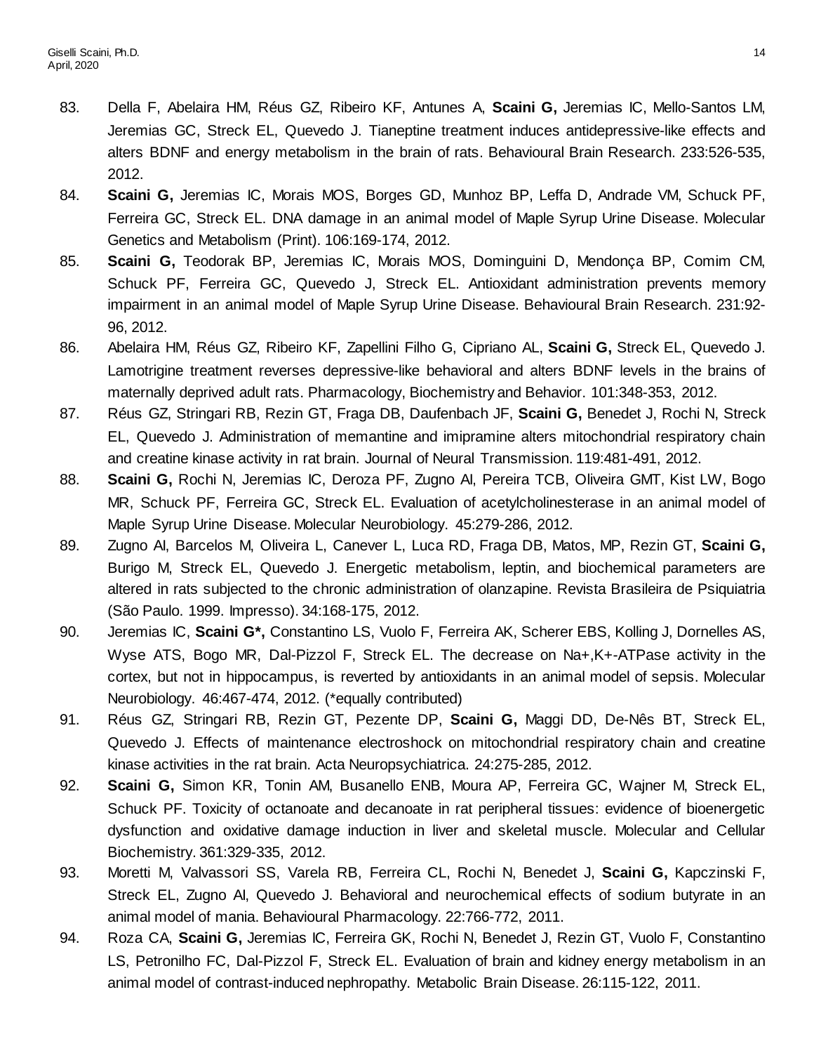83. Della F, Abelaira HM, Réus GZ, Ribeiro KF, Antunes A, **Scaini G,** Jeremias IC, Mello-Santos LM, Jeremias GC, Streck EL, Quevedo J. Tianeptine treatment induces antidepressive-like effects and alters BDNF and energy metabolism in the brain of rats. Behavioural Brain Research. 233:526-535, 2012.
84. **Scaini G,** Jeremias IC, Morais MOS, Borges GD, Munhoz BP, Leffa D, Andrade VM, Schuck PF, Ferreira GC, Streck EL. DNA damage in an animal model of Maple Syrup Urine Disease. Molecular Genetics and Metabolism (Print). 106:169-174, 2012.
85. **Scaini G,** Teodorak BP, Jeremias IC, Morais MOS, Dominguini D, Mendonça BP, Comim CM, Schuck PF, Ferreira GC, Quevedo J, Streck EL. Antioxidant administration prevents memory impairment in an animal model of Maple Syrup Urine Disease. Behavioural Brain Research. 231:92-96, 2012.
86. Abelaira HM, Réus GZ, Ribeiro KF, Zapellini Filho G, Cipriano AL, **Scaini G,** Streck EL, Quevedo J. Lamotrigine treatment reverses depressive-like behavioral and alters BDNF levels in the brains of maternally deprived adult rats. Pharmacology, Biochemistry and Behavior. 101:348-353, 2012.
87. Réus GZ, Stringari RB, Rezin GT, Fraga DB, Daufenbach JF, **Scaini G,** Benedet J, Rochi N, Streck EL, Quevedo J. Administration of memantine and imipramine alters mitochondrial respiratory chain and creatine kinase activity in rat brain. Journal of Neural Transmission. 119:481-491, 2012.
88. **Scaini G,** Rochi N, Jeremias IC, Deroza PF, Zugno AI, Pereira TCB, Oliveira GMT, Kist LW, Bogo MR, Schuck PF, Ferreira GC, Streck EL. Evaluation of acetylcholinesterase in an animal model of Maple Syrup Urine Disease. Molecular Neurobiology. 45:279-286, 2012.
89. Zugno AI, Barcelos M, Oliveira L, Canever L, Luca RD, Fraga DB, Matos, MP, Rezin GT, **Scaini G,** Burigo M, Streck EL, Quevedo J. Energetic metabolism, leptin, and biochemical parameters are altered in rats subjected to the chronic administration of olanzapine. Revista Brasileira de Psiquiatria (São Paulo. 1999. Impresso). 34:168-175, 2012.
90. Jeremias IC, **Scaini G*,** Constantino LS, Vuolo F, Ferreira AK, Scherer EBS, Kolling J, Dornelles AS, Wyse ATS, Bogo MR, Dal-Pizzol F, Streck EL. The decrease on Na+,K+-ATPase activity in the cortex, but not in hippocampus, is reverted by antioxidants in an animal model of sepsis. Molecular Neurobiology. 46:467-474, 2012. (*equally contributed)
91. Réus GZ, Stringari RB, Rezin GT, Pezente DP, **Scaini G,** Maggi DD, De-Nês BT, Streck EL, Quevedo J. Effects of maintenance electroshock on mitochondrial respiratory chain and creatine kinase activities in the rat brain. Acta Neuropsychiatrica. 24:275-285, 2012.
92. **Scaini G,** Simon KR, Tonin AM, Busanello ENB, Moura AP, Ferreira GC, Wajner M, Streck EL, Schuck PF. Toxicity of octanoate and decanoate in rat peripheral tissues: evidence of bioenergetic dysfunction and oxidative damage induction in liver and skeletal muscle. Molecular and Cellular Biochemistry. 361:329-335, 2012.
93. Moretti M, Valvassori SS, Varela RB, Ferreira CL, Rochi N, Benedet J, **Scaini G,** Kapczinski F, Streck EL, Zugno AI, Quevedo J. Behavioral and neurochemical effects of sodium butyrate in an animal model of mania. Behavioural Pharmacology. 22:766-772, 2011.
94. Roza CA, **Scaini G,** Jeremias IC, Ferreira GK, Rochi N, Benedet J, Rezin GT, Vuolo F, Constantino LS, Petronilho FC, Dal-Pizzol F, Streck EL. Evaluation of brain and kidney energy metabolism in an animal model of contrast-induced nephropathy. Metabolic Brain Disease. 26:115-122, 2011.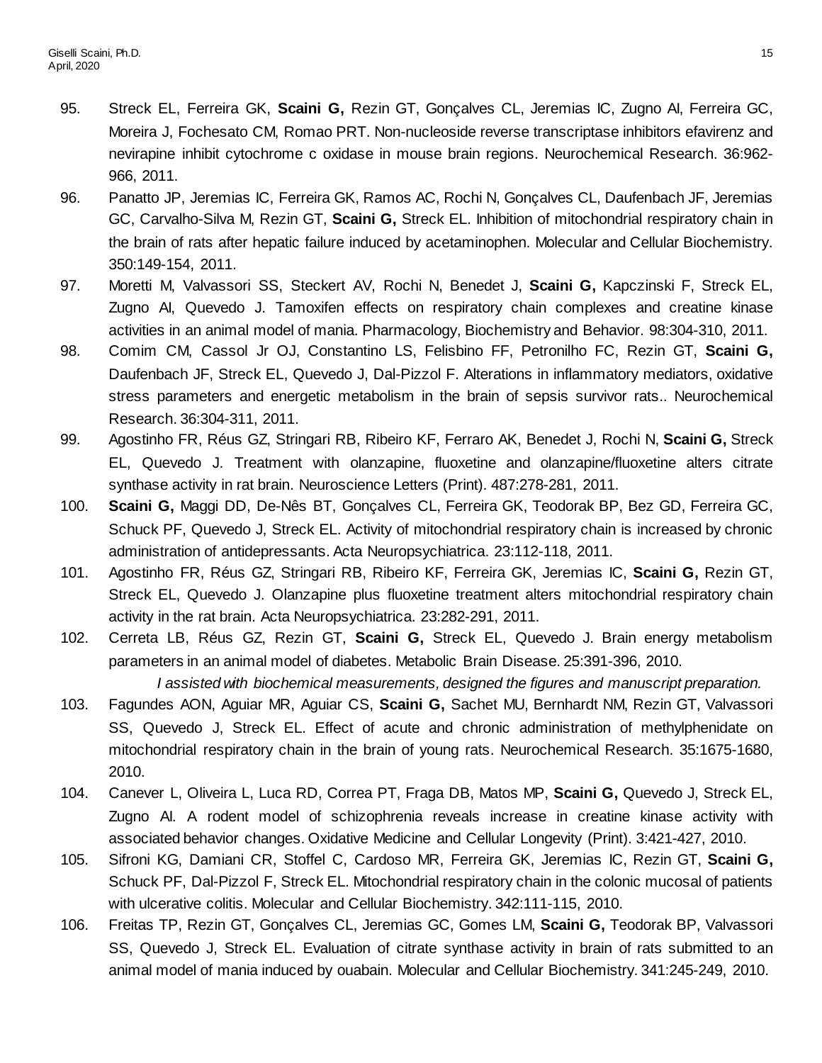95. Streck EL, Ferreira GK, **Scaini G,** Rezin GT, Gonçalves CL, Jeremias IC, Zugno AI, Ferreira GC, Moreira J, Fochesato CM, Romao PRT. Non-nucleoside reverse transcriptase inhibitors efavirenz and nevirapine inhibit cytochrome c oxidase in mouse brain regions. Neurochemical Research. 36:962-966, 2011.

96. Panatto JP, Jeremias IC, Ferreira GK, Ramos AC, Rochi N, Gonçalves CL, Daufenbach JF, Jeremias GC, Carvalho-Silva M, Rezin GT, **Scaini G,** Streck EL. Inhibition of mitochondrial respiratory chain in the brain of rats after hepatic failure induced by acetaminophen. Molecular and Cellular Biochemistry. 350:149-154, 2011.

97. Moretti M, Valvassori SS, Steckert AV, Rochi N, Benedet J, **Scaini G,** Kapczinski F, Streck EL, Zugno AI, Quevedo J. Tamoxifen effects on respiratory chain complexes and creatine kinase activities in an animal model of mania. Pharmacology, Biochemistry and Behavior. 98:304-310, 2011.

98. Comim CM, Cassol Jr OJ, Constantino LS, Felisbino FF, Petronilho FC, Rezin GT, **Scaini G,** Daufenbach JF, Streck EL, Quevedo J, Dal-Pizzol F. Alterations in inflammatory mediators, oxidative stress parameters and energetic metabolism in the brain of sepsis survivor rats.. Neurochemical Research. 36:304-311, 2011.

99. Agostinho FR, Réus GZ, Stringari RB, Ribeiro KF, Ferraro AK, Benedet J, Rochi N, **Scaini G,** Streck EL, Quevedo J. Treatment with olanzapine, fluoxetine and olanzapine/fluoxetine alters citrate synthase activity in rat brain. Neuroscience Letters (Print). 487:278-281, 2011.

100. **Scaini G,** Maggi DD, De-Nês BT, Gonçalves CL, Ferreira GK, Teodorak BP, Bez GD, Ferreira GC, Schuck PF, Quevedo J, Streck EL. Activity of mitochondrial respiratory chain is increased by chronic administration of antidepressants. Acta Neuropsychiatrica. 23:112-118, 2011.

101. Agostinho FR, Réus GZ, Stringari RB, Ribeiro KF, Ferreira GK, Jeremias IC, **Scaini G,** Rezin GT, Streck EL, Quevedo J. Olanzapine plus fluoxetine treatment alters mitochondrial respiratory chain activity in the rat brain. Acta Neuropsychiatrica. 23:282-291, 2011.

102. Cerreta LB, Réus GZ, Rezin GT, **Scaini G,** Streck EL, Quevedo J. Brain energy metabolism parameters in an animal model of diabetes. Metabolic Brain Disease. 25:391-396, 2010.

    *I assisted with biochemical measurements, designed the figures and manuscript preparation.*

103. Fagundes AON, Aguiar MR, Aguiar CS, **Scaini G,** Sachet MU, Bernhardt NM, Rezin GT, Valvassori SS, Quevedo J, Streck EL. Effect of acute and chronic administration of methylphenidate on mitochondrial respiratory chain in the brain of young rats. Neurochemical Research. 35:1675-1680, 2010.

104. Canever L, Oliveira L, Luca RD, Correa PT, Fraga DB, Matos MP, **Scaini G,** Quevedo J, Streck EL, Zugno AI. A rodent model of schizophrenia reveals increase in creatine kinase activity with associated behavior changes. Oxidative Medicine and Cellular Longevity (Print). 3:421-427, 2010.

105. Sifroni KG, Damiani CR, Stoffel C, Cardoso MR, Ferreira GK, Jeremias IC, Rezin GT, **Scaini G,** Schuck PF, Dal-Pizzol F, Streck EL. Mitochondrial respiratory chain in the colonic mucosal of patients with ulcerative colitis. Molecular and Cellular Biochemistry. 342:111-115, 2010.

106. Freitas TP, Rezin GT, Gonçalves CL, Jeremias GC, Gomes LM, **Scaini G,** Teodorak BP, Valvassori SS, Quevedo J, Streck EL. Evaluation of citrate synthase activity in brain of rats submitted to an animal model of mania induced by ouabain. Molecular and Cellular Biochemistry. 341:245-249, 2010.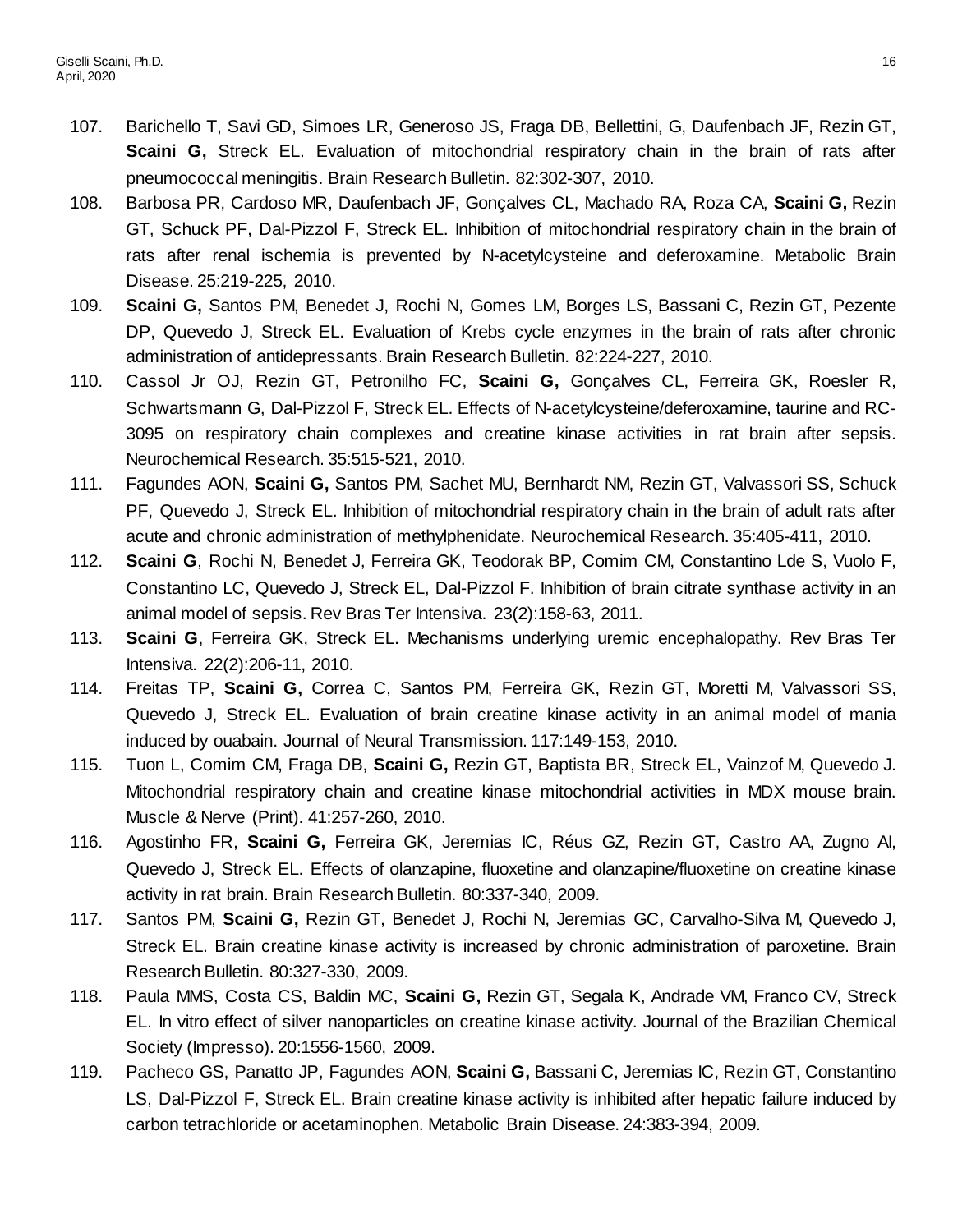107. Barichello T, Savi GD, Simoes LR, Generoso JS, Fraga DB, Bellettini, G, Daufenbach JF, Rezin GT, **Scaini G,** Streck EL. Evaluation of mitochondrial respiratory chain in the brain of rats after pneumococcal meningitis. Brain Research Bulletin. 82:302-307, 2010.
108. Barbosa PR, Cardoso MR, Daufenbach JF, Gonçalves CL, Machado RA, Roza CA, **Scaini G,** Rezin GT, Schuck PF, Dal-Pizzol F, Streck EL. Inhibition of mitochondrial respiratory chain in the brain of rats after renal ischemia is prevented by N-acetylcysteine and deferoxamine. Metabolic Brain Disease. 25:219-225, 2010.
109. **Scaini G,** Santos PM, Benedet J, Rochi N, Gomes LM, Borges LS, Bassani C, Rezin GT, Pezente DP, Quevedo J, Streck EL. Evaluation of Krebs cycle enzymes in the brain of rats after chronic administration of antidepressants. Brain Research Bulletin. 82:224-227, 2010.
110. Cassol Jr OJ, Rezin GT, Petronilho FC, **Scaini G,** Gonçalves CL, Ferreira GK, Roesler R, Schwartsmann G, Dal-Pizzol F, Streck EL. Effects of N-acetylcysteine/deferoxamine, taurine and RC-3095 on respiratory chain complexes and creatine kinase activities in rat brain after sepsis. Neurochemical Research. 35:515-521, 2010.
111. Fagundes AON, **Scaini G,** Santos PM, Sachet MU, Bernhardt NM, Rezin GT, Valvassori SS, Schuck PF, Quevedo J, Streck EL. Inhibition of mitochondrial respiratory chain in the brain of adult rats after acute and chronic administration of methylphenidate. Neurochemical Research. 35:405-411, 2010.
112. **Scaini G**, Rochi N, Benedet J, Ferreira GK, Teodorak BP, Comim CM, Constantino Lde S, Vuolo F, Constantino LC, Quevedo J, Streck EL, Dal-Pizzol F. Inhibition of brain citrate synthase activity in an animal model of sepsis. Rev Bras Ter Intensiva. 23(2):158-63, 2011.
113. **Scaini G**, Ferreira GK, Streck EL. Mechanisms underlying uremic encephalopathy. Rev Bras Ter Intensiva. 22(2):206-11, 2010.
114. Freitas TP, **Scaini G,** Correa C, Santos PM, Ferreira GK, Rezin GT, Moretti M, Valvassori SS, Quevedo J, Streck EL. Evaluation of brain creatine kinase activity in an animal model of mania induced by ouabain. Journal of Neural Transmission. 117:149-153, 2010.
115. Tuon L, Comim CM, Fraga DB, **Scaini G,** Rezin GT, Baptista BR, Streck EL, Vainzof M, Quevedo J. Mitochondrial respiratory chain and creatine kinase mitochondrial activities in MDX mouse brain. Muscle & Nerve (Print). 41:257-260, 2010.
116. Agostinho FR, **Scaini G,** Ferreira GK, Jeremias IC, Réus GZ, Rezin GT, Castro AA, Zugno AI, Quevedo J, Streck EL. Effects of olanzapine, fluoxetine and olanzapine/fluoxetine on creatine kinase activity in rat brain. Brain Research Bulletin. 80:337-340, 2009.
117. Santos PM, **Scaini G,** Rezin GT, Benedet J, Rochi N, Jeremias GC, Carvalho-Silva M, Quevedo J, Streck EL. Brain creatine kinase activity is increased by chronic administration of paroxetine. Brain Research Bulletin. 80:327-330, 2009.
118. Paula MMS, Costa CS, Baldin MC, **Scaini G,** Rezin GT, Segala K, Andrade VM, Franco CV, Streck EL. In vitro effect of silver nanoparticles on creatine kinase activity. Journal of the Brazilian Chemical Society (Impresso). 20:1556-1560, 2009.
119. Pacheco GS, Panatto JP, Fagundes AON, **Scaini G,** Bassani C, Jeremias IC, Rezin GT, Constantino LS, Dal-Pizzol F, Streck EL. Brain creatine kinase activity is inhibited after hepatic failure induced by carbon tetrachloride or acetaminophen. Metabolic Brain Disease. 24:383-394, 2009.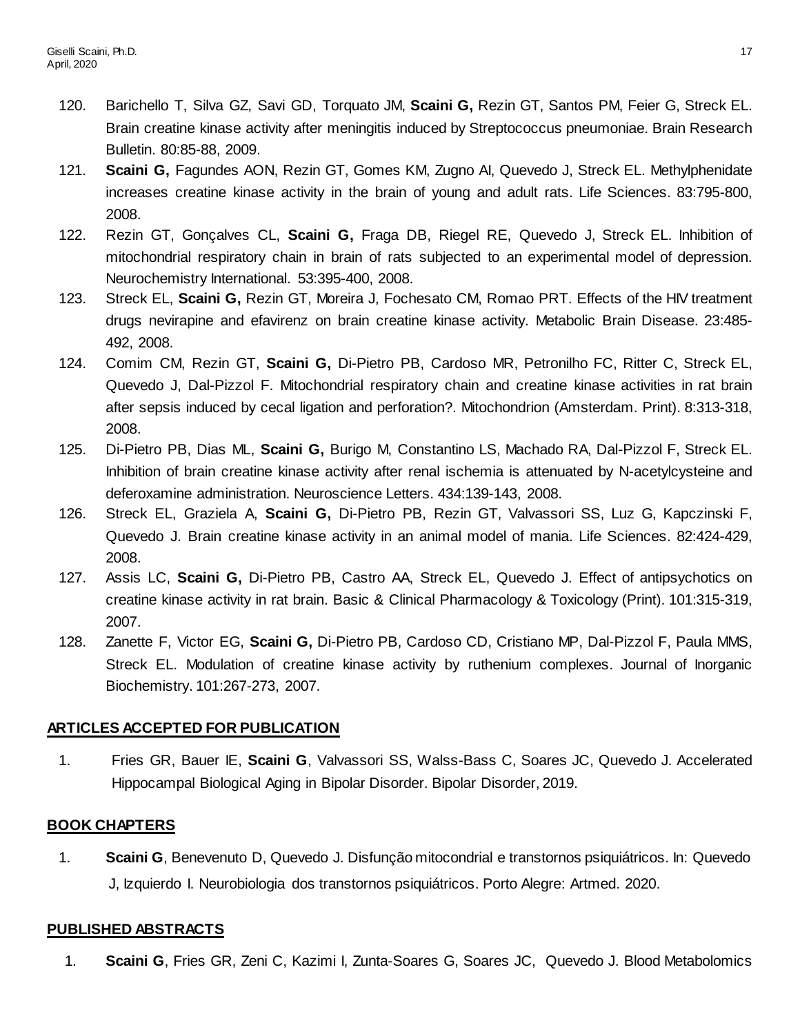120. Barichello T, Silva GZ, Savi GD, Torquato JM, **Scaini G,** Rezin GT, Santos PM, Feier G, Streck EL. Brain creatine kinase activity after meningitis induced by Streptococcus pneumoniae. Brain Research Bulletin. 80:85-88, 2009.
121. **Scaini G,** Fagundes AON, Rezin GT, Gomes KM, Zugno AI, Quevedo J, Streck EL. Methylphenidate increases creatine kinase activity in the brain of young and adult rats. Life Sciences. 83:795-800, 2008.
122. Rezin GT, Gonçalves CL, **Scaini G,** Fraga DB, Riegel RE, Quevedo J, Streck EL. Inhibition of mitochondrial respiratory chain in brain of rats subjected to an experimental model of depression. Neurochemistry International. 53:395-400, 2008.
123. Streck EL, **Scaini G,** Rezin GT, Moreira J, Fochesato CM, Romao PRT. Effects of the HIV treatment drugs nevirapine and efavirenz on brain creatine kinase activity. Metabolic Brain Disease. 23:485-492, 2008.
124. Comim CM, Rezin GT, **Scaini G,** Di-Pietro PB, Cardoso MR, Petronilho FC, Ritter C, Streck EL, Quevedo J, Dal-Pizzol F. Mitochondrial respiratory chain and creatine kinase activities in rat brain after sepsis induced by cecal ligation and perforation?. Mitochondrion (Amsterdam. Print). 8:313-318, 2008.
125. Di-Pietro PB, Dias ML, **Scaini G,** Burigo M, Constantino LS, Machado RA, Dal-Pizzol F, Streck EL. Inhibition of brain creatine kinase activity after renal ischemia is attenuated by N-acetylcysteine and deferoxamine administration. Neuroscience Letters. 434:139-143, 2008.
126. Streck EL, Graziela A, **Scaini G,** Di-Pietro PB, Rezin GT, Valvassori SS, Luz G, Kapczinski F, Quevedo J. Brain creatine kinase activity in an animal model of mania. Life Sciences. 82:424-429, 2008.
127. Assis LC, **Scaini G,** Di-Pietro PB, Castro AA, Streck EL, Quevedo J. Effect of antipsychotics on creatine kinase activity in rat brain. Basic & Clinical Pharmacology & Toxicology (Print). 101:315-319, 2007.
128. Zanette F, Victor EG, **Scaini G,** Di-Pietro PB, Cardoso CD, Cristiano MP, Dal-Pizzol F, Paula MMS, Streck EL. Modulation of creatine kinase activity by ruthenium complexes. Journal of Inorganic Biochemistry. 101:267-273, 2007.

## ARTICLES ACCEPTED FOR PUBLICATION

1. Fries GR, Bauer IE, **Scaini G**, Valvassori SS, Walss-Bass C, Soares JC, Quevedo J. Accelerated Hippocampal Biological Aging in Bipolar Disorder. Bipolar Disorder, 2019.

## BOOK CHAPTERS

1. **Scaini G**, Benevenuto D, Quevedo J. Disfunção mitocondrial e transtornos psiquiátricos. In: Quevedo J, Izquierdo I. Neurobiologia dos transtornos psiquiátricos. Porto Alegre: Artmed. 2020.

## PUBLISHED ABSTRACTS

1. **Scaini G**, Fries GR, Zeni C, Kazimi I, Zunta-Soares G, Soares JC, Quevedo J. Blood Metabolomics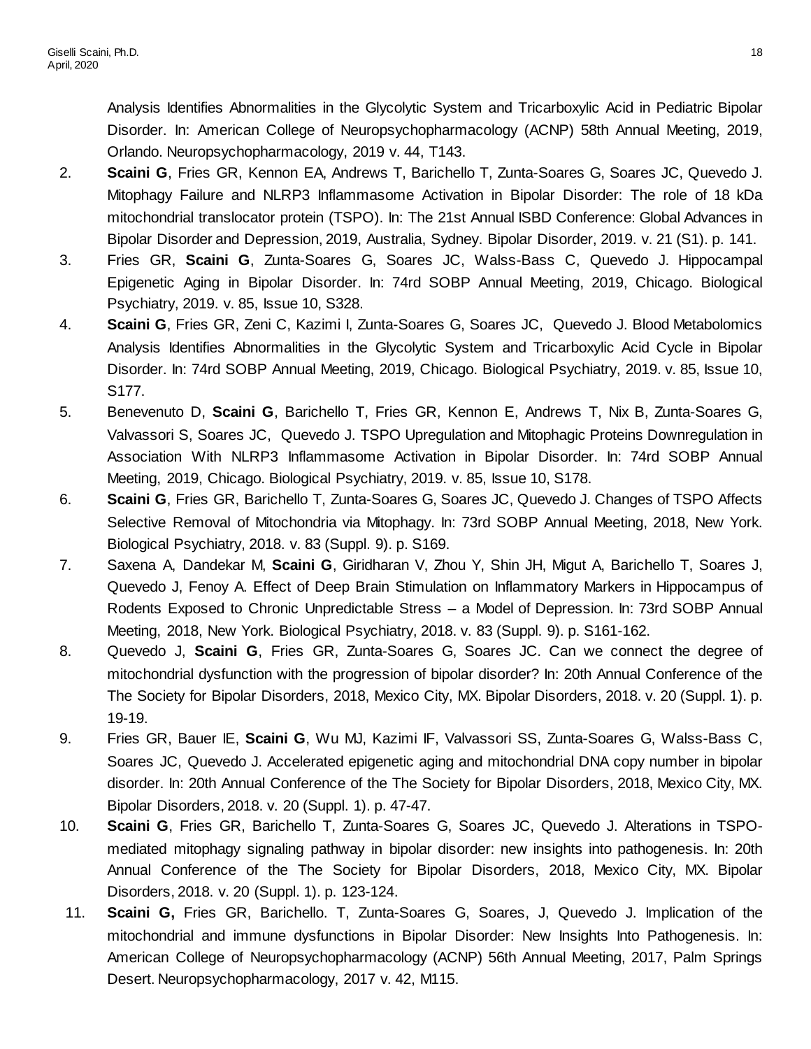Analysis Identifies Abnormalities in the Glycolytic System and Tricarboxylic Acid in Pediatric Bipolar Disorder. In: American College of Neuropsychopharmacology (ACNP) 58th Annual Meeting, 2019, Orlando. Neuropsychopharmacology, 2019 v. 44, T143.

2. **Scaini G**, Fries GR, Kennon EA, Andrews T, Barichello T, Zunta-Soares G, Soares JC, Quevedo J. Mitophagy Failure and NLRP3 Inflammasome Activation in Bipolar Disorder: The role of 18 kDa mitochondrial translocator protein (TSPO). In: The 21st Annual ISBD Conference: Global Advances in Bipolar Disorder and Depression, 2019, Australia, Sydney. Bipolar Disorder, 2019. v. 21 (S1). p. 141.
3. Fries GR, **Scaini G**, Zunta-Soares G, Soares JC, Walss-Bass C, Quevedo J. Hippocampal Epigenetic Aging in Bipolar Disorder. In: 74rd SOBP Annual Meeting, 2019, Chicago. Biological Psychiatry, 2019. v. 85, Issue 10, S328.
4. **Scaini G**, Fries GR, Zeni C, Kazimi I, Zunta-Soares G, Soares JC, Quevedo J. Blood Metabolomics Analysis Identifies Abnormalities in the Glycolytic System and Tricarboxylic Acid Cycle in Bipolar Disorder. In: 74rd SOBP Annual Meeting, 2019, Chicago. Biological Psychiatry, 2019. v. 85, Issue 10, S177.
5. Benevenuto D, **Scaini G**, Barichello T, Fries GR, Kennon E, Andrews T, Nix B, Zunta-Soares G, Valvassori S, Soares JC, Quevedo J. TSPO Upregulation and Mitophagic Proteins Downregulation in Association With NLRP3 Inflammasome Activation in Bipolar Disorder. In: 74rd SOBP Annual Meeting, 2019, Chicago. Biological Psychiatry, 2019. v. 85, Issue 10, S178.
6. **Scaini G**, Fries GR, Barichello T, Zunta-Soares G, Soares JC, Quevedo J. Changes of TSPO Affects Selective Removal of Mitochondria via Mitophagy. In: 73rd SOBP Annual Meeting, 2018, New York. Biological Psychiatry, 2018. v. 83 (Suppl. 9). p. S169.
7. Saxena A, Dandekar M, **Scaini G**, Giridharan V, Zhou Y, Shin JH, Migut A, Barichello T, Soares J, Quevedo J, Fenoy A. Effect of Deep Brain Stimulation on Inflammatory Markers in Hippocampus of Rodents Exposed to Chronic Unpredictable Stress – a Model of Depression. In: 73rd SOBP Annual Meeting, 2018, New York. Biological Psychiatry, 2018. v. 83 (Suppl. 9). p. S161-162.
8. Quevedo J, **Scaini G**, Fries GR, Zunta-Soares G, Soares JC. Can we connect the degree of mitochondrial dysfunction with the progression of bipolar disorder? In: 20th Annual Conference of the The Society for Bipolar Disorders, 2018, Mexico City, MX. Bipolar Disorders, 2018. v. 20 (Suppl. 1). p. 19-19.
9. Fries GR, Bauer IE, **Scaini G**, Wu MJ, Kazimi IF, Valvassori SS, Zunta-Soares G, Walss-Bass C, Soares JC, Quevedo J. Accelerated epigenetic aging and mitochondrial DNA copy number in bipolar disorder. In: 20th Annual Conference of the The Society for Bipolar Disorders, 2018, Mexico City, MX. Bipolar Disorders, 2018. v. 20 (Suppl. 1). p. 47-47.
10. **Scaini G**, Fries GR, Barichello T, Zunta-Soares G, Soares JC, Quevedo J. Alterations in TSPO-mediated mitophagy signaling pathway in bipolar disorder: new insights into pathogenesis. In: 20th Annual Conference of the The Society for Bipolar Disorders, 2018, Mexico City, MX. Bipolar Disorders, 2018. v. 20 (Suppl. 1). p. 123-124.
11. **Scaini G,** Fries GR, Barichello. T, Zunta-Soares G, Soares, J, Quevedo J. Implication of the mitochondrial and immune dysfunctions in Bipolar Disorder: New Insights Into Pathogenesis. In: American College of Neuropsychopharmacology (ACNP) 56th Annual Meeting, 2017, Palm Springs Desert. Neuropsychopharmacology, 2017 v. 42, M115.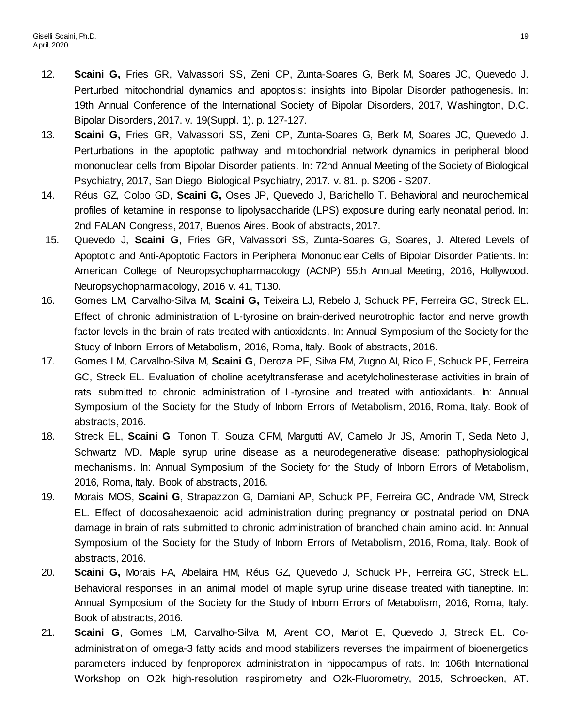12. **Scaini G,** Fries GR, Valvassori SS, Zeni CP, Zunta-Soares G, Berk M, Soares JC, Quevedo J. Perturbed mitochondrial dynamics and apoptosis: insights into Bipolar Disorder pathogenesis. In: 19th Annual Conference of the International Society of Bipolar Disorders, 2017, Washington, D.C. Bipolar Disorders, 2017. v. 19(Suppl. 1). p. 127-127.
13. **Scaini G,** Fries GR, Valvassori SS, Zeni CP, Zunta-Soares G, Berk M, Soares JC, Quevedo J. Perturbations in the apoptotic pathway and mitochondrial network dynamics in peripheral blood mononuclear cells from Bipolar Disorder patients. In: 72nd Annual Meeting of the Society of Biological Psychiatry, 2017, San Diego. Biological Psychiatry, 2017. v. 81. p. S206 - S207.
14. Réus GZ, Colpo GD, **Scaini G,** Oses JP, Quevedo J, Barichello T. Behavioral and neurochemical profiles of ketamine in response to lipolysaccharide (LPS) exposure during early neonatal period. In: 2nd FALAN Congress, 2017, Buenos Aires. Book of abstracts, 2017.
15. Quevedo J, **Scaini G**, Fries GR, Valvassori SS, Zunta-Soares G, Soares, J. Altered Levels of Apoptotic and Anti-Apoptotic Factors in Peripheral Mononuclear Cells of Bipolar Disorder Patients. In: American College of Neuropsychopharmacology (ACNP) 55th Annual Meeting, 2016, Hollywood. Neuropsychopharmacology, 2016 v. 41, T130.
16. Gomes LM, Carvalho-Silva M, **Scaini G,** Teixeira LJ, Rebelo J, Schuck PF, Ferreira GC, Streck EL. Effect of chronic administration of L-tyrosine on brain-derived neurotrophic factor and nerve growth factor levels in the brain of rats treated with antioxidants. In: Annual Symposium of the Society for the Study of Inborn Errors of Metabolism, 2016, Roma, Italy. Book of abstracts, 2016.
17. Gomes LM, Carvalho-Silva M, **Scaini G**, Deroza PF, Silva FM, Zugno AI, Rico E, Schuck PF, Ferreira GC, Streck EL. Evaluation of choline acetyltransferase and acetylcholinesterase activities in brain of rats submitted to chronic administration of L-tyrosine and treated with antioxidants. In: Annual Symposium of the Society for the Study of Inborn Errors of Metabolism, 2016, Roma, Italy. Book of abstracts, 2016.
18. Streck EL, **Scaini G**, Tonon T, Souza CFM, Margutti AV, Camelo Jr JS, Amorin T, Seda Neto J, Schwartz IVD. Maple syrup urine disease as a neurodegenerative disease: pathophysiological mechanisms. In: Annual Symposium of the Society for the Study of Inborn Errors of Metabolism, 2016, Roma, Italy. Book of abstracts, 2016.
19. Morais MOS, **Scaini G**, Strapazzon G, Damiani AP, Schuck PF, Ferreira GC, Andrade VM, Streck EL. Effect of docosahexaenoic acid administration during pregnancy or postnatal period on DNA damage in brain of rats submitted to chronic administration of branched chain amino acid. In: Annual Symposium of the Society for the Study of Inborn Errors of Metabolism, 2016, Roma, Italy. Book of abstracts, 2016.
20. **Scaini G,** Morais FA, Abelaira HM, Réus GZ, Quevedo J, Schuck PF, Ferreira GC, Streck EL. Behavioral responses in an animal model of maple syrup urine disease treated with tianeptine. In: Annual Symposium of the Society for the Study of Inborn Errors of Metabolism, 2016, Roma, Italy. Book of abstracts, 2016.
21. **Scaini G**, Gomes LM, Carvalho-Silva M, Arent CO, Mariot E, Quevedo J, Streck EL. Co-administration of omega-3 fatty acids and mood stabilizers reverses the impairment of bioenergetics parameters induced by fenproporex administration in hippocampus of rats. In: 106th International Workshop on O2k high-resolution respirometry and O2k-Fluorometry, 2015, Schroecken, AT.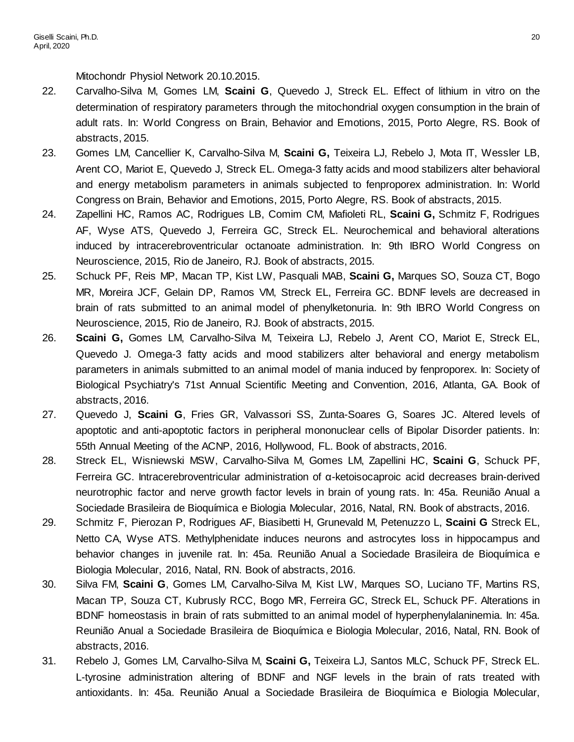Mitochondr Physiol Network 20.10.2015.

22. Carvalho-Silva M, Gomes LM, **Scaini G**, Quevedo J, Streck EL. Effect of lithium in vitro on the determination of respiratory parameters through the mitochondrial oxygen consumption in the brain of adult rats. In: World Congress on Brain, Behavior and Emotions, 2015, Porto Alegre, RS. Book of abstracts, 2015.
23. Gomes LM, Cancellier K, Carvalho-Silva M, **Scaini G,** Teixeira LJ, Rebelo J, Mota IT, Wessler LB, Arent CO, Mariot E, Quevedo J, Streck EL. Omega-3 fatty acids and mood stabilizers alter behavioral and energy metabolism parameters in animals subjected to fenproporex administration. In: World Congress on Brain, Behavior and Emotions, 2015, Porto Alegre, RS. Book of abstracts, 2015.
24. Zapellini HC, Ramos AC, Rodrigues LB, Comim CM, Mafioleti RL, **Scaini G,** Schmitz F, Rodrigues AF, Wyse ATS, Quevedo J, Ferreira GC, Streck EL. Neurochemical and behavioral alterations induced by intracerebroventricular octanoate administration. In: 9th IBRO World Congress on Neuroscience, 2015, Rio de Janeiro, RJ. Book of abstracts, 2015.
25. Schuck PF, Reis MP, Macan TP, Kist LW, Pasquali MAB, **Scaini G,** Marques SO, Souza CT, Bogo MR, Moreira JCF, Gelain DP, Ramos VM, Streck EL, Ferreira GC. BDNF levels are decreased in brain of rats submitted to an animal model of phenylketonuria. In: 9th IBRO World Congress on Neuroscience, 2015, Rio de Janeiro, RJ. Book of abstracts, 2015.
26. **Scaini G,** Gomes LM, Carvalho-Silva M, Teixeira LJ, Rebelo J, Arent CO, Mariot E, Streck EL, Quevedo J. Omega-3 fatty acids and mood stabilizers alter behavioral and energy metabolism parameters in animals submitted to an animal model of mania induced by fenproporex. In: Society of Biological Psychiatry's 71st Annual Scientific Meeting and Convention, 2016, Atlanta, GA. Book of abstracts, 2016.
27. Quevedo J, **Scaini G**, Fries GR, Valvassori SS, Zunta-Soares G, Soares JC. Altered levels of apoptotic and anti-apoptotic factors in peripheral mononuclear cells of Bipolar Disorder patients. In: 55th Annual Meeting of the ACNP, 2016, Hollywood, FL. Book of abstracts, 2016.
28. Streck EL, Wisniewski MSW, Carvalho-Silva M, Gomes LM, Zapellini HC, **Scaini G**, Schuck PF, Ferreira GC. Intracerebroventricular administration of α-ketoisocaproic acid decreases brain-derived neurotrophic factor and nerve growth factor levels in brain of young rats. In: 45a. Reunião Anual a Sociedade Brasileira de Bioquímica e Biologia Molecular, 2016, Natal, RN. Book of abstracts, 2016.
29. Schmitz F, Pierozan P, Rodrigues AF, Biasibetti H, Grunevald M, Petenuzzo L, **Scaini G** Streck EL, Netto CA, Wyse ATS. Methylphenidate induces neurons and astrocytes loss in hippocampus and behavior changes in juvenile rat. In: 45a. Reunião Anual a Sociedade Brasileira de Bioquímica e Biologia Molecular, 2016, Natal, RN. Book of abstracts, 2016.
30. Silva FM, **Scaini G**, Gomes LM, Carvalho-Silva M, Kist LW, Marques SO, Luciano TF, Martins RS, Macan TP, Souza CT, Kubrusly RCC, Bogo MR, Ferreira GC, Streck EL, Schuck PF. Alterations in BDNF homeostasis in brain of rats submitted to an animal model of hyperphenylalaninemia. In: 45a. Reunião Anual a Sociedade Brasileira de Bioquímica e Biologia Molecular, 2016, Natal, RN. Book of abstracts, 2016.
31. Rebelo J, Gomes LM, Carvalho-Silva M, **Scaini G,** Teixeira LJ, Santos MLC, Schuck PF, Streck EL. L-tyrosine administration altering of BDNF and NGF levels in the brain of rats treated with antioxidants. In: 45a. Reunião Anual a Sociedade Brasileira de Bioquímica e Biologia Molecular,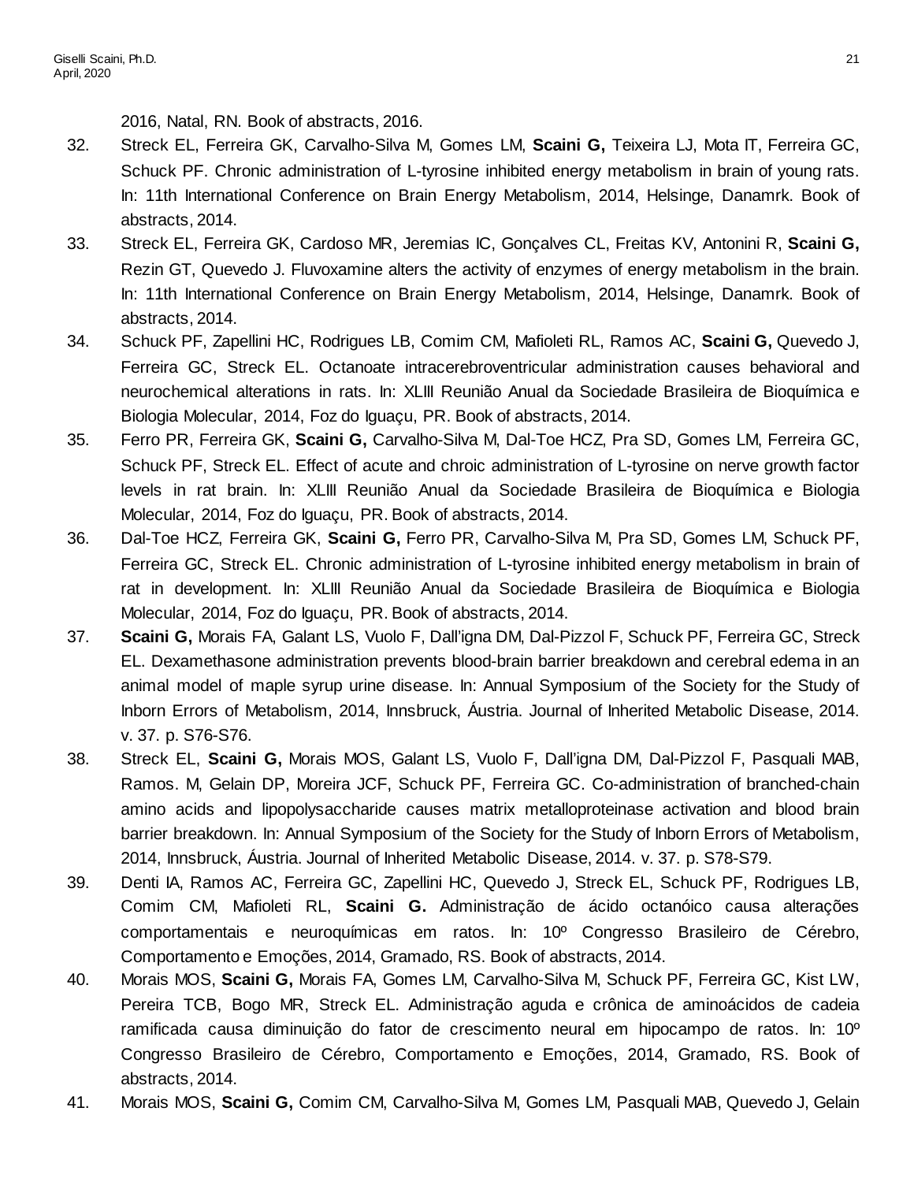2016, Natal, RN. Book of abstracts, 2016.

32. Streck EL, Ferreira GK, Carvalho-Silva M, Gomes LM, **Scaini G,** Teixeira LJ, Mota IT, Ferreira GC, Schuck PF. Chronic administration of L-tyrosine inhibited energy metabolism in brain of young rats. In: 11th International Conference on Brain Energy Metabolism, 2014, Helsinge, Danamrk. Book of abstracts, 2014.

33. Streck EL, Ferreira GK, Cardoso MR, Jeremias IC, Gonçalves CL, Freitas KV, Antonini R, **Scaini G,** Rezin GT, Quevedo J. Fluvoxamine alters the activity of enzymes of energy metabolism in the brain. In: 11th International Conference on Brain Energy Metabolism, 2014, Helsinge, Danamrk. Book of abstracts, 2014.

34. Schuck PF, Zapellini HC, Rodrigues LB, Comim CM, Mafioleti RL, Ramos AC, **Scaini G,** Quevedo J, Ferreira GC, Streck EL. Octanoate intracerebroventricular administration causes behavioral and neurochemical alterations in rats. In: XLIII Reunião Anual da Sociedade Brasileira de Bioquímica e Biologia Molecular, 2014, Foz do Iguaçu, PR. Book of abstracts, 2014.

35. Ferro PR, Ferreira GK, **Scaini G,** Carvalho-Silva M, Dal-Toe HCZ, Pra SD, Gomes LM, Ferreira GC, Schuck PF, Streck EL. Effect of acute and chroic administration of L-tyrosine on nerve growth factor levels in rat brain. In: XLIII Reunião Anual da Sociedade Brasileira de Bioquímica e Biologia Molecular, 2014, Foz do Iguaçu, PR. Book of abstracts, 2014.

36. Dal-Toe HCZ, Ferreira GK, **Scaini G,** Ferro PR, Carvalho-Silva M, Pra SD, Gomes LM, Schuck PF, Ferreira GC, Streck EL. Chronic administration of L-tyrosine inhibited energy metabolism in brain of rat in development. In: XLIII Reunião Anual da Sociedade Brasileira de Bioquímica e Biologia Molecular, 2014, Foz do Iguaçu, PR. Book of abstracts, 2014.

37. **Scaini G,** Morais FA, Galant LS, Vuolo F, Dall'igna DM, Dal-Pizzol F, Schuck PF, Ferreira GC, Streck EL. Dexamethasone administration prevents blood-brain barrier breakdown and cerebral edema in an animal model of maple syrup urine disease. In: Annual Symposium of the Society for the Study of Inborn Errors of Metabolism, 2014, Innsbruck, Áustria. Journal of Inherited Metabolic Disease, 2014. v. 37. p. S76-S76.

38. Streck EL, **Scaini G,** Morais MOS, Galant LS, Vuolo F, Dall'igna DM, Dal-Pizzol F, Pasquali MAB, Ramos. M, Gelain DP, Moreira JCF, Schuck PF, Ferreira GC. Co-administration of branched-chain amino acids and lipopolysaccharide causes matrix metalloproteinase activation and blood brain barrier breakdown. In: Annual Symposium of the Society for the Study of Inborn Errors of Metabolism, 2014, Innsbruck, Áustria. Journal of Inherited Metabolic Disease, 2014. v. 37. p. S78-S79.

39. Denti IA, Ramos AC, Ferreira GC, Zapellini HC, Quevedo J, Streck EL, Schuck PF, Rodrigues LB, Comim CM, Mafioleti RL, **Scaini G.** Administração de ácido octanóico causa alterações comportamentais e neuroquímicas em ratos. In: 10º Congresso Brasileiro de Cérebro, Comportamento e Emoções, 2014, Gramado, RS. Book of abstracts, 2014.

40. Morais MOS, **Scaini G,** Morais FA, Gomes LM, Carvalho-Silva M, Schuck PF, Ferreira GC, Kist LW, Pereira TCB, Bogo MR, Streck EL. Administração aguda e crônica de aminoácidos de cadeia ramificada causa diminuição do fator de crescimento neural em hipocampo de ratos. In: 10º Congresso Brasileiro de Cérebro, Comportamento e Emoções, 2014, Gramado, RS. Book of abstracts, 2014.

41. Morais MOS, **Scaini G,** Comim CM, Carvalho-Silva M, Gomes LM, Pasquali MAB, Quevedo J, Gelain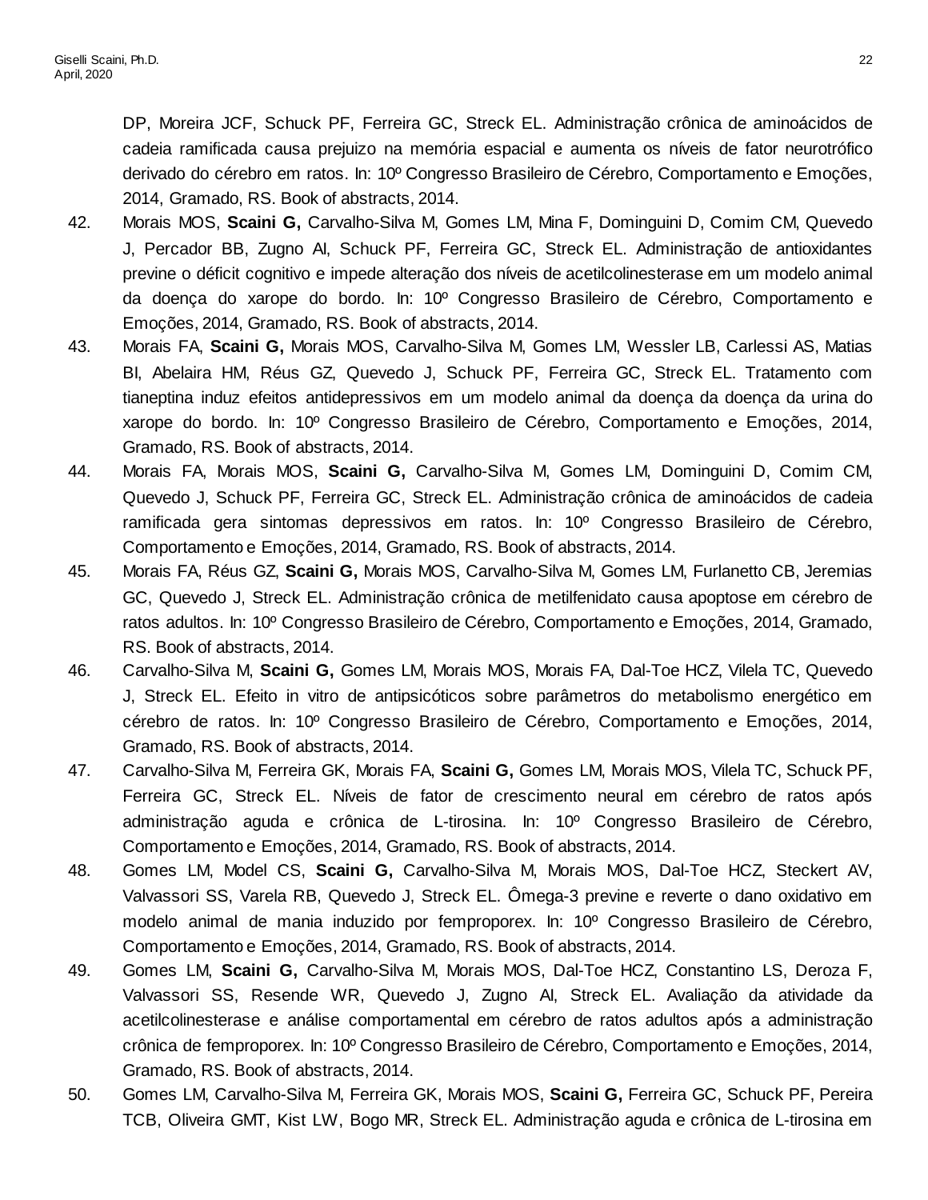DP, Moreira JCF, Schuck PF, Ferreira GC, Streck EL. Administração crônica de aminoácidos de cadeia ramificada causa prejuizo na memória espacial e aumenta os níveis de fator neurotrófico derivado do cérebro em ratos. In: 10º Congresso Brasileiro de Cérebro, Comportamento e Emoções, 2014, Gramado, RS. Book of abstracts, 2014.

42. Morais MOS, **Scaini G,** Carvalho-Silva M, Gomes LM, Mina F, Dominguini D, Comim CM, Quevedo J, Percador BB, Zugno AI, Schuck PF, Ferreira GC, Streck EL. Administração de antioxidantes previne o déficit cognitivo e impede alteração dos níveis de acetilcolinesterase em um modelo animal da doença do xarope do bordo. In: 10º Congresso Brasileiro de Cérebro, Comportamento e Emoções, 2014, Gramado, RS. Book of abstracts, 2014.
43. Morais FA, **Scaini G,** Morais MOS, Carvalho-Silva M, Gomes LM, Wessler LB, Carlessi AS, Matias BI, Abelaira HM, Réus GZ, Quevedo J, Schuck PF, Ferreira GC, Streck EL. Tratamento com tianeptina induz efeitos antidepressivos em um modelo animal da doença da doença da urina do xarope do bordo. In: 10º Congresso Brasileiro de Cérebro, Comportamento e Emoções, 2014, Gramado, RS. Book of abstracts, 2014.
44. Morais FA, Morais MOS, **Scaini G,** Carvalho-Silva M, Gomes LM, Dominguini D, Comim CM, Quevedo J, Schuck PF, Ferreira GC, Streck EL. Administração crônica de aminoácidos de cadeia ramificada gera sintomas depressivos em ratos. In: 10º Congresso Brasileiro de Cérebro, Comportamento e Emoções, 2014, Gramado, RS. Book of abstracts, 2014.
45. Morais FA, Réus GZ, **Scaini G,** Morais MOS, Carvalho-Silva M, Gomes LM, Furlanetto CB, Jeremias GC, Quevedo J, Streck EL. Administração crônica de metilfenidato causa apoptose em cérebro de ratos adultos. In: 10º Congresso Brasileiro de Cérebro, Comportamento e Emoções, 2014, Gramado, RS. Book of abstracts, 2014.
46. Carvalho-Silva M, **Scaini G,** Gomes LM, Morais MOS, Morais FA, Dal-Toe HCZ, Vilela TC, Quevedo J, Streck EL. Efeito in vitro de antipsicóticos sobre parâmetros do metabolismo energético em cérebro de ratos. In: 10º Congresso Brasileiro de Cérebro, Comportamento e Emoções, 2014, Gramado, RS. Book of abstracts, 2014.
47. Carvalho-Silva M, Ferreira GK, Morais FA, **Scaini G,** Gomes LM, Morais MOS, Vilela TC, Schuck PF, Ferreira GC, Streck EL. Níveis de fator de crescimento neural em cérebro de ratos após administração aguda e crônica de L-tirosina. In: 10º Congresso Brasileiro de Cérebro, Comportamento e Emoções, 2014, Gramado, RS. Book of abstracts, 2014.
48. Gomes LM, Model CS, **Scaini G,** Carvalho-Silva M, Morais MOS, Dal-Toe HCZ, Steckert AV, Valvassori SS, Varela RB, Quevedo J, Streck EL. Ômega-3 previne e reverte o dano oxidativo em modelo animal de mania induzido por femproporex. In: 10º Congresso Brasileiro de Cérebro, Comportamento e Emoções, 2014, Gramado, RS. Book of abstracts, 2014.
49. Gomes LM, **Scaini G,** Carvalho-Silva M, Morais MOS, Dal-Toe HCZ, Constantino LS, Deroza F, Valvassori SS, Resende WR, Quevedo J, Zugno AI, Streck EL. Avaliação da atividade da acetilcolinesterase e análise comportamental em cérebro de ratos adultos após a administração crônica de femproporex. In: 10º Congresso Brasileiro de Cérebro, Comportamento e Emoções, 2014, Gramado, RS. Book of abstracts, 2014.
50. Gomes LM, Carvalho-Silva M, Ferreira GK, Morais MOS, **Scaini G,** Ferreira GC, Schuck PF, Pereira TCB, Oliveira GMT, Kist LW, Bogo MR, Streck EL. Administração aguda e crônica de L-tirosina em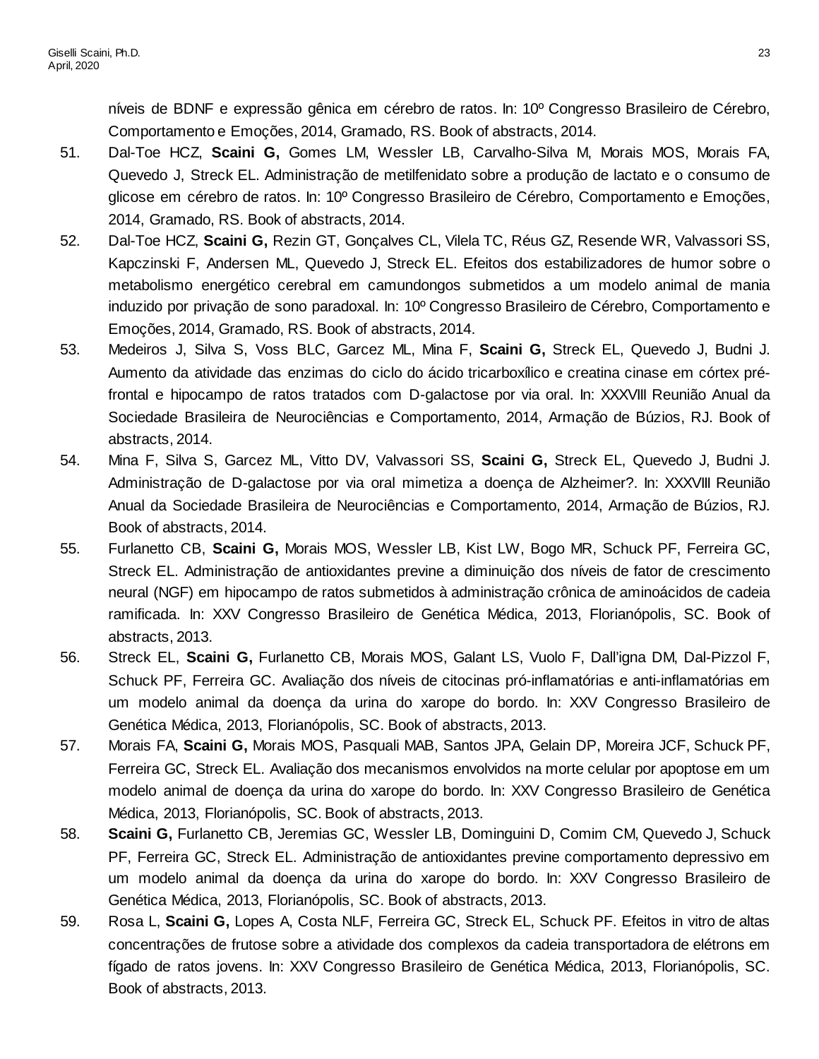níveis de BDNF e expressão gênica em cérebro de ratos. In: 10º Congresso Brasileiro de Cérebro, Comportamento e Emoções, 2014, Gramado, RS. Book of abstracts, 2014.

51. Dal-Toe HCZ, **Scaini G,** Gomes LM, Wessler LB, Carvalho-Silva M, Morais MOS, Morais FA, Quevedo J, Streck EL. Administração de metilfenidato sobre a produção de lactato e o consumo de glicose em cérebro de ratos. In: 10º Congresso Brasileiro de Cérebro, Comportamento e Emoções, 2014, Gramado, RS. Book of abstracts, 2014.
52. Dal-Toe HCZ, **Scaini G,** Rezin GT, Gonçalves CL, Vilela TC, Réus GZ, Resende WR, Valvassori SS, Kapczinski F, Andersen ML, Quevedo J, Streck EL. Efeitos dos estabilizadores de humor sobre o metabolismo energético cerebral em camundongos submetidos a um modelo animal de mania induzido por privação de sono paradoxal. In: 10º Congresso Brasileiro de Cérebro, Comportamento e Emoções, 2014, Gramado, RS. Book of abstracts, 2014.
53. Medeiros J, Silva S, Voss BLC, Garcez ML, Mina F, **Scaini G,** Streck EL, Quevedo J, Budni J. Aumento da atividade das enzimas do ciclo do ácido tricarboxílico e creatina cinase em córtex pré-frontal e hipocampo de ratos tratados com D-galactose por via oral. In: XXXVIII Reunião Anual da Sociedade Brasileira de Neurociências e Comportamento, 2014, Armação de Búzios, RJ. Book of abstracts, 2014.
54. Mina F, Silva S, Garcez ML, Vitto DV, Valvassori SS, **Scaini G,** Streck EL, Quevedo J, Budni J. Administração de D-galactose por via oral mimetiza a doença de Alzheimer?. In: XXXVIII Reunião Anual da Sociedade Brasileira de Neurociências e Comportamento, 2014, Armação de Búzios, RJ. Book of abstracts, 2014.
55. Furlanetto CB, **Scaini G,** Morais MOS, Wessler LB, Kist LW, Bogo MR, Schuck PF, Ferreira GC, Streck EL. Administração de antioxidantes previne a diminuição dos níveis de fator de crescimento neural (NGF) em hipocampo de ratos submetidos à administração crônica de aminoácidos de cadeia ramificada. In: XXV Congresso Brasileiro de Genética Médica, 2013, Florianópolis, SC. Book of abstracts, 2013.
56. Streck EL, **Scaini G,** Furlanetto CB, Morais MOS, Galant LS, Vuolo F, Dall'igna DM, Dal-Pizzol F, Schuck PF, Ferreira GC. Avaliação dos níveis de citocinas pró-inflamatórias e anti-inflamatórias em um modelo animal da doença da urina do xarope do bordo. In: XXV Congresso Brasileiro de Genética Médica, 2013, Florianópolis, SC. Book of abstracts, 2013.
57. Morais FA, **Scaini G,** Morais MOS, Pasquali MAB, Santos JPA, Gelain DP, Moreira JCF, Schuck PF, Ferreira GC, Streck EL. Avaliação dos mecanismos envolvidos na morte celular por apoptose em um modelo animal de doença da urina do xarope do bordo. In: XXV Congresso Brasileiro de Genética Médica, 2013, Florianópolis, SC. Book of abstracts, 2013.
58. **Scaini G,** Furlanetto CB, Jeremias GC, Wessler LB, Dominguini D, Comim CM, Quevedo J, Schuck PF, Ferreira GC, Streck EL. Administração de antioxidantes previne comportamento depressivo em um modelo animal da doença da urina do xarope do bordo. In: XXV Congresso Brasileiro de Genética Médica, 2013, Florianópolis, SC. Book of abstracts, 2013.
59. Rosa L, **Scaini G,** Lopes A, Costa NLF, Ferreira GC, Streck EL, Schuck PF. Efeitos in vitro de altas concentrações de frutose sobre a atividade dos complexos da cadeia transportadora de elétrons em fígado de ratos jovens. In: XXV Congresso Brasileiro de Genética Médica, 2013, Florianópolis, SC. Book of abstracts, 2013.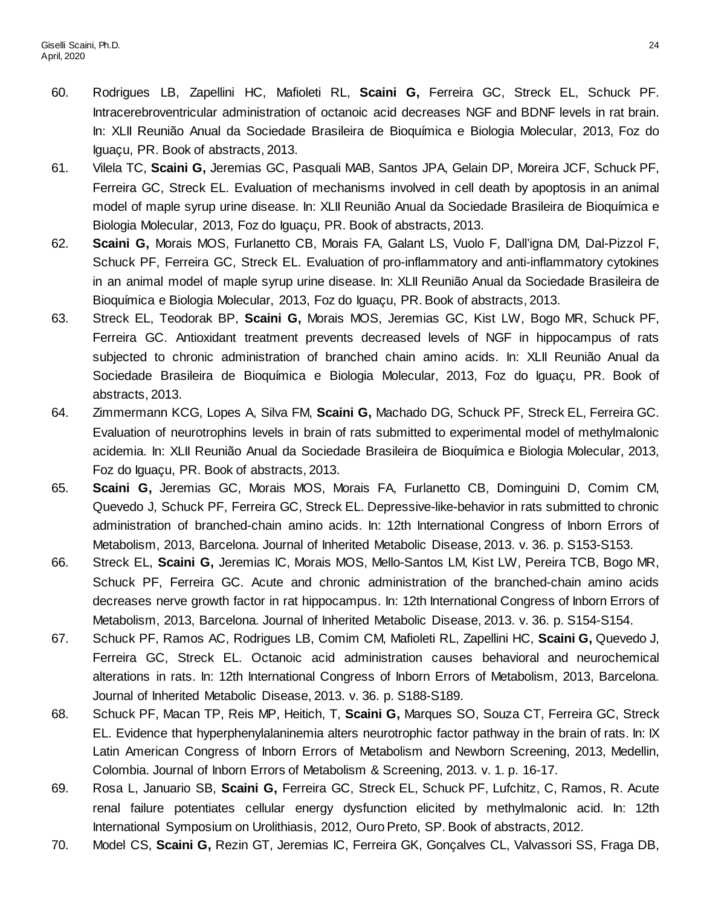60. Rodrigues LB, Zapellini HC, Mafioleti RL, **Scaini G,** Ferreira GC, Streck EL, Schuck PF. Intracerebroventricular administration of octanoic acid decreases NGF and BDNF levels in rat brain. In: XLII Reunião Anual da Sociedade Brasileira de Bioquímica e Biologia Molecular, 2013, Foz do Iguaçu, PR. Book of abstracts, 2013.
61. Vilela TC, **Scaini G,** Jeremias GC, Pasquali MAB, Santos JPA, Gelain DP, Moreira JCF, Schuck PF, Ferreira GC, Streck EL. Evaluation of mechanisms involved in cell death by apoptosis in an animal model of maple syrup urine disease. In: XLII Reunião Anual da Sociedade Brasileira de Bioquímica e Biologia Molecular, 2013, Foz do Iguaçu, PR. Book of abstracts, 2013.
62. **Scaini G,** Morais MOS, Furlanetto CB, Morais FA, Galant LS, Vuolo F, Dall'igna DM, Dal-Pizzol F, Schuck PF, Ferreira GC, Streck EL. Evaluation of pro-inflammatory and anti-inflammatory cytokines in an animal model of maple syrup urine disease. In: XLII Reunião Anual da Sociedade Brasileira de Bioquímica e Biologia Molecular, 2013, Foz do Iguaçu, PR. Book of abstracts, 2013.
63. Streck EL, Teodorak BP, **Scaini G,** Morais MOS, Jeremias GC, Kist LW, Bogo MR, Schuck PF, Ferreira GC. Antioxidant treatment prevents decreased levels of NGF in hippocampus of rats subjected to chronic administration of branched chain amino acids. In: XLII Reunião Anual da Sociedade Brasileira de Bioquímica e Biologia Molecular, 2013, Foz do Iguaçu, PR. Book of abstracts, 2013.
64. Zimmermann KCG, Lopes A, Silva FM, **Scaini G,** Machado DG, Schuck PF, Streck EL, Ferreira GC. Evaluation of neurotrophins levels in brain of rats submitted to experimental model of methylmalonic acidemia. In: XLII Reunião Anual da Sociedade Brasileira de Bioquímica e Biologia Molecular, 2013, Foz do Iguaçu, PR. Book of abstracts, 2013.
65. **Scaini G,** Jeremias GC, Morais MOS, Morais FA, Furlanetto CB, Dominguini D, Comim CM, Quevedo J, Schuck PF, Ferreira GC, Streck EL. Depressive-like-behavior in rats submitted to chronic administration of branched-chain amino acids. In: 12th International Congress of Inborn Errors of Metabolism, 2013, Barcelona. Journal of Inherited Metabolic Disease, 2013. v. 36. p. S153-S153.
66. Streck EL, **Scaini G,** Jeremias IC, Morais MOS, Mello-Santos LM, Kist LW, Pereira TCB, Bogo MR, Schuck PF, Ferreira GC. Acute and chronic administration of the branched-chain amino acids decreases nerve growth factor in rat hippocampus. In: 12th International Congress of Inborn Errors of Metabolism, 2013, Barcelona. Journal of Inherited Metabolic Disease, 2013. v. 36. p. S154-S154.
67. Schuck PF, Ramos AC, Rodrigues LB, Comim CM, Mafioleti RL, Zapellini HC, **Scaini G,** Quevedo J, Ferreira GC, Streck EL. Octanoic acid administration causes behavioral and neurochemical alterations in rats. In: 12th International Congress of Inborn Errors of Metabolism, 2013, Barcelona. Journal of Inherited Metabolic Disease, 2013. v. 36. p. S188-S189.
68. Schuck PF, Macan TP, Reis MP, Heitich, T, **Scaini G,** Marques SO, Souza CT, Ferreira GC, Streck EL. Evidence that hyperphenylalaninemia alters neurotrophic factor pathway in the brain of rats. In: IX Latin American Congress of Inborn Errors of Metabolism and Newborn Screening, 2013, Medellin, Colombia. Journal of Inborn Errors of Metabolism & Screening, 2013. v. 1. p. 16-17.
69. Rosa L, Januario SB, **Scaini G,** Ferreira GC, Streck EL, Schuck PF, Lufchitz, C, Ramos, R. Acute renal failure potentiates cellular energy dysfunction elicited by methylmalonic acid. In: 12th International Symposium on Urolithiasis, 2012, Ouro Preto, SP. Book of abstracts, 2012.
70. Model CS, **Scaini G,** Rezin GT, Jeremias IC, Ferreira GK, Gonçalves CL, Valvassori SS, Fraga DB,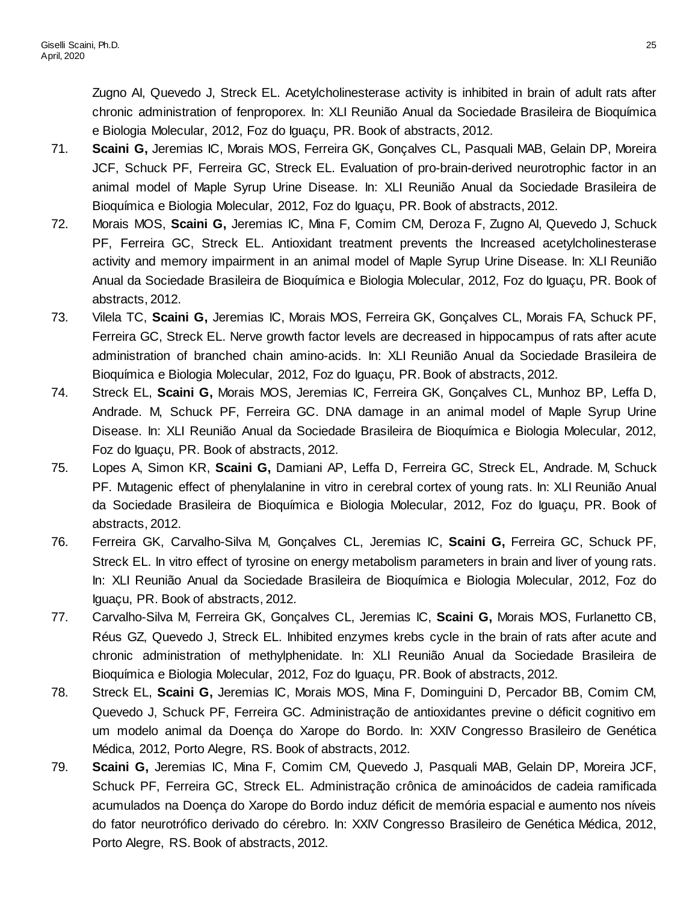Zugno AI, Quevedo J, Streck EL. Acetylcholinesterase activity is inhibited in brain of adult rats after chronic administration of fenproporex. In: XLI Reunião Anual da Sociedade Brasileira de Bioquímica e Biologia Molecular, 2012, Foz do Iguaçu, PR. Book of abstracts, 2012.

71. **Scaini G,** Jeremias IC, Morais MOS, Ferreira GK, Gonçalves CL, Pasquali MAB, Gelain DP, Moreira JCF, Schuck PF, Ferreira GC, Streck EL. Evaluation of pro-brain-derived neurotrophic factor in an animal model of Maple Syrup Urine Disease. In: XLI Reunião Anual da Sociedade Brasileira de Bioquímica e Biologia Molecular, 2012, Foz do Iguaçu, PR. Book of abstracts, 2012.
72. Morais MOS, **Scaini G,** Jeremias IC, Mina F, Comim CM, Deroza F, Zugno AI, Quevedo J, Schuck PF, Ferreira GC, Streck EL. Antioxidant treatment prevents the Increased acetylcholinesterase activity and memory impairment in an animal model of Maple Syrup Urine Disease. In: XLI Reunião Anual da Sociedade Brasileira de Bioquímica e Biologia Molecular, 2012, Foz do Iguaçu, PR. Book of abstracts, 2012.
73. Vilela TC, **Scaini G,** Jeremias IC, Morais MOS, Ferreira GK, Gonçalves CL, Morais FA, Schuck PF, Ferreira GC, Streck EL. Nerve growth factor levels are decreased in hippocampus of rats after acute administration of branched chain amino-acids. In: XLI Reunião Anual da Sociedade Brasileira de Bioquímica e Biologia Molecular, 2012, Foz do Iguaçu, PR. Book of abstracts, 2012.
74. Streck EL, **Scaini G,** Morais MOS, Jeremias IC, Ferreira GK, Gonçalves CL, Munhoz BP, Leffa D, Andrade. M, Schuck PF, Ferreira GC. DNA damage in an animal model of Maple Syrup Urine Disease. In: XLI Reunião Anual da Sociedade Brasileira de Bioquímica e Biologia Molecular, 2012, Foz do Iguaçu, PR. Book of abstracts, 2012.
75. Lopes A, Simon KR, **Scaini G,** Damiani AP, Leffa D, Ferreira GC, Streck EL, Andrade. M, Schuck PF. Mutagenic effect of phenylalanine in vitro in cerebral cortex of young rats. In: XLI Reunião Anual da Sociedade Brasileira de Bioquímica e Biologia Molecular, 2012, Foz do Iguaçu, PR. Book of abstracts, 2012.
76. Ferreira GK, Carvalho-Silva M, Gonçalves CL, Jeremias IC, **Scaini G,** Ferreira GC, Schuck PF, Streck EL. In vitro effect of tyrosine on energy metabolism parameters in brain and liver of young rats. In: XLI Reunião Anual da Sociedade Brasileira de Bioquímica e Biologia Molecular, 2012, Foz do Iguaçu, PR. Book of abstracts, 2012.
77. Carvalho-Silva M, Ferreira GK, Gonçalves CL, Jeremias IC, **Scaini G,** Morais MOS, Furlanetto CB, Réus GZ, Quevedo J, Streck EL. Inhibited enzymes krebs cycle in the brain of rats after acute and chronic administration of methylphenidate. In: XLI Reunião Anual da Sociedade Brasileira de Bioquímica e Biologia Molecular, 2012, Foz do Iguaçu, PR. Book of abstracts, 2012.
78. Streck EL, **Scaini G,** Jeremias IC, Morais MOS, Mina F, Dominguini D, Percador BB, Comim CM, Quevedo J, Schuck PF, Ferreira GC. Administração de antioxidantes previne o déficit cognitivo em um modelo animal da Doença do Xarope do Bordo. In: XXIV Congresso Brasileiro de Genética Médica, 2012, Porto Alegre, RS. Book of abstracts, 2012.
79. **Scaini G,** Jeremias IC, Mina F, Comim CM, Quevedo J, Pasquali MAB, Gelain DP, Moreira JCF, Schuck PF, Ferreira GC, Streck EL. Administração crônica de aminoácidos de cadeia ramificada acumulados na Doença do Xarope do Bordo induz déficit de memória espacial e aumento nos níveis do fator neurotrófico derivado do cérebro. In: XXIV Congresso Brasileiro de Genética Médica, 2012, Porto Alegre, RS. Book of abstracts, 2012.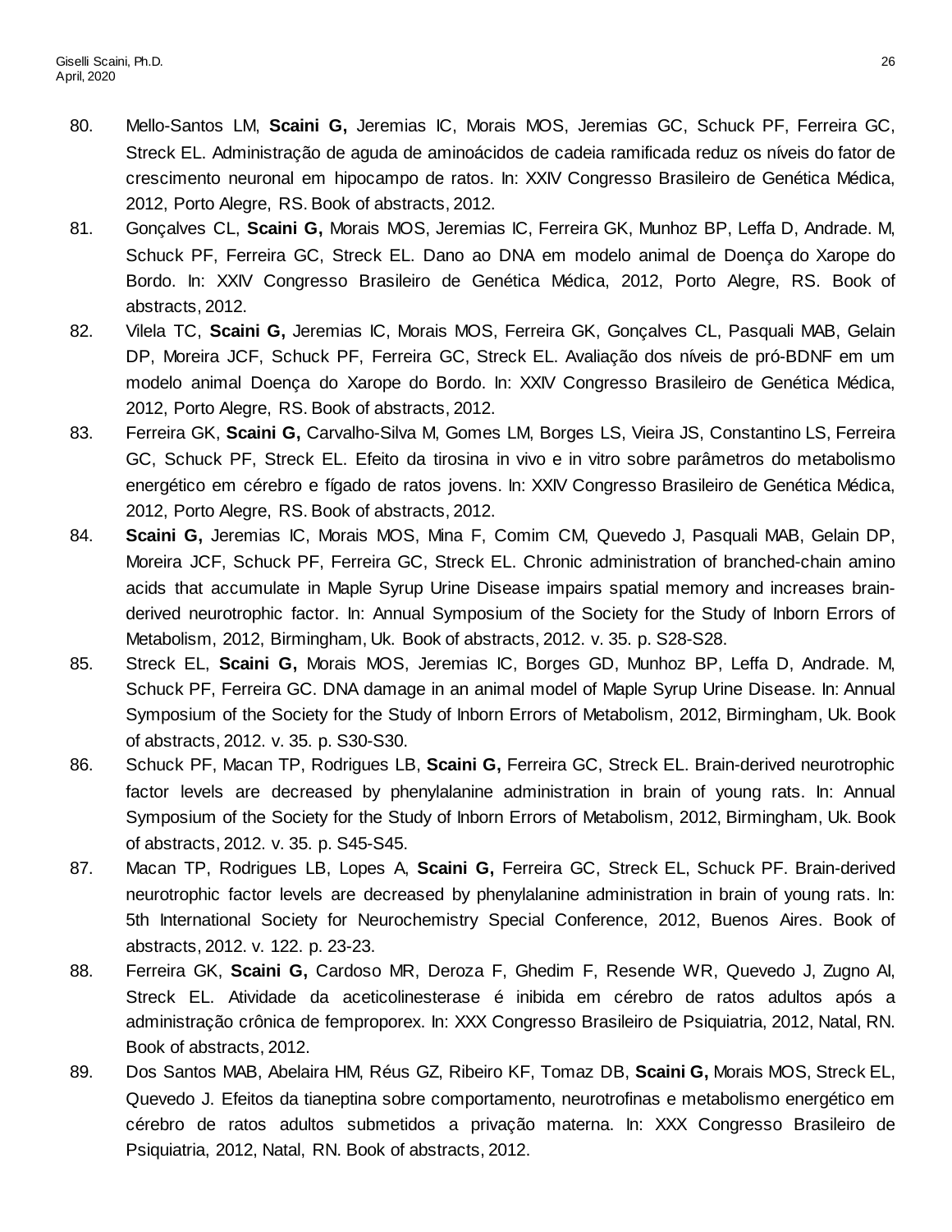80. Mello-Santos LM, **Scaini G,** Jeremias IC, Morais MOS, Jeremias GC, Schuck PF, Ferreira GC, Streck EL. Administração de aguda de aminoácidos de cadeia ramificada reduz os níveis do fator de crescimento neuronal em hipocampo de ratos. In: XXIV Congresso Brasileiro de Genética Médica, 2012, Porto Alegre, RS. Book of abstracts, 2012.
81. Gonçalves CL, **Scaini G,** Morais MOS, Jeremias IC, Ferreira GK, Munhoz BP, Leffa D, Andrade. M, Schuck PF, Ferreira GC, Streck EL. Dano ao DNA em modelo animal de Doença do Xarope do Bordo. In: XXIV Congresso Brasileiro de Genética Médica, 2012, Porto Alegre, RS. Book of abstracts, 2012.
82. Vilela TC, **Scaini G,** Jeremias IC, Morais MOS, Ferreira GK, Gonçalves CL, Pasquali MAB, Gelain DP, Moreira JCF, Schuck PF, Ferreira GC, Streck EL. Avaliação dos níveis de pró-BDNF em um modelo animal Doença do Xarope do Bordo. In: XXIV Congresso Brasileiro de Genética Médica, 2012, Porto Alegre, RS. Book of abstracts, 2012.
83. Ferreira GK, **Scaini G,** Carvalho-Silva M, Gomes LM, Borges LS, Vieira JS, Constantino LS, Ferreira GC, Schuck PF, Streck EL. Efeito da tirosina in vivo e in vitro sobre parâmetros do metabolismo energético em cérebro e fígado de ratos jovens. In: XXIV Congresso Brasileiro de Genética Médica, 2012, Porto Alegre, RS. Book of abstracts, 2012.
84. **Scaini G,** Jeremias IC, Morais MOS, Mina F, Comim CM, Quevedo J, Pasquali MAB, Gelain DP, Moreira JCF, Schuck PF, Ferreira GC, Streck EL. Chronic administration of branched-chain amino acids that accumulate in Maple Syrup Urine Disease impairs spatial memory and increases brain-derived neurotrophic factor. In: Annual Symposium of the Society for the Study of Inborn Errors of Metabolism, 2012, Birmingham, Uk. Book of abstracts, 2012. v. 35. p. S28-S28.
85. Streck EL, **Scaini G,** Morais MOS, Jeremias IC, Borges GD, Munhoz BP, Leffa D, Andrade. M, Schuck PF, Ferreira GC. DNA damage in an animal model of Maple Syrup Urine Disease. In: Annual Symposium of the Society for the Study of Inborn Errors of Metabolism, 2012, Birmingham, Uk. Book of abstracts, 2012. v. 35. p. S30-S30.
86. Schuck PF, Macan TP, Rodrigues LB, **Scaini G,** Ferreira GC, Streck EL. Brain-derived neurotrophic factor levels are decreased by phenylalanine administration in brain of young rats. In: Annual Symposium of the Society for the Study of Inborn Errors of Metabolism, 2012, Birmingham, Uk. Book of abstracts, 2012. v. 35. p. S45-S45.
87. Macan TP, Rodrigues LB, Lopes A, **Scaini G,** Ferreira GC, Streck EL, Schuck PF. Brain-derived neurotrophic factor levels are decreased by phenylalanine administration in brain of young rats. In: 5th International Society for Neurochemistry Special Conference, 2012, Buenos Aires. Book of abstracts, 2012. v. 122. p. 23-23.
88. Ferreira GK, **Scaini G,** Cardoso MR, Deroza F, Ghedim F, Resende WR, Quevedo J, Zugno AI, Streck EL. Atividade da aceticolinesterase é inibida em cérebro de ratos adultos após a administração crônica de femproporex. In: XXX Congresso Brasileiro de Psiquiatria, 2012, Natal, RN. Book of abstracts, 2012.
89. Dos Santos MAB, Abelaira HM, Réus GZ, Ribeiro KF, Tomaz DB, **Scaini G,** Morais MOS, Streck EL, Quevedo J. Efeitos da tianeptina sobre comportamento, neurotrofinas e metabolismo energético em cérebro de ratos adultos submetidos a privação materna. In: XXX Congresso Brasileiro de Psiquiatria, 2012, Natal, RN. Book of abstracts, 2012.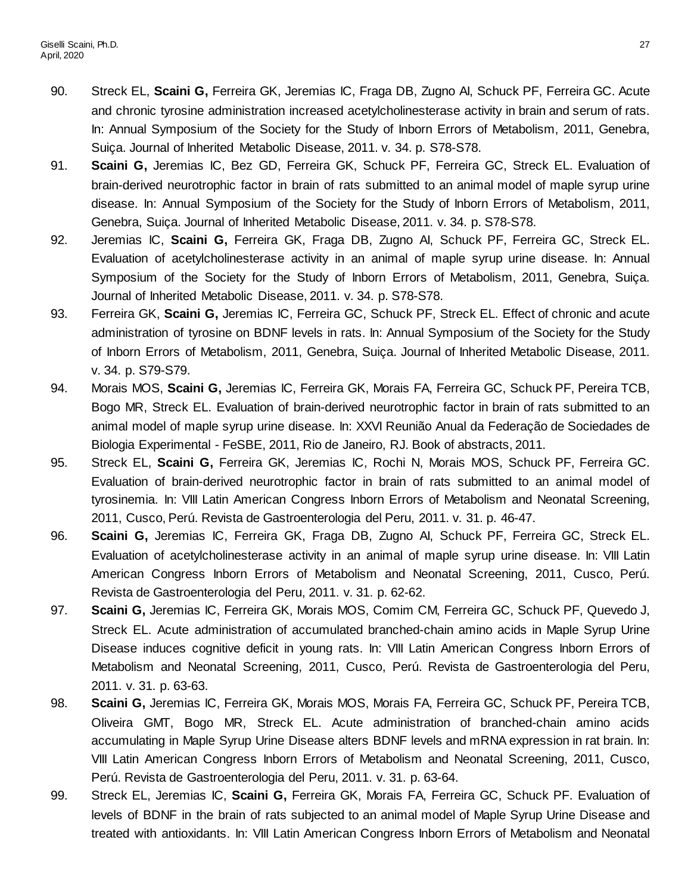90. Streck EL, **Scaini G,** Ferreira GK, Jeremias IC, Fraga DB, Zugno AI, Schuck PF, Ferreira GC. Acute and chronic tyrosine administration increased acetylcholinesterase activity in brain and serum of rats. In: Annual Symposium of the Society for the Study of Inborn Errors of Metabolism, 2011, Genebra, Suiça. Journal of Inherited Metabolic Disease, 2011. v. 34. p. S78-S78.
91. **Scaini G,** Jeremias IC, Bez GD, Ferreira GK, Schuck PF, Ferreira GC, Streck EL. Evaluation of brain-derived neurotrophic factor in brain of rats submitted to an animal model of maple syrup urine disease. In: Annual Symposium of the Society for the Study of Inborn Errors of Metabolism, 2011, Genebra, Suiça. Journal of Inherited Metabolic Disease, 2011. v. 34. p. S78-S78.
92. Jeremias IC, **Scaini G,** Ferreira GK, Fraga DB, Zugno AI, Schuck PF, Ferreira GC, Streck EL. Evaluation of acetylcholinesterase activity in an animal of maple syrup urine disease. In: Annual Symposium of the Society for the Study of Inborn Errors of Metabolism, 2011, Genebra, Suiça. Journal of Inherited Metabolic Disease, 2011. v. 34. p. S78-S78.
93. Ferreira GK, **Scaini G,** Jeremias IC, Ferreira GC, Schuck PF, Streck EL. Effect of chronic and acute administration of tyrosine on BDNF levels in rats. In: Annual Symposium of the Society for the Study of Inborn Errors of Metabolism, 2011, Genebra, Suiça. Journal of Inherited Metabolic Disease, 2011. v. 34. p. S79-S79.
94. Morais MOS, **Scaini G,** Jeremias IC, Ferreira GK, Morais FA, Ferreira GC, Schuck PF, Pereira TCB, Bogo MR, Streck EL. Evaluation of brain-derived neurotrophic factor in brain of rats submitted to an animal model of maple syrup urine disease. In: XXVI Reunião Anual da Federação de Sociedades de Biologia Experimental - FeSBE, 2011, Rio de Janeiro, RJ. Book of abstracts, 2011.
95. Streck EL, **Scaini G,** Ferreira GK, Jeremias IC, Rochi N, Morais MOS, Schuck PF, Ferreira GC. Evaluation of brain-derived neurotrophic factor in brain of rats submitted to an animal model of tyrosinemia. In: VIII Latin American Congress Inborn Errors of Metabolism and Neonatal Screening, 2011, Cusco, Perú. Revista de Gastroenterologia del Peru, 2011. v. 31. p. 46-47.
96. **Scaini G,** Jeremias IC, Ferreira GK, Fraga DB, Zugno AI, Schuck PF, Ferreira GC, Streck EL. Evaluation of acetylcholinesterase activity in an animal of maple syrup urine disease. In: VIII Latin American Congress Inborn Errors of Metabolism and Neonatal Screening, 2011, Cusco, Perú. Revista de Gastroenterologia del Peru, 2011. v. 31. p. 62-62.
97. **Scaini G,** Jeremias IC, Ferreira GK, Morais MOS, Comim CM, Ferreira GC, Schuck PF, Quevedo J, Streck EL. Acute administration of accumulated branched-chain amino acids in Maple Syrup Urine Disease induces cognitive deficit in young rats. In: VIII Latin American Congress Inborn Errors of Metabolism and Neonatal Screening, 2011, Cusco, Perú. Revista de Gastroenterologia del Peru, 2011. v. 31. p. 63-63.
98. **Scaini G,** Jeremias IC, Ferreira GK, Morais MOS, Morais FA, Ferreira GC, Schuck PF, Pereira TCB, Oliveira GMT, Bogo MR, Streck EL. Acute administration of branched-chain amino acids accumulating in Maple Syrup Urine Disease alters BDNF levels and mRNA expression in rat brain. In: VIII Latin American Congress Inborn Errors of Metabolism and Neonatal Screening, 2011, Cusco, Perú. Revista de Gastroenterologia del Peru, 2011. v. 31. p. 63-64.
99. Streck EL, Jeremias IC, **Scaini G,** Ferreira GK, Morais FA, Ferreira GC, Schuck PF. Evaluation of levels of BDNF in the brain of rats subjected to an animal model of Maple Syrup Urine Disease and treated with antioxidants. In: VIII Latin American Congress Inborn Errors of Metabolism and Neonatal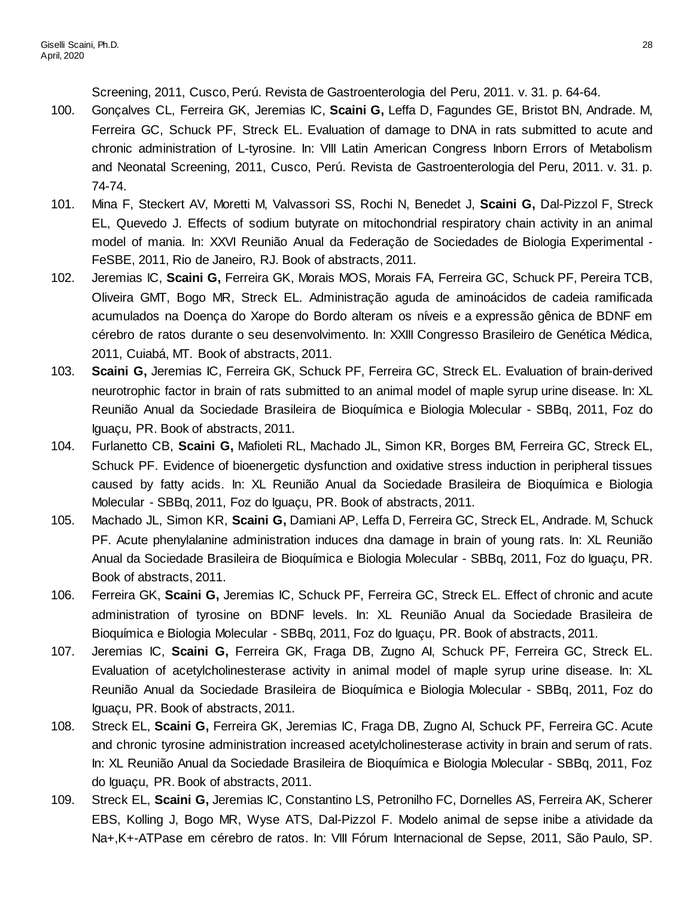Screening, 2011, Cusco, Perú. Revista de Gastroenterologia del Peru, 2011. v. 31. p. 64-64.

100. Gonçalves CL, Ferreira GK, Jeremias IC, **Scaini G,** Leffa D, Fagundes GE, Bristot BN, Andrade. M, Ferreira GC, Schuck PF, Streck EL. Evaluation of damage to DNA in rats submitted to acute and chronic administration of L-tyrosine. In: VIII Latin American Congress Inborn Errors of Metabolism and Neonatal Screening, 2011, Cusco, Perú. Revista de Gastroenterologia del Peru, 2011. v. 31. p. 74-74.

101. Mina F, Steckert AV, Moretti M, Valvassori SS, Rochi N, Benedet J, **Scaini G,** Dal-Pizzol F, Streck EL, Quevedo J. Effects of sodium butyrate on mitochondrial respiratory chain activity in an animal model of mania. In: XXVI Reunião Anual da Federação de Sociedades de Biologia Experimental - FeSBE, 2011, Rio de Janeiro, RJ. Book of abstracts, 2011.

102. Jeremias IC, **Scaini G,** Ferreira GK, Morais MOS, Morais FA, Ferreira GC, Schuck PF, Pereira TCB, Oliveira GMT, Bogo MR, Streck EL. Administração aguda de aminoácidos de cadeia ramificada acumulados na Doença do Xarope do Bordo alteram os níveis e a expressão gênica de BDNF em cérebro de ratos durante o seu desenvolvimento. In: XXIII Congresso Brasileiro de Genética Médica, 2011, Cuiabá, MT. Book of abstracts, 2011.

103. **Scaini G,** Jeremias IC, Ferreira GK, Schuck PF, Ferreira GC, Streck EL. Evaluation of brain-derived neurotrophic factor in brain of rats submitted to an animal model of maple syrup urine disease. In: XL Reunião Anual da Sociedade Brasileira de Bioquímica e Biologia Molecular - SBBq, 2011, Foz do Iguaçu, PR. Book of abstracts, 2011.

104. Furlanetto CB, **Scaini G,** Mafioleti RL, Machado JL, Simon KR, Borges BM, Ferreira GC, Streck EL, Schuck PF. Evidence of bioenergetic dysfunction and oxidative stress induction in peripheral tissues caused by fatty acids. In: XL Reunião Anual da Sociedade Brasileira de Bioquímica e Biologia Molecular - SBBq, 2011, Foz do Iguaçu, PR. Book of abstracts, 2011.

105. Machado JL, Simon KR, **Scaini G,** Damiani AP, Leffa D, Ferreira GC, Streck EL, Andrade. M, Schuck PF. Acute phenylalanine administration induces dna damage in brain of young rats. In: XL Reunião Anual da Sociedade Brasileira de Bioquímica e Biologia Molecular - SBBq, 2011, Foz do Iguaçu, PR. Book of abstracts, 2011.

106. Ferreira GK, **Scaini G,** Jeremias IC, Schuck PF, Ferreira GC, Streck EL. Effect of chronic and acute administration of tyrosine on BDNF levels. In: XL Reunião Anual da Sociedade Brasileira de Bioquímica e Biologia Molecular - SBBq, 2011, Foz do Iguaçu, PR. Book of abstracts, 2011.

107. Jeremias IC, **Scaini G,** Ferreira GK, Fraga DB, Zugno AI, Schuck PF, Ferreira GC, Streck EL. Evaluation of acetylcholinesterase activity in animal model of maple syrup urine disease. In: XL Reunião Anual da Sociedade Brasileira de Bioquímica e Biologia Molecular - SBBq, 2011, Foz do Iguaçu, PR. Book of abstracts, 2011.

108. Streck EL, **Scaini G,** Ferreira GK, Jeremias IC, Fraga DB, Zugno AI, Schuck PF, Ferreira GC. Acute and chronic tyrosine administration increased acetylcholinesterase activity in brain and serum of rats. In: XL Reunião Anual da Sociedade Brasileira de Bioquímica e Biologia Molecular - SBBq, 2011, Foz do Iguaçu, PR. Book of abstracts, 2011.

109. Streck EL, **Scaini G,** Jeremias IC, Constantino LS, Petronilho FC, Dornelles AS, Ferreira AK, Scherer EBS, Kolling J, Bogo MR, Wyse ATS, Dal-Pizzol F. Modelo animal de sepse inibe a atividade da $Na^+,K^+$-ATPase em cérebro de ratos. In: VIII Fórum Internacional de Sepse, 2011, São Paulo, SP.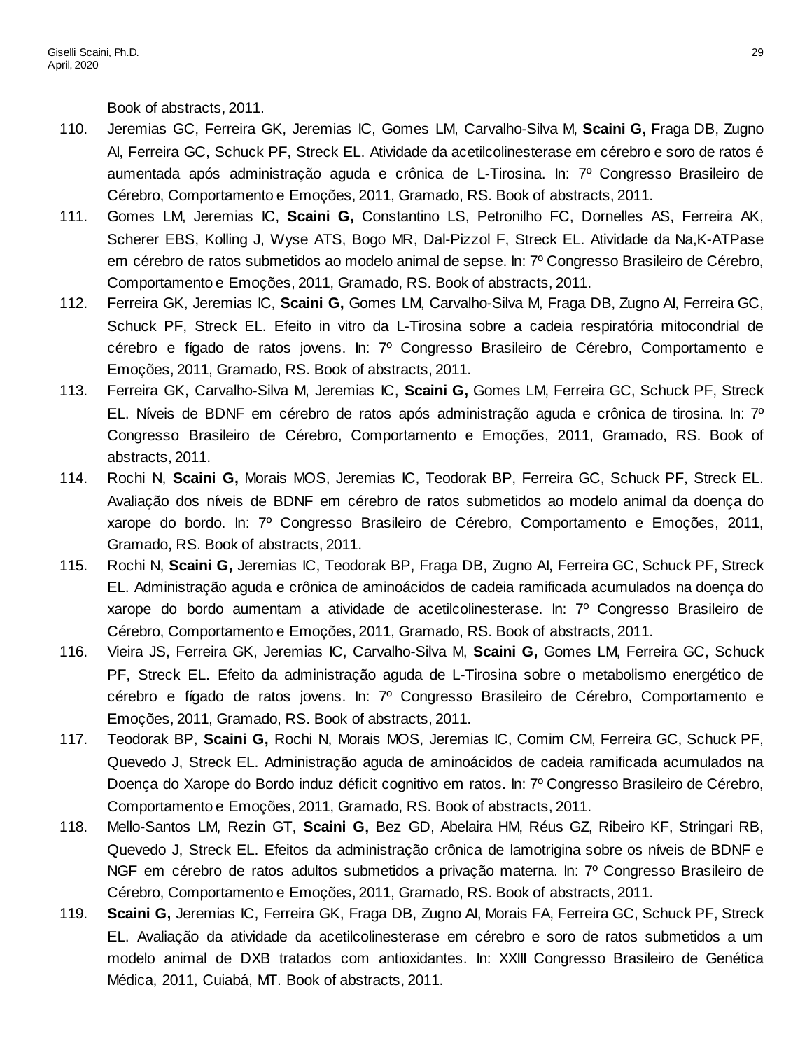Book of abstracts, 2011.

110. Jeremias GC, Ferreira GK, Jeremias IC, Gomes LM, Carvalho-Silva M, **Scaini G,** Fraga DB, Zugno AI, Ferreira GC, Schuck PF, Streck EL. Atividade da acetilcolinesterase em cérebro e soro de ratos é aumentada após administração aguda e crônica de L-Tirosina. In: 7º Congresso Brasileiro de Cérebro, Comportamento e Emoções, 2011, Gramado, RS. Book of abstracts, 2011.
111. Gomes LM, Jeremias IC, **Scaini G,** Constantino LS, Petronilho FC, Dornelles AS, Ferreira AK, Scherer EBS, Kolling J, Wyse ATS, Bogo MR, Dal-Pizzol F, Streck EL. Atividade da Na,K-ATPase em cérebro de ratos submetidos ao modelo animal de sepse. In: 7º Congresso Brasileiro de Cérebro, Comportamento e Emoções, 2011, Gramado, RS. Book of abstracts, 2011.
112. Ferreira GK, Jeremias IC, **Scaini G,** Gomes LM, Carvalho-Silva M, Fraga DB, Zugno AI, Ferreira GC, Schuck PF, Streck EL. Efeito in vitro da L-Tirosina sobre a cadeia respiratória mitocondrial de cérebro e fígado de ratos jovens. In: 7º Congresso Brasileiro de Cérebro, Comportamento e Emoções, 2011, Gramado, RS. Book of abstracts, 2011.
113. Ferreira GK, Carvalho-Silva M, Jeremias IC, **Scaini G,** Gomes LM, Ferreira GC, Schuck PF, Streck EL. Níveis de BDNF em cérebro de ratos após administração aguda e crônica de tirosina. In: 7º Congresso Brasileiro de Cérebro, Comportamento e Emoções, 2011, Gramado, RS. Book of abstracts, 2011.
114. Rochi N, **Scaini G,** Morais MOS, Jeremias IC, Teodorak BP, Ferreira GC, Schuck PF, Streck EL. Avaliação dos níveis de BDNF em cérebro de ratos submetidos ao modelo animal da doença do xarope do bordo. In: 7º Congresso Brasileiro de Cérebro, Comportamento e Emoções, 2011, Gramado, RS. Book of abstracts, 2011.
115. Rochi N, **Scaini G,** Jeremias IC, Teodorak BP, Fraga DB, Zugno AI, Ferreira GC, Schuck PF, Streck EL. Administração aguda e crônica de aminoácidos de cadeia ramificada acumulados na doença do xarope do bordo aumentam a atividade de acetilcolinesterase. In: 7º Congresso Brasileiro de Cérebro, Comportamento e Emoções, 2011, Gramado, RS. Book of abstracts, 2011.
116. Vieira JS, Ferreira GK, Jeremias IC, Carvalho-Silva M, **Scaini G,** Gomes LM, Ferreira GC, Schuck PF, Streck EL. Efeito da administração aguda de L-Tirosina sobre o metabolismo energético de cérebro e fígado de ratos jovens. In: 7º Congresso Brasileiro de Cérebro, Comportamento e Emoções, 2011, Gramado, RS. Book of abstracts, 2011.
117. Teodorak BP, **Scaini G,** Rochi N, Morais MOS, Jeremias IC, Comim CM, Ferreira GC, Schuck PF, Quevedo J, Streck EL. Administração aguda de aminoácidos de cadeia ramificada acumulados na Doença do Xarope do Bordo induz déficit cognitivo em ratos. In: 7º Congresso Brasileiro de Cérebro, Comportamento e Emoções, 2011, Gramado, RS. Book of abstracts, 2011.
118. Mello-Santos LM, Rezin GT, **Scaini G,** Bez GD, Abelaira HM, Réus GZ, Ribeiro KF, Stringari RB, Quevedo J, Streck EL. Efeitos da administração crônica de lamotrigina sobre os níveis de BDNF e NGF em cérebro de ratos adultos submetidos a privação materna. In: 7º Congresso Brasileiro de Cérebro, Comportamento e Emoções, 2011, Gramado, RS. Book of abstracts, 2011.
119. **Scaini G,** Jeremias IC, Ferreira GK, Fraga DB, Zugno AI, Morais FA, Ferreira GC, Schuck PF, Streck EL. Avaliação da atividade da acetilcolinesterase em cérebro e soro de ratos submetidos a um modelo animal de DXB tratados com antioxidantes. In: XXIII Congresso Brasileiro de Genética Médica, 2011, Cuiabá, MT. Book of abstracts, 2011.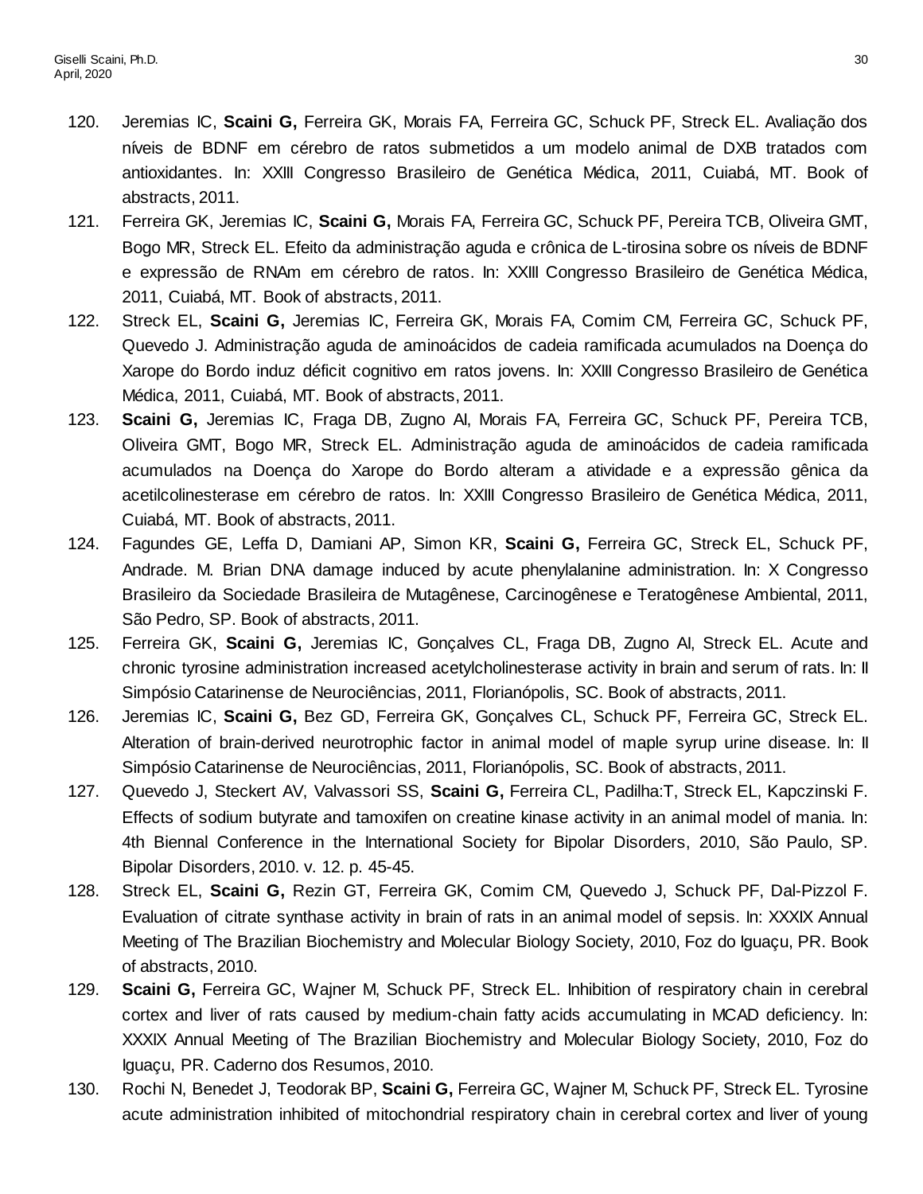120. Jeremias IC, **Scaini G,** Ferreira GK, Morais FA, Ferreira GC, Schuck PF, Streck EL. Avaliação dos níveis de BDNF em cérebro de ratos submetidos a um modelo animal de DXB tratados com antioxidantes. In: XXIII Congresso Brasileiro de Genética Médica, 2011, Cuiabá, MT. Book of abstracts, 2011.
121. Ferreira GK, Jeremias IC, **Scaini G,** Morais FA, Ferreira GC, Schuck PF, Pereira TCB, Oliveira GMT, Bogo MR, Streck EL. Efeito da administração aguda e crônica de L-tirosina sobre os níveis de BDNF e expressão de RNAm em cérebro de ratos. In: XXIII Congresso Brasileiro de Genética Médica, 2011, Cuiabá, MT. Book of abstracts, 2011.
122. Streck EL, **Scaini G,** Jeremias IC, Ferreira GK, Morais FA, Comim CM, Ferreira GC, Schuck PF, Quevedo J. Administração aguda de aminoácidos de cadeia ramificada acumulados na Doença do Xarope do Bordo induz déficit cognitivo em ratos jovens. In: XXIII Congresso Brasileiro de Genética Médica, 2011, Cuiabá, MT. Book of abstracts, 2011.
123. **Scaini G,** Jeremias IC, Fraga DB, Zugno AI, Morais FA, Ferreira GC, Schuck PF, Pereira TCB, Oliveira GMT, Bogo MR, Streck EL. Administração aguda de aminoácidos de cadeia ramificada acumulados na Doença do Xarope do Bordo alteram a atividade e a expressão gênica da acetilcolinesterase em cérebro de ratos. In: XXIII Congresso Brasileiro de Genética Médica, 2011, Cuiabá, MT. Book of abstracts, 2011.
124. Fagundes GE, Leffa D, Damiani AP, Simon KR, **Scaini G,** Ferreira GC, Streck EL, Schuck PF, Andrade. M. Brian DNA damage induced by acute phenylalanine administration. In: X Congresso Brasileiro da Sociedade Brasileira de Mutagênese, Carcinogênese e Teratogênese Ambiental, 2011, São Pedro, SP. Book of abstracts, 2011.
125. Ferreira GK, **Scaini G,** Jeremias IC, Gonçalves CL, Fraga DB, Zugno AI, Streck EL. Acute and chronic tyrosine administration increased acetylcholinesterase activity in brain and serum of rats. In: II Simpósio Catarinense de Neurociências, 2011, Florianópolis, SC. Book of abstracts, 2011.
126. Jeremias IC, **Scaini G,** Bez GD, Ferreira GK, Gonçalves CL, Schuck PF, Ferreira GC, Streck EL. Alteration of brain-derived neurotrophic factor in animal model of maple syrup urine disease. In: II Simpósio Catarinense de Neurociências, 2011, Florianópolis, SC. Book of abstracts, 2011.
127. Quevedo J, Steckert AV, Valvassori SS, **Scaini G,** Ferreira CL, Padilha:T, Streck EL, Kapczinski F. Effects of sodium butyrate and tamoxifen on creatine kinase activity in an animal model of mania. In: 4th Biennal Conference in the International Society for Bipolar Disorders, 2010, São Paulo, SP. Bipolar Disorders, 2010. v. 12. p. 45-45.
128. Streck EL, **Scaini G,** Rezin GT, Ferreira GK, Comim CM, Quevedo J, Schuck PF, Dal-Pizzol F. Evaluation of citrate synthase activity in brain of rats in an animal model of sepsis. In: XXXIX Annual Meeting of The Brazilian Biochemistry and Molecular Biology Society, 2010, Foz do Iguaçu, PR. Book of abstracts, 2010.
129. **Scaini G,** Ferreira GC, Wajner M, Schuck PF, Streck EL. Inhibition of respiratory chain in cerebral cortex and liver of rats caused by medium-chain fatty acids accumulating in MCAD deficiency. In: XXXIX Annual Meeting of The Brazilian Biochemistry and Molecular Biology Society, 2010, Foz do Iguaçu, PR. Caderno dos Resumos, 2010.
130. Rochi N, Benedet J, Teodorak BP, **Scaini G,** Ferreira GC, Wajner M, Schuck PF, Streck EL. Tyrosine acute administration inhibited of mitochondrial respiratory chain in cerebral cortex and liver of young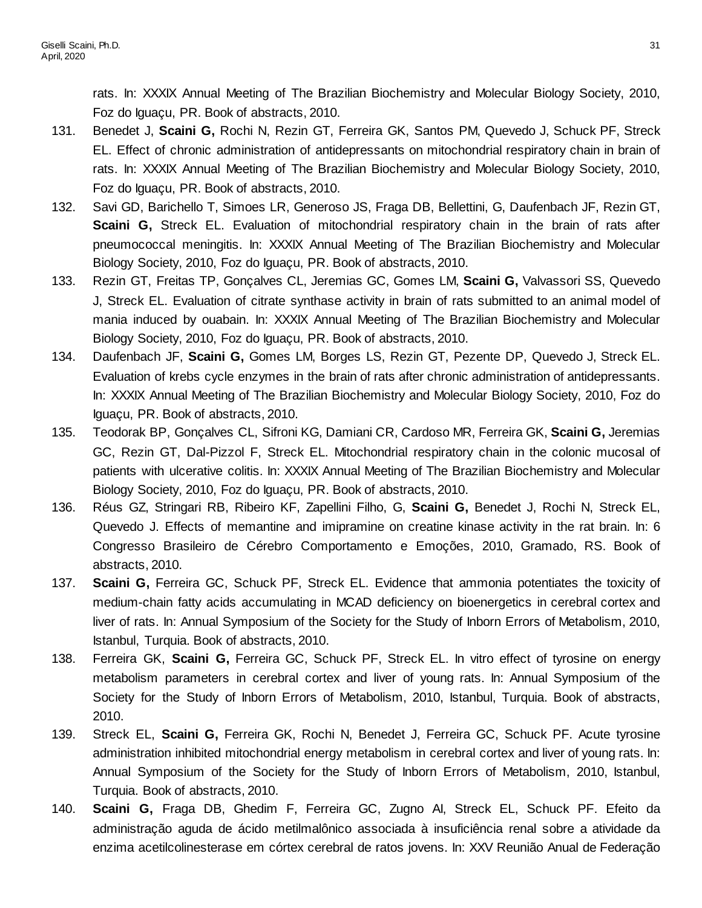rats. In: XXXIX Annual Meeting of The Brazilian Biochemistry and Molecular Biology Society, 2010, Foz do Iguaçu, PR. Book of abstracts, 2010.

131. Benedet J, **Scaini G,** Rochi N, Rezin GT, Ferreira GK, Santos PM, Quevedo J, Schuck PF, Streck EL. Effect of chronic administration of antidepressants on mitochondrial respiratory chain in brain of rats. In: XXXIX Annual Meeting of The Brazilian Biochemistry and Molecular Biology Society, 2010, Foz do Iguaçu, PR. Book of abstracts, 2010.
132. Savi GD, Barichello T, Simoes LR, Generoso JS, Fraga DB, Bellettini, G, Daufenbach JF, Rezin GT, **Scaini G,** Streck EL. Evaluation of mitochondrial respiratory chain in the brain of rats after pneumococcal meningitis. In: XXXIX Annual Meeting of The Brazilian Biochemistry and Molecular Biology Society, 2010, Foz do Iguaçu, PR. Book of abstracts, 2010.
133. Rezin GT, Freitas TP, Gonçalves CL, Jeremias GC, Gomes LM, **Scaini G,** Valvassori SS, Quevedo J, Streck EL. Evaluation of citrate synthase activity in brain of rats submitted to an animal model of mania induced by ouabain. In: XXXIX Annual Meeting of The Brazilian Biochemistry and Molecular Biology Society, 2010, Foz do Iguaçu, PR. Book of abstracts, 2010.
134. Daufenbach JF, **Scaini G,** Gomes LM, Borges LS, Rezin GT, Pezente DP, Quevedo J, Streck EL. Evaluation of krebs cycle enzymes in the brain of rats after chronic administration of antidepressants. In: XXXIX Annual Meeting of The Brazilian Biochemistry and Molecular Biology Society, 2010, Foz do Iguaçu, PR. Book of abstracts, 2010.
135. Teodorak BP, Gonçalves CL, Sifroni KG, Damiani CR, Cardoso MR, Ferreira GK, **Scaini G,** Jeremias GC, Rezin GT, Dal-Pizzol F, Streck EL. Mitochondrial respiratory chain in the colonic mucosal of patients with ulcerative colitis. In: XXXIX Annual Meeting of The Brazilian Biochemistry and Molecular Biology Society, 2010, Foz do Iguaçu, PR. Book of abstracts, 2010.
136. Réus GZ, Stringari RB, Ribeiro KF, Zapellini Filho, G, **Scaini G,** Benedet J, Rochi N, Streck EL, Quevedo J. Effects of memantine and imipramine on creatine kinase activity in the rat brain. In: 6 Congresso Brasileiro de Cérebro Comportamento e Emoções, 2010, Gramado, RS. Book of abstracts, 2010.
137. **Scaini G,** Ferreira GC, Schuck PF, Streck EL. Evidence that ammonia potentiates the toxicity of medium-chain fatty acids accumulating in MCAD deficiency on bioenergetics in cerebral cortex and liver of rats. In: Annual Symposium of the Society for the Study of Inborn Errors of Metabolism, 2010, Istanbul, Turquia. Book of abstracts, 2010.
138. Ferreira GK, **Scaini G,** Ferreira GC, Schuck PF, Streck EL. In vitro effect of tyrosine on energy metabolism parameters in cerebral cortex and liver of young rats. In: Annual Symposium of the Society for the Study of Inborn Errors of Metabolism, 2010, Istanbul, Turquia. Book of abstracts, 2010.
139. Streck EL, **Scaini G,** Ferreira GK, Rochi N, Benedet J, Ferreira GC, Schuck PF. Acute tyrosine administration inhibited mitochondrial energy metabolism in cerebral cortex and liver of young rats. In: Annual Symposium of the Society for the Study of Inborn Errors of Metabolism, 2010, Istanbul, Turquia. Book of abstracts, 2010.
140. **Scaini G,** Fraga DB, Ghedim F, Ferreira GC, Zugno AI, Streck EL, Schuck PF. Efeito da administração aguda de ácido metilmalônico associada à insuficiência renal sobre a atividade da enzima acetilcolinesterase em córtex cerebral de ratos jovens. In: XXV Reunião Anual de Federação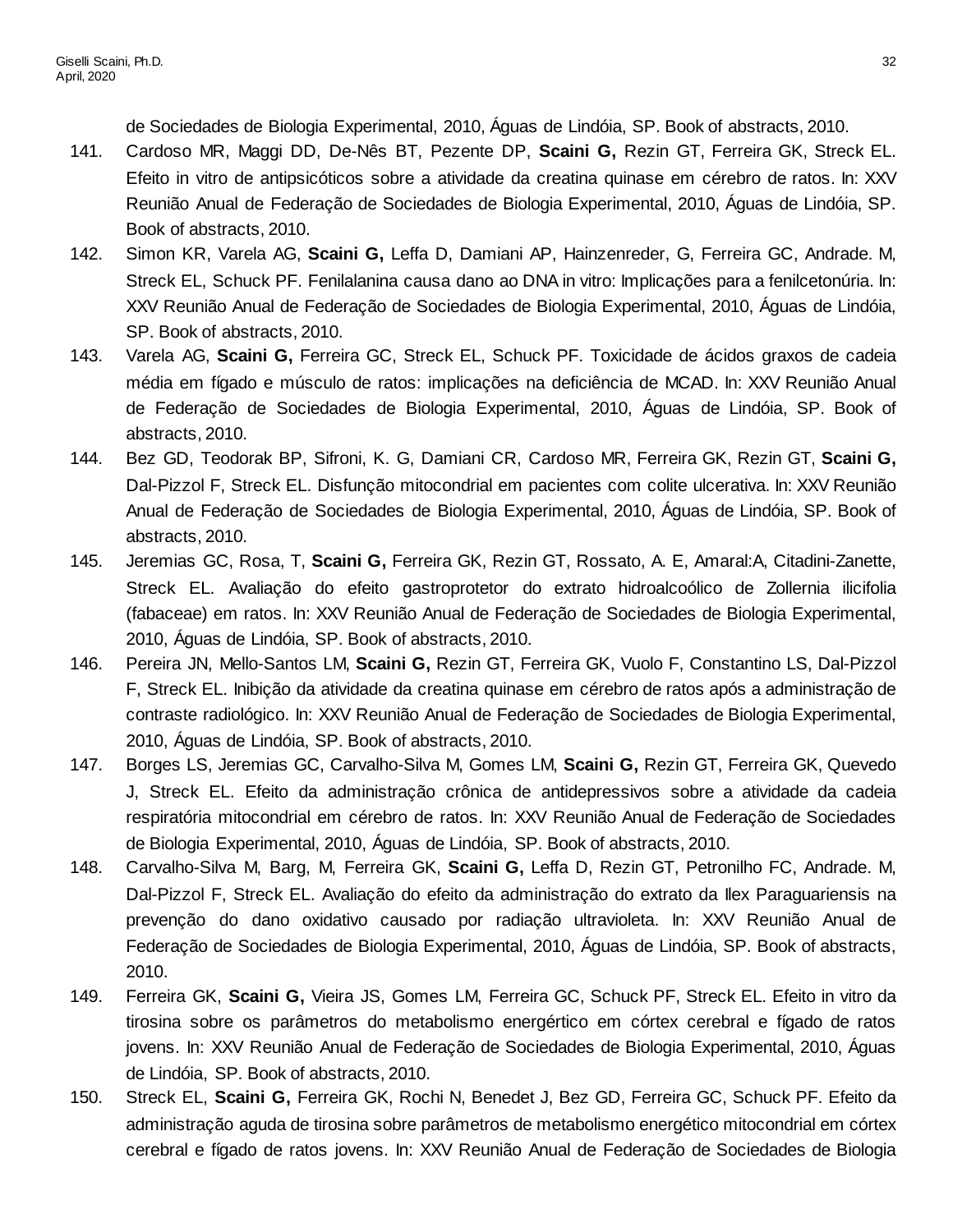de Sociedades de Biologia Experimental, 2010, Águas de Lindóia, SP. Book of abstracts, 2010.

141. Cardoso MR, Maggi DD, De-Nês BT, Pezente DP, **Scaini G,** Rezin GT, Ferreira GK, Streck EL. Efeito in vitro de antipsicóticos sobre a atividade da creatina quinase em cérebro de ratos. In: XXV Reunião Anual de Federação de Sociedades de Biologia Experimental, 2010, Águas de Lindóia, SP. Book of abstracts, 2010.
142. Simon KR, Varela AG, **Scaini G,** Leffa D, Damiani AP, Hainzenreder, G, Ferreira GC, Andrade. M, Streck EL, Schuck PF. Fenilalanina causa dano ao DNA in vitro: Implicações para a fenilcetonúria. In: XXV Reunião Anual de Federação de Sociedades de Biologia Experimental, 2010, Águas de Lindóia, SP. Book of abstracts, 2010.
143. Varela AG, **Scaini G,** Ferreira GC, Streck EL, Schuck PF. Toxicidade de ácidos graxos de cadeia média em fígado e músculo de ratos: implicações na deficiência de MCAD. In: XXV Reunião Anual de Federação de Sociedades de Biologia Experimental, 2010, Águas de Lindóia, SP. Book of abstracts, 2010.
144. Bez GD, Teodorak BP, Sifroni, K. G, Damiani CR, Cardoso MR, Ferreira GK, Rezin GT, **Scaini G,** Dal-Pizzol F, Streck EL. Disfunção mitocondrial em pacientes com colite ulcerativa. In: XXV Reunião Anual de Federação de Sociedades de Biologia Experimental, 2010, Águas de Lindóia, SP. Book of abstracts, 2010.
145. Jeremias GC, Rosa, T, **Scaini G,** Ferreira GK, Rezin GT, Rossato, A. E, Amaral:A, Citadini-Zanette, Streck EL. Avaliação do efeito gastroprotetor do extrato hidroalcoólico de Zollernia ilicifolia (fabaceae) em ratos. In: XXV Reunião Anual de Federação de Sociedades de Biologia Experimental, 2010, Águas de Lindóia, SP. Book of abstracts, 2010.
146. Pereira JN, Mello-Santos LM, **Scaini G,** Rezin GT, Ferreira GK, Vuolo F, Constantino LS, Dal-Pizzol F, Streck EL. Inibição da atividade da creatina quinase em cérebro de ratos após a administração de contraste radiológico. In: XXV Reunião Anual de Federação de Sociedades de Biologia Experimental, 2010, Águas de Lindóia, SP. Book of abstracts, 2010.
147. Borges LS, Jeremias GC, Carvalho-Silva M, Gomes LM, **Scaini G,** Rezin GT, Ferreira GK, Quevedo J, Streck EL. Efeito da administração crônica de antidepressivos sobre a atividade da cadeia respiratória mitocondrial em cérebro de ratos. In: XXV Reunião Anual de Federação de Sociedades de Biologia Experimental, 2010, Águas de Lindóia, SP. Book of abstracts, 2010.
148. Carvalho-Silva M, Barg, M, Ferreira GK, **Scaini G,** Leffa D, Rezin GT, Petronilho FC, Andrade. M, Dal-Pizzol F, Streck EL. Avaliação do efeito da administração do extrato da Ilex Paraguariensis na prevenção do dano oxidativo causado por radiação ultravioleta. In: XXV Reunião Anual de Federação de Sociedades de Biologia Experimental, 2010, Águas de Lindóia, SP. Book of abstracts, 2010.
149. Ferreira GK, **Scaini G,** Vieira JS, Gomes LM, Ferreira GC, Schuck PF, Streck EL. Efeito in vitro da tirosina sobre os parâmetros do metabolismo energértico em córtex cerebral e fígado de ratos jovens. In: XXV Reunião Anual de Federação de Sociedades de Biologia Experimental, 2010, Águas de Lindóia, SP. Book of abstracts, 2010.
150. Streck EL, **Scaini G,** Ferreira GK, Rochi N, Benedet J, Bez GD, Ferreira GC, Schuck PF. Efeito da administração aguda de tirosina sobre parâmetros de metabolismo energético mitocondrial em córtex cerebral e fígado de ratos jovens. In: XXV Reunião Anual de Federação de Sociedades de Biologia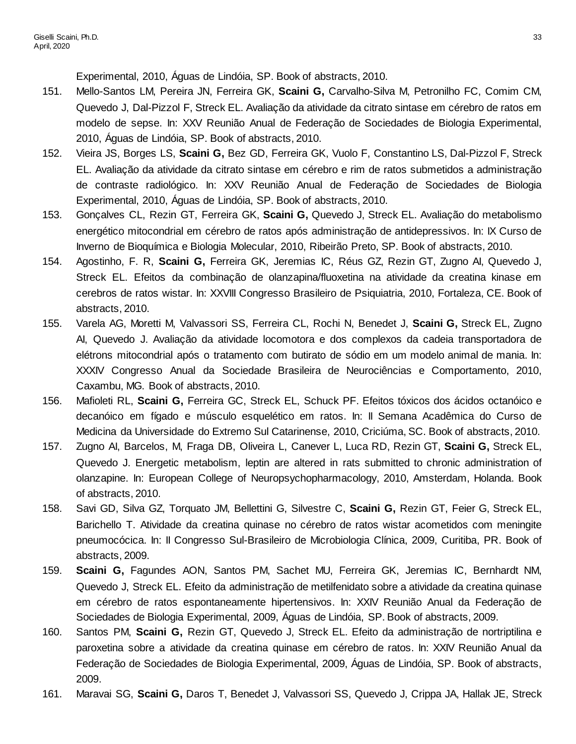Experimental, 2010, Águas de Lindóia, SP. Book of abstracts, 2010.

151. Mello-Santos LM, Pereira JN, Ferreira GK, **Scaini G,** Carvalho-Silva M, Petronilho FC, Comim CM, Quevedo J, Dal-Pizzol F, Streck EL. Avaliação da atividade da citrato sintase em cérebro de ratos em modelo de sepse. In: XXV Reunião Anual de Federação de Sociedades de Biologia Experimental, 2010, Águas de Lindóia, SP. Book of abstracts, 2010.
152. Vieira JS, Borges LS, **Scaini G,** Bez GD, Ferreira GK, Vuolo F, Constantino LS, Dal-Pizzol F, Streck EL. Avaliação da atividade da citrato sintase em cérebro e rim de ratos submetidos a administração de contraste radiológico. In: XXV Reunião Anual de Federação de Sociedades de Biologia Experimental, 2010, Águas de Lindóia, SP. Book of abstracts, 2010.
153. Gonçalves CL, Rezin GT, Ferreira GK, **Scaini G,** Quevedo J, Streck EL. Avaliação do metabolismo energético mitocondrial em cérebro de ratos após administração de antidepressivos. In: IX Curso de Inverno de Bioquímica e Biologia Molecular, 2010, Ribeirão Preto, SP. Book of abstracts, 2010.
154. Agostinho, F. R, **Scaini G,** Ferreira GK, Jeremias IC, Réus GZ, Rezin GT, Zugno AI, Quevedo J, Streck EL. Efeitos da combinação de olanzapina/fluoxetina na atividade da creatina kinase em cerebros de ratos wistar. In: XXVIII Congresso Brasileiro de Psiquiatria, 2010, Fortaleza, CE. Book of abstracts, 2010.
155. Varela AG, Moretti M, Valvassori SS, Ferreira CL, Rochi N, Benedet J, **Scaini G,** Streck EL, Zugno AI, Quevedo J. Avaliação da atividade locomotora e dos complexos da cadeia transportadora de elétrons mitocondrial após o tratamento com butirato de sódio em um modelo animal de mania. In: XXXIV Congresso Anual da Sociedade Brasileira de Neurociências e Comportamento, 2010, Caxambu, MG. Book of abstracts, 2010.
156. Mafioleti RL, **Scaini G,** Ferreira GC, Streck EL, Schuck PF. Efeitos tóxicos dos ácidos octanóico e decanóico em fígado e músculo esquelético em ratos. In: II Semana Acadêmica do Curso de Medicina da Universidade do Extremo Sul Catarinense, 2010, Criciúma, SC. Book of abstracts, 2010.
157. Zugno AI, Barcelos, M, Fraga DB, Oliveira L, Canever L, Luca RD, Rezin GT, **Scaini G,** Streck EL, Quevedo J. Energetic metabolism, leptin are altered in rats submitted to chronic administration of olanzapine. In: European College of Neuropsychopharmacology, 2010, Amsterdam, Holanda. Book of abstracts, 2010.
158. Savi GD, Silva GZ, Torquato JM, Bellettini G, Silvestre C, **Scaini G,** Rezin GT, Feier G, Streck EL, Barichello T. Atividade da creatina quinase no cérebro de ratos wistar acometidos com meningite pneumocócica. In: II Congresso Sul-Brasileiro de Microbiologia Clínica, 2009, Curitiba, PR. Book of abstracts, 2009.
159. **Scaini G,** Fagundes AON, Santos PM, Sachet MU, Ferreira GK, Jeremias IC, Bernhardt NM, Quevedo J, Streck EL. Efeito da administração de metilfenidato sobre a atividade da creatina quinase em cérebro de ratos espontaneamente hipertensivos. In: XXIV Reunião Anual da Federação de Sociedades de Biologia Experimental, 2009, Águas de Lindóia, SP. Book of abstracts, 2009.
160. Santos PM, **Scaini G,** Rezin GT, Quevedo J, Streck EL. Efeito da administração de nortriptilina e paroxetina sobre a atividade da creatina quinase em cérebro de ratos. In: XXIV Reunião Anual da Federação de Sociedades de Biologia Experimental, 2009, Águas de Lindóia, SP. Book of abstracts, 2009.
161. Maravai SG, **Scaini G,** Daros T, Benedet J, Valvassori SS, Quevedo J, Crippa JA, Hallak JE, Streck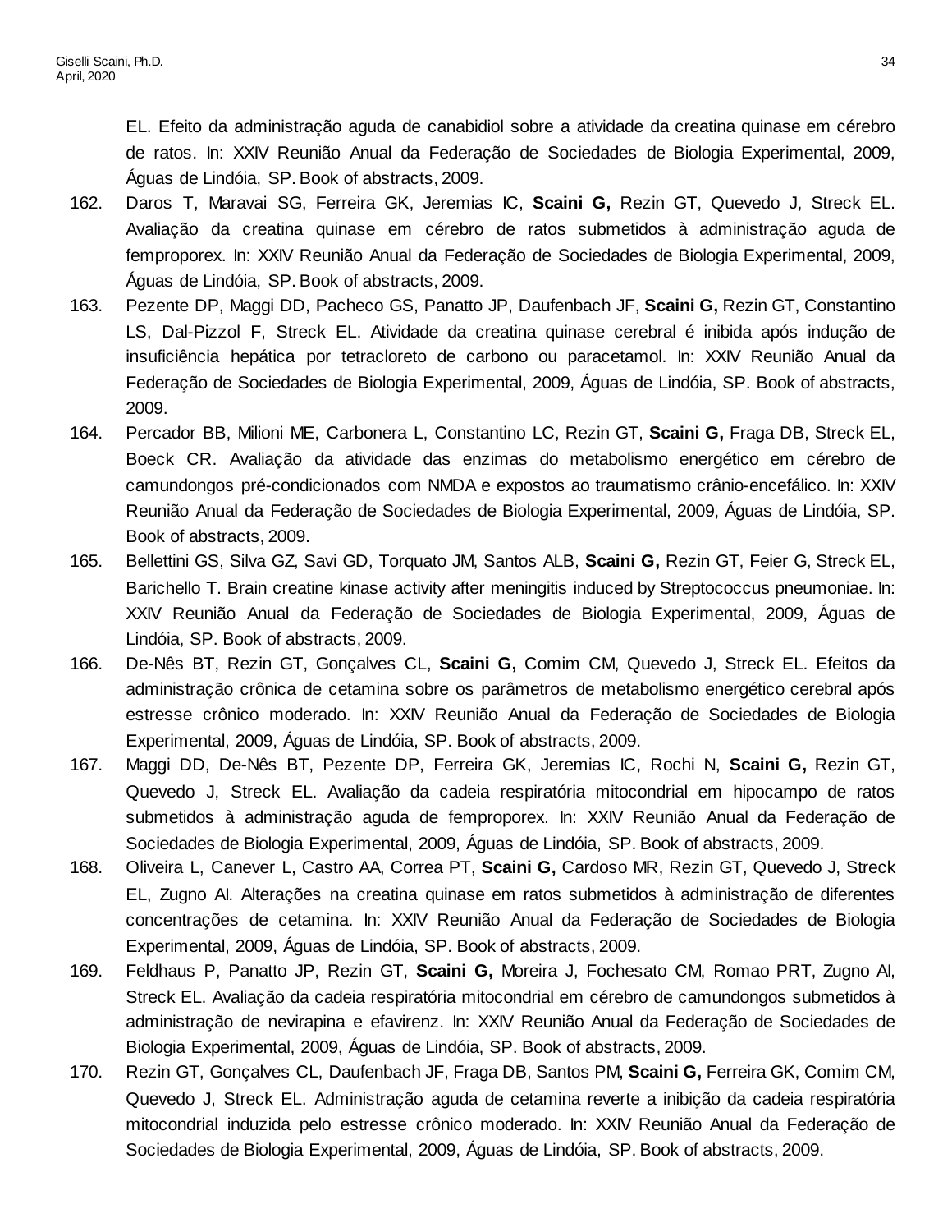EL. Efeito da administração aguda de canabidiol sobre a atividade da creatina quinase em cérebro de ratos. In: XXIV Reunião Anual da Federação de Sociedades de Biologia Experimental, 2009, Águas de Lindóia, SP. Book of abstracts, 2009.

162. Daros T, Maravai SG, Ferreira GK, Jeremias IC, **Scaini G,** Rezin GT, Quevedo J, Streck EL. Avaliação da creatina quinase em cérebro de ratos submetidos à administração aguda de femproporex. In: XXIV Reunião Anual da Federação de Sociedades de Biologia Experimental, 2009, Águas de Lindóia, SP. Book of abstracts, 2009.
163. Pezente DP, Maggi DD, Pacheco GS, Panatto JP, Daufenbach JF, **Scaini G,** Rezin GT, Constantino LS, Dal-Pizzol F, Streck EL. Atividade da creatina quinase cerebral é inibida após indução de insuficiência hepática por tetracloreto de carbono ou paracetamol. In: XXIV Reunião Anual da Federação de Sociedades de Biologia Experimental, 2009, Águas de Lindóia, SP. Book of abstracts, 2009.
164. Percador BB, Milioni ME, Carbonera L, Constantino LC, Rezin GT, **Scaini G,** Fraga DB, Streck EL, Boeck CR. Avaliação da atividade das enzimas do metabolismo energético em cérebro de camundongos pré-condicionados com NMDA e expostos ao traumatismo crânio-encefálico. In: XXIV Reunião Anual da Federação de Sociedades de Biologia Experimental, 2009, Águas de Lindóia, SP. Book of abstracts, 2009.
165. Bellettini GS, Silva GZ, Savi GD, Torquato JM, Santos ALB, **Scaini G,** Rezin GT, Feier G, Streck EL, Barichello T. Brain creatine kinase activity after meningitis induced by Streptococcus pneumoniae. In: XXIV Reunião Anual da Federação de Sociedades de Biologia Experimental, 2009, Águas de Lindóia, SP. Book of abstracts, 2009.
166. De-Nês BT, Rezin GT, Gonçalves CL, **Scaini G,** Comim CM, Quevedo J, Streck EL. Efeitos da administração crônica de cetamina sobre os parâmetros de metabolismo energético cerebral após estresse crônico moderado. In: XXIV Reunião Anual da Federação de Sociedades de Biologia Experimental, 2009, Águas de Lindóia, SP. Book of abstracts, 2009.
167. Maggi DD, De-Nês BT, Pezente DP, Ferreira GK, Jeremias IC, Rochi N, **Scaini G,** Rezin GT, Quevedo J, Streck EL. Avaliação da cadeia respiratória mitocondrial em hipocampo de ratos submetidos à administração aguda de femproporex. In: XXIV Reunião Anual da Federação de Sociedades de Biologia Experimental, 2009, Águas de Lindóia, SP. Book of abstracts, 2009.
168. Oliveira L, Canever L, Castro AA, Correa PT, **Scaini G,** Cardoso MR, Rezin GT, Quevedo J, Streck EL, Zugno AI. Alterações na creatina quinase em ratos submetidos à administração de diferentes concentrações de cetamina. In: XXIV Reunião Anual da Federação de Sociedades de Biologia Experimental, 2009, Águas de Lindóia, SP. Book of abstracts, 2009.
169. Feldhaus P, Panatto JP, Rezin GT, **Scaini G,** Moreira J, Fochesato CM, Romao PRT, Zugno AI, Streck EL. Avaliação da cadeia respiratória mitocondrial em cérebro de camundongos submetidos à administração de nevirapina e efavirenz. In: XXIV Reunião Anual da Federação de Sociedades de Biologia Experimental, 2009, Águas de Lindóia, SP. Book of abstracts, 2009.
170. Rezin GT, Gonçalves CL, Daufenbach JF, Fraga DB, Santos PM, **Scaini G,** Ferreira GK, Comim CM, Quevedo J, Streck EL. Administração aguda de cetamina reverte a inibição da cadeia respiratória mitocondrial induzida pelo estresse crônico moderado. In: XXIV Reunião Anual da Federação de Sociedades de Biologia Experimental, 2009, Águas de Lindóia, SP. Book of abstracts, 2009.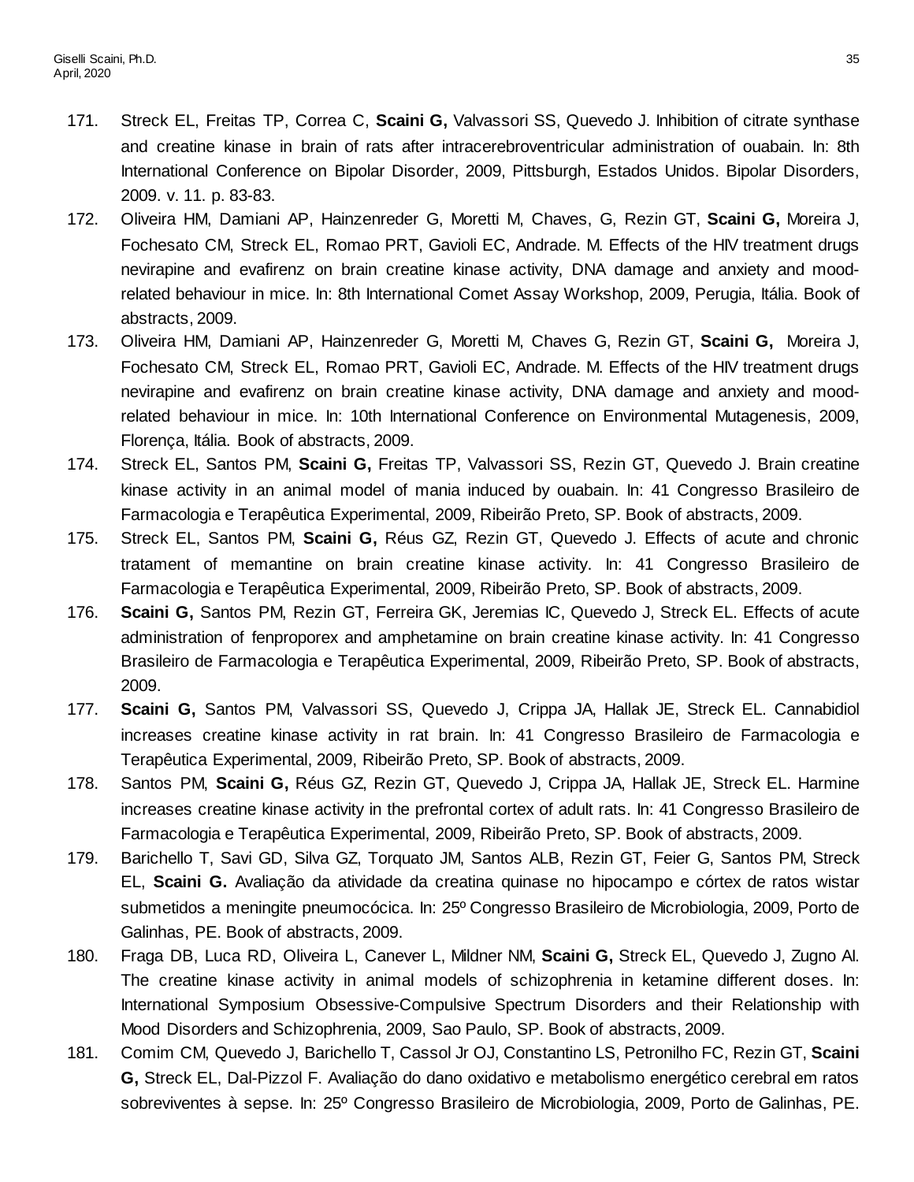171. Streck EL, Freitas TP, Correa C, **Scaini G,** Valvassori SS, Quevedo J. Inhibition of citrate synthase and creatine kinase in brain of rats after intracerebroventricular administration of ouabain. In: 8th International Conference on Bipolar Disorder, 2009, Pittsburgh, Estados Unidos. Bipolar Disorders, 2009. v. 11. p. 83-83.
172. Oliveira HM, Damiani AP, Hainzenreder G, Moretti M, Chaves, G, Rezin GT, **Scaini G,** Moreira J, Fochesato CM, Streck EL, Romao PRT, Gavioli EC, Andrade. M. Effects of the HIV treatment drugs nevirapine and evafirenz on brain creatine kinase activity, DNA damage and anxiety and mood-related behaviour in mice. In: 8th International Comet Assay Workshop, 2009, Perugia, Itália. Book of abstracts, 2009.
173. Oliveira HM, Damiani AP, Hainzenreder G, Moretti M, Chaves G, Rezin GT, **Scaini G,** Moreira J, Fochesato CM, Streck EL, Romao PRT, Gavioli EC, Andrade. M. Effects of the HIV treatment drugs nevirapine and evafirenz on brain creatine kinase activity, DNA damage and anxiety and mood-related behaviour in mice. In: 10th International Conference on Environmental Mutagenesis, 2009, Florença, Itália. Book of abstracts, 2009.
174. Streck EL, Santos PM, **Scaini G,** Freitas TP, Valvassori SS, Rezin GT, Quevedo J. Brain creatine kinase activity in an animal model of mania induced by ouabain. In: 41 Congresso Brasileiro de Farmacologia e Terapêutica Experimental, 2009, Ribeirão Preto, SP. Book of abstracts, 2009.
175. Streck EL, Santos PM, **Scaini G,** Réus GZ, Rezin GT, Quevedo J. Effects of acute and chronic tratament of memantine on brain creatine kinase activity. In: 41 Congresso Brasileiro de Farmacologia e Terapêutica Experimental, 2009, Ribeirão Preto, SP. Book of abstracts, 2009.
176. **Scaini G,** Santos PM, Rezin GT, Ferreira GK, Jeremias IC, Quevedo J, Streck EL. Effects of acute administration of fenproporex and amphetamine on brain creatine kinase activity. In: 41 Congresso Brasileiro de Farmacologia e Terapêutica Experimental, 2009, Ribeirão Preto, SP. Book of abstracts, 2009.
177. **Scaini G,** Santos PM, Valvassori SS, Quevedo J, Crippa JA, Hallak JE, Streck EL. Cannabidiol increases creatine kinase activity in rat brain. In: 41 Congresso Brasileiro de Farmacologia e Terapêutica Experimental, 2009, Ribeirão Preto, SP. Book of abstracts, 2009.
178. Santos PM, **Scaini G,** Réus GZ, Rezin GT, Quevedo J, Crippa JA, Hallak JE, Streck EL. Harmine increases creatine kinase activity in the prefrontal cortex of adult rats. In: 41 Congresso Brasileiro de Farmacologia e Terapêutica Experimental, 2009, Ribeirão Preto, SP. Book of abstracts, 2009.
179. Barichello T, Savi GD, Silva GZ, Torquato JM, Santos ALB, Rezin GT, Feier G, Santos PM, Streck EL, **Scaini G.** Avaliação da atividade da creatina quinase no hipocampo e córtex de ratos wistar submetidos a meningite pneumocócica. In: 25º Congresso Brasileiro de Microbiologia, 2009, Porto de Galinhas, PE. Book of abstracts, 2009.
180. Fraga DB, Luca RD, Oliveira L, Canever L, Mildner NM, **Scaini G,** Streck EL, Quevedo J, Zugno AI. The creatine kinase activity in animal models of schizophrenia in ketamine different doses. In: International Symposium Obsessive-Compulsive Spectrum Disorders and their Relationship with Mood Disorders and Schizophrenia, 2009, Sao Paulo, SP. Book of abstracts, 2009.
181. Comim CM, Quevedo J, Barichello T, Cassol Jr OJ, Constantino LS, Petronilho FC, Rezin GT, **Scaini G,** Streck EL, Dal-Pizzol F. Avaliação do dano oxidativo e metabolismo energético cerebral em ratos sobreviventes à sepse. In: 25º Congresso Brasileiro de Microbiologia, 2009, Porto de Galinhas, PE.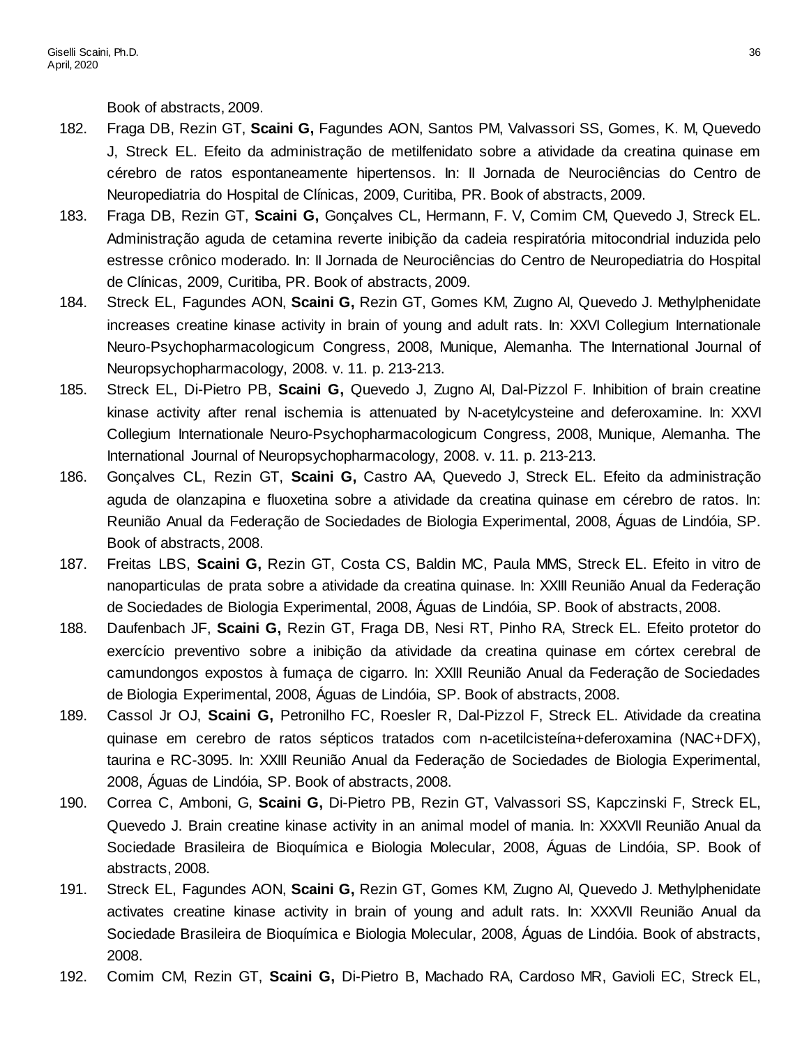Book of abstracts, 2009.

182. Fraga DB, Rezin GT, **Scaini G,** Fagundes AON, Santos PM, Valvassori SS, Gomes, K. M, Quevedo J, Streck EL. Efeito da administração de metilfenidato sobre a atividade da creatina quinase em cérebro de ratos espontaneamente hipertensos. In: II Jornada de Neurociências do Centro de Neuropediatria do Hospital de Clínicas, 2009, Curitiba, PR. Book of abstracts, 2009.
183. Fraga DB, Rezin GT, **Scaini G,** Gonçalves CL, Hermann, F. V, Comim CM, Quevedo J, Streck EL. Administração aguda de cetamina reverte inibição da cadeia respiratória mitocondrial induzida pelo estresse crônico moderado. In: II Jornada de Neurociências do Centro de Neuropediatria do Hospital de Clínicas, 2009, Curitiba, PR. Book of abstracts, 2009.
184. Streck EL, Fagundes AON, **Scaini G,** Rezin GT, Gomes KM, Zugno AI, Quevedo J. Methylphenidate increases creatine kinase activity in brain of young and adult rats. In: XXVI Collegium Internationale Neuro-Psychopharmacologicum Congress, 2008, Munique, Alemanha. The International Journal of Neuropsychopharmacology, 2008. v. 11. p. 213-213.
185. Streck EL, Di-Pietro PB, **Scaini G,** Quevedo J, Zugno AI, Dal-Pizzol F. Inhibition of brain creatine kinase activity after renal ischemia is attenuated by N-acetylcysteine and deferoxamine. In: XXVI Collegium Internationale Neuro-Psychopharmacologicum Congress, 2008, Munique, Alemanha. The International Journal of Neuropsychopharmacology, 2008. v. 11. p. 213-213.
186. Gonçalves CL, Rezin GT, **Scaini G,** Castro AA, Quevedo J, Streck EL. Efeito da administração aguda de olanzapina e fluoxetina sobre a atividade da creatina quinase em cérebro de ratos. In: Reunião Anual da Federação de Sociedades de Biologia Experimental, 2008, Águas de Lindóia, SP. Book of abstracts, 2008.
187. Freitas LBS, **Scaini G,** Rezin GT, Costa CS, Baldin MC, Paula MMS, Streck EL. Efeito in vitro de nanoparticulas de prata sobre a atividade da creatina quinase. In: XXIII Reunião Anual da Federação de Sociedades de Biologia Experimental, 2008, Águas de Lindóia, SP. Book of abstracts, 2008.
188. Daufenbach JF, **Scaini G,** Rezin GT, Fraga DB, Nesi RT, Pinho RA, Streck EL. Efeito protetor do exercício preventivo sobre a inibição da atividade da creatina quinase em córtex cerebral de camundongos expostos à fumaça de cigarro. In: XXIII Reunião Anual da Federação de Sociedades de Biologia Experimental, 2008, Águas de Lindóia, SP. Book of abstracts, 2008.
189. Cassol Jr OJ, **Scaini G,** Petronilho FC, Roesler R, Dal-Pizzol F, Streck EL. Atividade da creatina quinase em cerebro de ratos sépticos tratados com n-acetilcisteína+deferoxamina (NAC+DFX), taurina e RC-3095. In: XXIII Reunião Anual da Federação de Sociedades de Biologia Experimental, 2008, Águas de Lindóia, SP. Book of abstracts, 2008.
190. Correa C, Amboni, G, **Scaini G,** Di-Pietro PB, Rezin GT, Valvassori SS, Kapczinski F, Streck EL, Quevedo J. Brain creatine kinase activity in an animal model of mania. In: XXXVII Reunião Anual da Sociedade Brasileira de Bioquímica e Biologia Molecular, 2008, Águas de Lindóia, SP. Book of abstracts, 2008.
191. Streck EL, Fagundes AON, **Scaini G,** Rezin GT, Gomes KM, Zugno AI, Quevedo J. Methylphenidate activates creatine kinase activity in brain of young and adult rats. In: XXXVII Reunião Anual da Sociedade Brasileira de Bioquímica e Biologia Molecular, 2008, Águas de Lindóia. Book of abstracts, 2008.
192. Comim CM, Rezin GT, **Scaini G,** Di-Pietro B, Machado RA, Cardoso MR, Gavioli EC, Streck EL,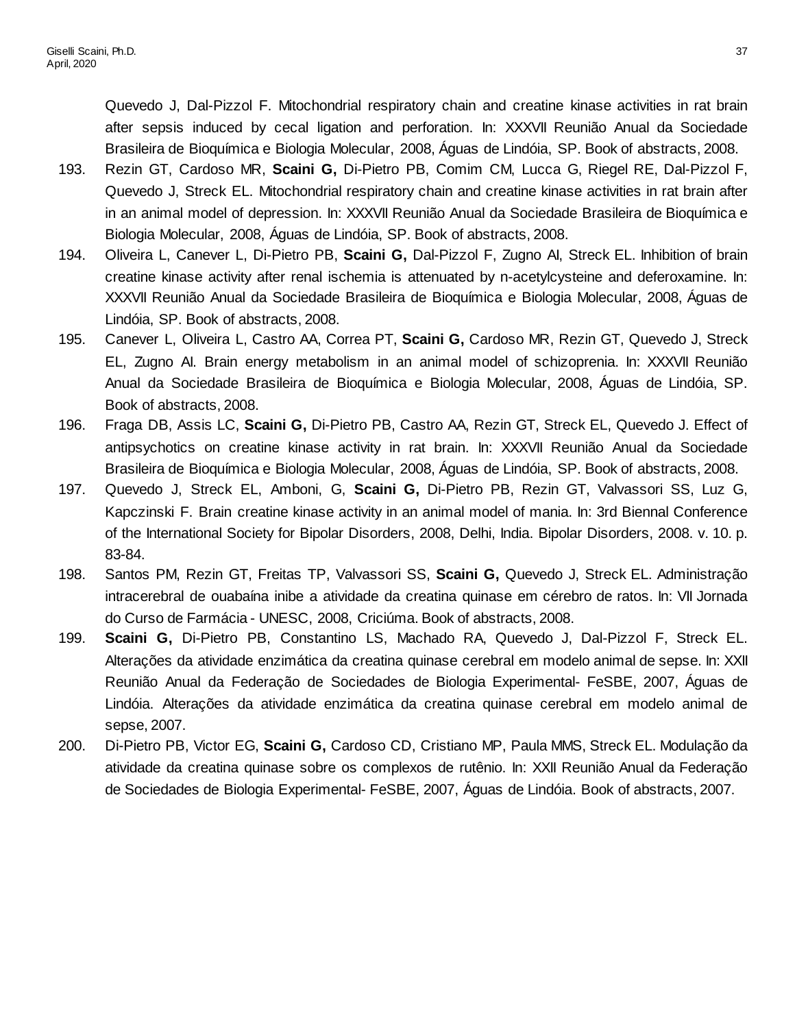Quevedo J, Dal-Pizzol F. Mitochondrial respiratory chain and creatine kinase activities in rat brain after sepsis induced by cecal ligation and perforation. In: XXXVII Reunião Anual da Sociedade Brasileira de Bioquímica e Biologia Molecular, 2008, Águas de Lindóia, SP. Book of abstracts, 2008.

193. Rezin GT, Cardoso MR, **Scaini G,** Di-Pietro PB, Comim CM, Lucca G, Riegel RE, Dal-Pizzol F, Quevedo J, Streck EL. Mitochondrial respiratory chain and creatine kinase activities in rat brain after in an animal model of depression. In: XXXVII Reunião Anual da Sociedade Brasileira de Bioquímica e Biologia Molecular, 2008, Águas de Lindóia, SP. Book of abstracts, 2008.
194. Oliveira L, Canever L, Di-Pietro PB, **Scaini G,** Dal-Pizzol F, Zugno AI, Streck EL. Inhibition of brain creatine kinase activity after renal ischemia is attenuated by n-acetylcysteine and deferoxamine. In: XXXVII Reunião Anual da Sociedade Brasileira de Bioquímica e Biologia Molecular, 2008, Águas de Lindóia, SP. Book of abstracts, 2008.
195. Canever L, Oliveira L, Castro AA, Correa PT, **Scaini G,** Cardoso MR, Rezin GT, Quevedo J, Streck EL, Zugno AI. Brain energy metabolism in an animal model of schizoprenia. In: XXXVII Reunião Anual da Sociedade Brasileira de Bioquímica e Biologia Molecular, 2008, Águas de Lindóia, SP. Book of abstracts, 2008.
196. Fraga DB, Assis LC, **Scaini G,** Di-Pietro PB, Castro AA, Rezin GT, Streck EL, Quevedo J. Effect of antipsychotics on creatine kinase activity in rat brain. In: XXXVII Reunião Anual da Sociedade Brasileira de Bioquímica e Biologia Molecular, 2008, Águas de Lindóia, SP. Book of abstracts, 2008.
197. Quevedo J, Streck EL, Amboni, G, **Scaini G,** Di-Pietro PB, Rezin GT, Valvassori SS, Luz G, Kapczinski F. Brain creatine kinase activity in an animal model of mania. In: 3rd Biennal Conference of the International Society for Bipolar Disorders, 2008, Delhi, India. Bipolar Disorders, 2008. v. 10. p. 83-84.
198. Santos PM, Rezin GT, Freitas TP, Valvassori SS, **Scaini G,** Quevedo J, Streck EL. Administração intracerebral de ouabaína inibe a atividade da creatina quinase em cérebro de ratos. In: VII Jornada do Curso de Farmácia - UNESC, 2008, Criciúma. Book of abstracts, 2008.
199. **Scaini G,** Di-Pietro PB, Constantino LS, Machado RA, Quevedo J, Dal-Pizzol F, Streck EL. Alterações da atividade enzimática da creatina quinase cerebral em modelo animal de sepse. In: XXII Reunião Anual da Federação de Sociedades de Biologia Experimental- FeSBE, 2007, Águas de Lindóia. Alterações da atividade enzimática da creatina quinase cerebral em modelo animal de sepse, 2007.
200. Di-Pietro PB, Victor EG, **Scaini G,** Cardoso CD, Cristiano MP, Paula MMS, Streck EL. Modulação da atividade da creatina quinase sobre os complexos de rutênio. In: XXII Reunião Anual da Federação de Sociedades de Biologia Experimental- FeSBE, 2007, Águas de Lindóia. Book of abstracts, 2007.